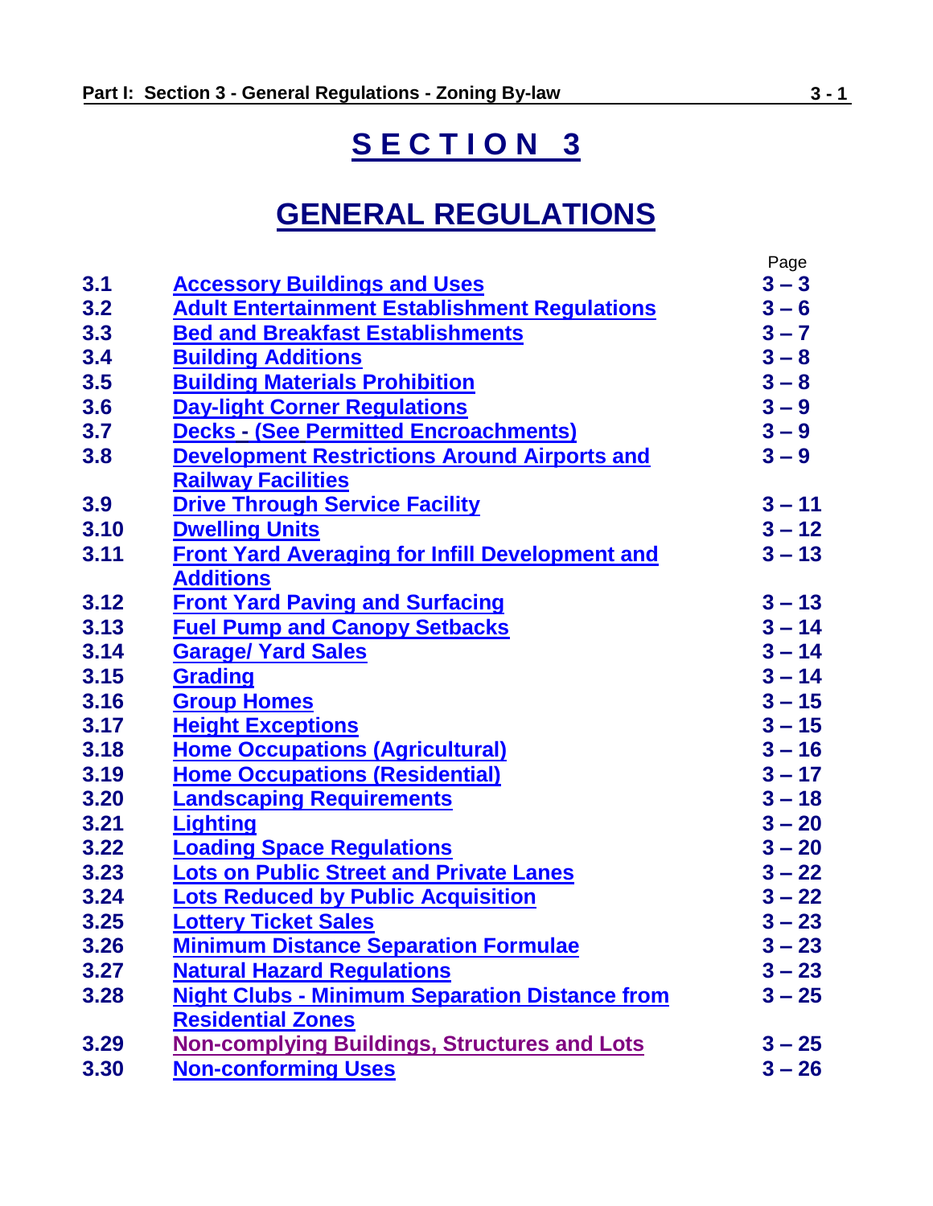# SECTION 3

## GENERAL REGULATIONS

| | | Page |
|---|---|---|
| 3.1 | Accessory Buildings and Uses | 3 – 3 |
| 3.2 | Adult Entertainment Establishment Regulations | 3 – 6 |
| 3.3 | Bed and Breakfast Establishments | 3 – 7 |
| 3.4 | Building Additions | 3 – 8 |
| 3.5 | Building Materials Prohibition | 3 – 8 |
| 3.6 | Day-light Corner Regulations | 3 – 9 |
| 3.7 | Decks - (See Permitted Encroachments) | 3 – 9 |
| 3.8 | Development Restrictions Around Airports and Railway Facilities | 3 – 9 |
| 3.9 | Drive Through Service Facility | 3 – 11 |
| 3.10 | Dwelling Units | 3 – 12 |
| 3.11 | Front Yard Averaging for Infill Development and Additions | 3 – 13 |
| 3.12 | Front Yard Paving and Surfacing | 3 – 13 |
| 3.13 | Fuel Pump and Canopy Setbacks | 3 – 14 |
| 3.14 | Garage/ Yard Sales | 3 – 14 |
| 3.15 | Grading | 3 – 14 |
| 3.16 | Group Homes | 3 – 15 |
| 3.17 | Height Exceptions | 3 – 15 |
| 3.18 | Home Occupations (Agricultural) | 3 – 16 |
| 3.19 | Home Occupations (Residential) | 3 – 17 |
| 3.20 | Landscaping Requirements | 3 – 18 |
| 3.21 | Lighting | 3 – 20 |
| 3.22 | Loading Space Regulations | 3 – 20 |
| 3.23 | Lots on Public Street and Private Lanes | 3 – 22 |
| 3.24 | Lots Reduced by Public Acquisition | 3 – 22 |
| 3.25 | Lottery Ticket Sales | 3 – 23 |
| 3.26 | Minimum Distance Separation Formulae | 3 – 23 |
| 3.27 | Natural Hazard Regulations | 3 – 23 |
| 3.28 | Night Clubs - Minimum Separation Distance from Residential Zones | 3 – 25 |
| 3.29 | Non-complying Buildings, Structures and Lots | 3 – 25 |
| 3.30 | Non-conforming Uses | 3 – 26 |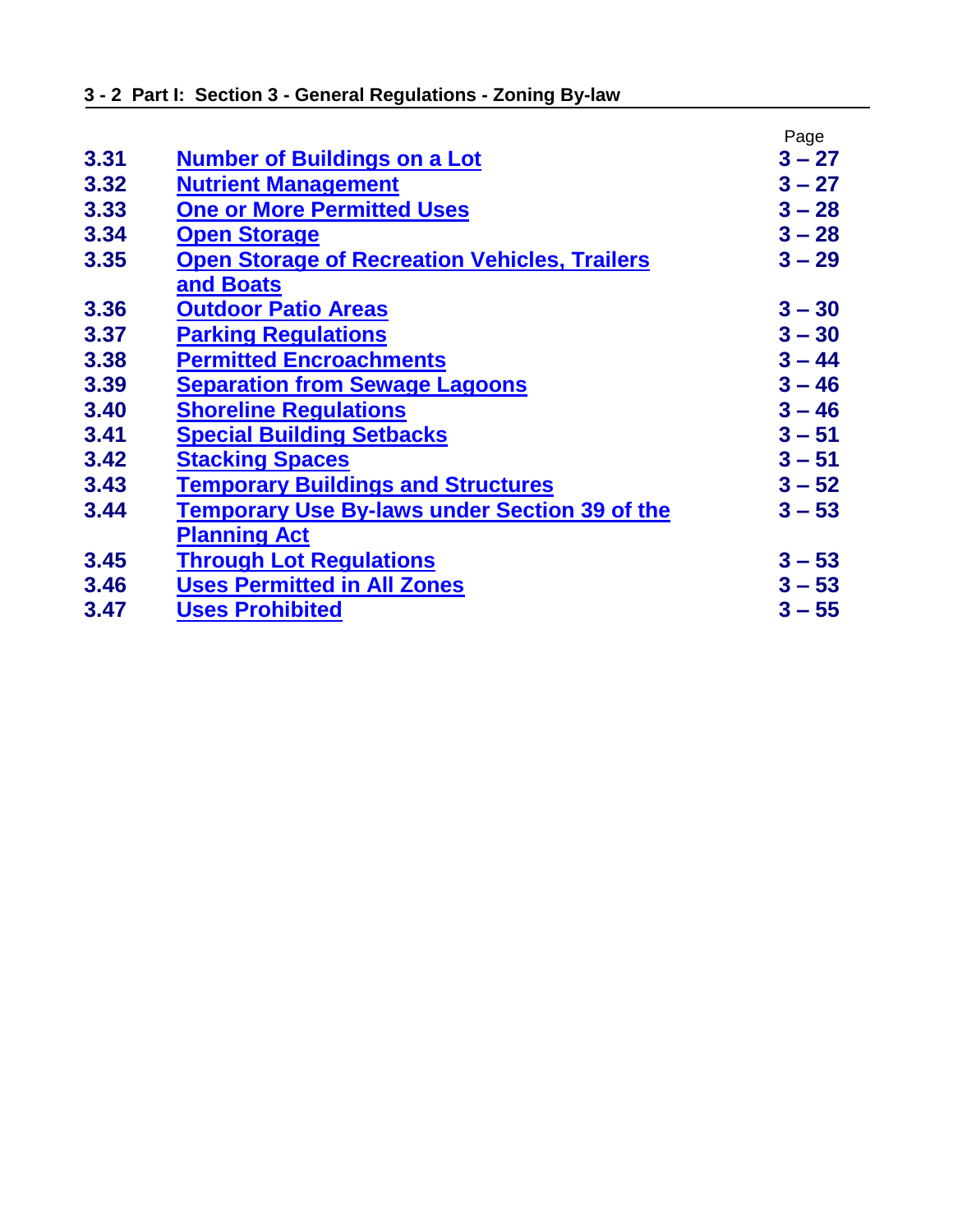| | | Page |
|---|---|---|
| **3.31** | **Number of Buildings on a Lot** | **3 – 27** |
| **3.32** | **Nutrient Management** | **3 – 27** |
| **3.33** | **One or More Permitted Uses** | **3 – 28** |
| **3.34** | **Open Storage** | **3 – 28** |
| **3.35** | **Open Storage of Recreation Vehicles, Trailers and Boats** | **3 – 29** |
| **3.36** | **Outdoor Patio Areas** | **3 – 30** |
| **3.37** | **Parking Regulations** | **3 – 30** |
| **3.38** | **Permitted Encroachments** | **3 – 44** |
| **3.39** | **Separation from Sewage Lagoons** | **3 – 46** |
| **3.40** | **Shoreline Regulations** | **3 – 46** |
| **3.41** | **Special Building Setbacks** | **3 – 51** |
| **3.42** | **Stacking Spaces** | **3 – 51** |
| **3.43** | **Temporary Buildings and Structures** | **3 – 52** |
| **3.44** | **Temporary Use By-laws under Section 39 of the Planning Act** | **3 – 53** |
| **3.45** | **Through Lot Regulations** | **3 – 53** |
| **3.46** | **Uses Permitted in All Zones** | **3 – 53** |
| **3.47** | **Uses Prohibited** | **3 – 55** |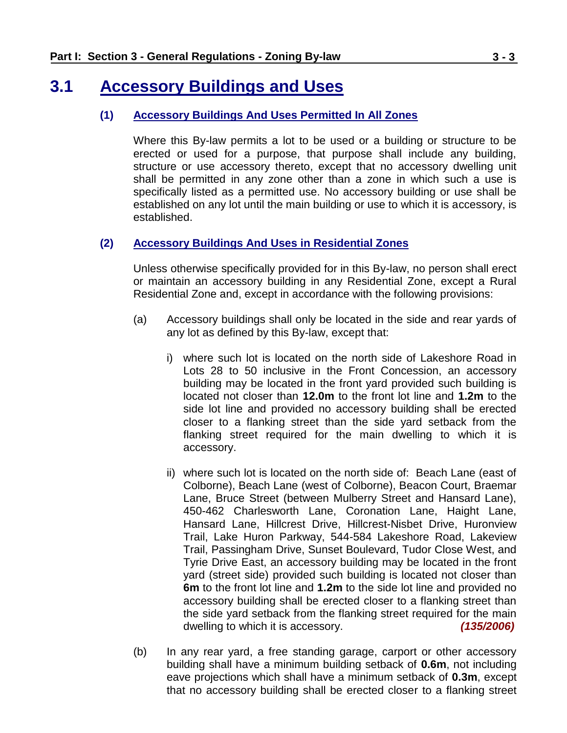# 3.1 Accessory Buildings and Uses

## (1) Accessory Buildings And Uses Permitted In All Zones

Where this By-law permits a lot to be used or a building or structure to be erected or used for a purpose, that purpose shall include any building, structure or use accessory thereto, except that no accessory dwelling unit shall be permitted in any zone other than a zone in which such a use is specifically listed as a permitted use. No accessory building or use shall be established on any lot until the main building or use to which it is accessory, is established.

## (2) Accessory Buildings And Uses in Residential Zones

Unless otherwise specifically provided for in this By-law, no person shall erect or maintain an accessory building in any Residential Zone, except a Rural Residential Zone and, except in accordance with the following provisions:

(a) Accessory buildings shall only be located in the side and rear yards of any lot as defined by this By-law, except that:

i) where such lot is located on the north side of Lakeshore Road in Lots 28 to 50 inclusive in the Front Concession, an accessory building may be located in the front yard provided such building is located not closer than **12.0m** to the front lot line and **1.2m** to the side lot line and provided no accessory building shall be erected closer to a flanking street than the side yard setback from the flanking street required for the main dwelling to which it is accessory.

ii) where such lot is located on the north side of: Beach Lane (east of Colborne), Beach Lane (west of Colborne), Beacon Court, Braemar Lane, Bruce Street (between Mulberry Street and Hansard Lane), 450-462 Charlesworth Lane, Coronation Lane, Haight Lane, Hansard Lane, Hillcrest Drive, Hillcrest-Nisbet Drive, Huronview Trail, Lake Huron Parkway, 544-584 Lakeshore Road, Lakeview Trail, Passingham Drive, Sunset Boulevard, Tudor Close West, and Tyrie Drive East, an accessory building may be located in the front yard (street side) provided such building is located not closer than **6m** to the front lot line and **1.2m** to the side lot line and provided no accessory building shall be erected closer to a flanking street than the side yard setback from the flanking street required for the main dwelling to which it is accessory. ***(135/2006)***

(b) In any rear yard, a free standing garage, carport or other accessory building shall have a minimum building setback of **0.6m**, not including eave projections which shall have a minimum setback of **0.3m**, except that no accessory building shall be erected closer to a flanking street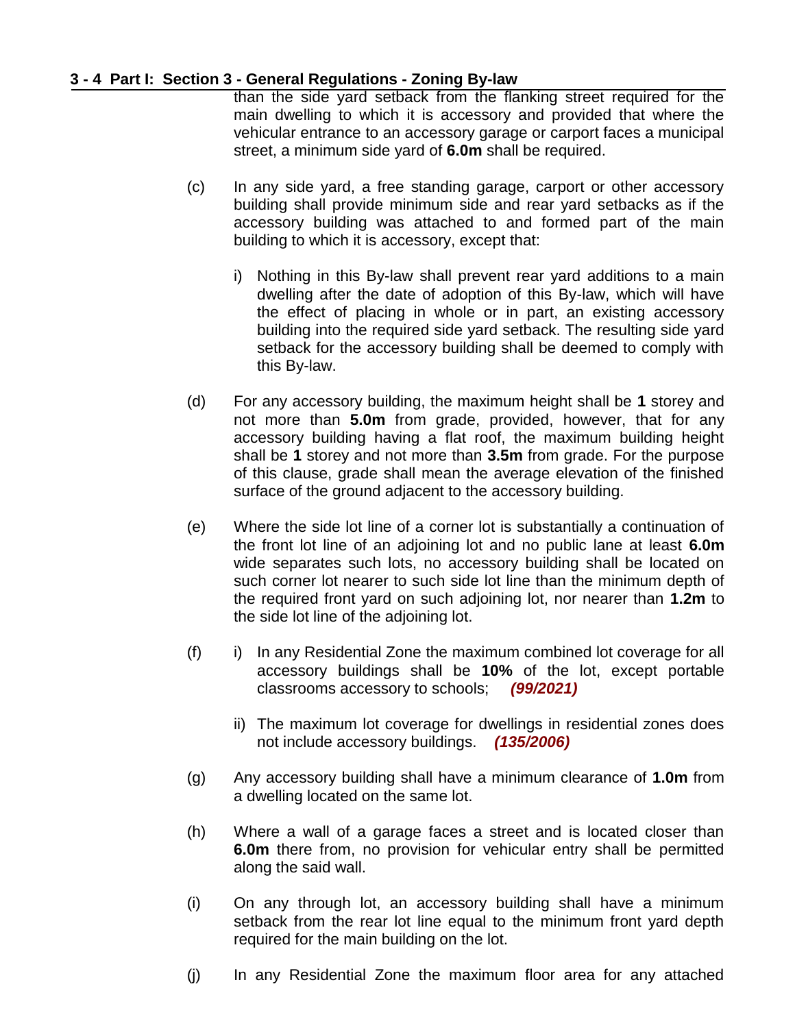than the side yard setback from the flanking street required for the main dwelling to which it is accessory and provided that where the vehicular entrance to an accessory garage or carport faces a municipal street, a minimum side yard of **6.0m** shall be required.

(c) In any side yard, a free standing garage, carport or other accessory building shall provide minimum side and rear yard setbacks as if the accessory building was attached to and formed part of the main building to which it is accessory, except that:

i) Nothing in this By-law shall prevent rear yard additions to a main dwelling after the date of adoption of this By-law, which will have the effect of placing in whole or in part, an existing accessory building into the required side yard setback. The resulting side yard setback for the accessory building shall be deemed to comply with this By-law.

(d) For any accessory building, the maximum height shall be **1** storey and not more than **5.0m** from grade, provided, however, that for any accessory building having a flat roof, the maximum building height shall be **1** storey and not more than **3.5m** from grade. For the purpose of this clause, grade shall mean the average elevation of the finished surface of the ground adjacent to the accessory building.

(e) Where the side lot line of a corner lot is substantially a continuation of the front lot line of an adjoining lot and no public lane at least **6.0m** wide separates such lots, no accessory building shall be located on such corner lot nearer to such side lot line than the minimum depth of the required front yard on such adjoining lot, nor nearer than **1.2m** to the side lot line of the adjoining lot.

(f) i) In any Residential Zone the maximum combined lot coverage for all accessory buildings shall be **10%** of the lot, except portable classrooms accessory to schools; ***(99/2021)***

ii) The maximum lot coverage for dwellings in residential zones does not include accessory buildings. ***(135/2006)***

(g) Any accessory building shall have a minimum clearance of **1.0m** from a dwelling located on the same lot.

(h) Where a wall of a garage faces a street and is located closer than **6.0m** there from, no provision for vehicular entry shall be permitted along the said wall.

(i) On any through lot, an accessory building shall have a minimum setback from the rear lot line equal to the minimum front yard depth required for the main building on the lot.

(j) In any Residential Zone the maximum floor area for any attached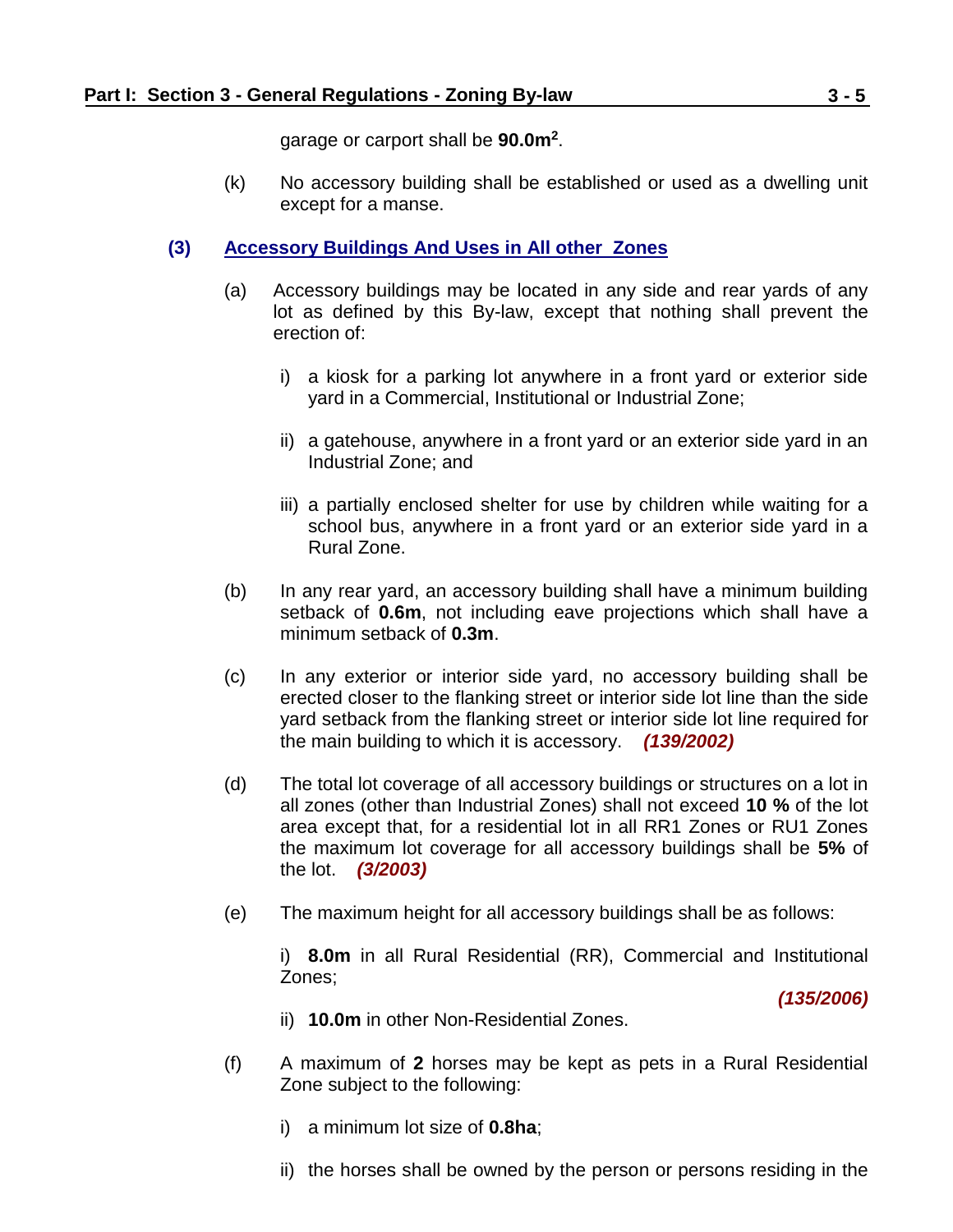garage or carport shall be **90.0m$^2$**.

(k) No accessory building shall be established or used as a dwelling unit except for a manse.

### (3) Accessory Buildings And Uses in All other Zones

(a) Accessory buildings may be located in any side and rear yards of any lot as defined by this By-law, except that nothing shall prevent the erection of:

i) a kiosk for a parking lot anywhere in a front yard or exterior side yard in a Commercial, Institutional or Industrial Zone;

ii) a gatehouse, anywhere in a front yard or an exterior side yard in an Industrial Zone; and

iii) a partially enclosed shelter for use by children while waiting for a school bus, anywhere in a front yard or an exterior side yard in a Rural Zone.

(b) In any rear yard, an accessory building shall have a minimum building setback of **0.6m**, not including eave projections which shall have a minimum setback of **0.3m**.

(c) In any exterior or interior side yard, no accessory building shall be erected closer to the flanking street or interior side lot line than the side yard setback from the flanking street or interior side lot line required for the main building to which it is accessory. ***(139/2002)***

(d) The total lot coverage of all accessory buildings or structures on a lot in all zones (other than Industrial Zones) shall not exceed **10 %** of the lot area except that, for a residential lot in all RR1 Zones or RU1 Zones the maximum lot coverage for all accessory buildings shall be **5%** of the lot. ***(3/2003)***

(e) The maximum height for all accessory buildings shall be as follows:

i) **8.0m** in all Rural Residential (RR), Commercial and Institutional Zones;

***(135/2006)***

ii) **10.0m** in other Non-Residential Zones.

(f) A maximum of **2** horses may be kept as pets in a Rural Residential Zone subject to the following:

i) a minimum lot size of **0.8ha**;

ii) the horses shall be owned by the person or persons residing in the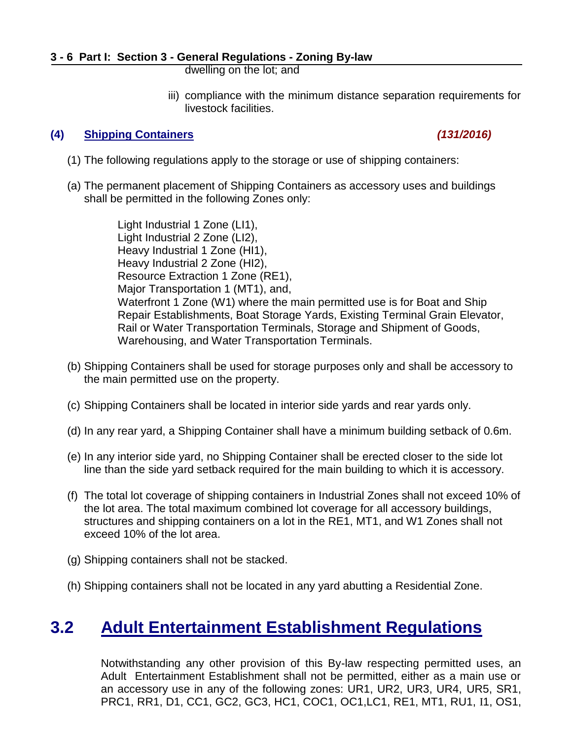dwelling on the lot; and

iii) compliance with the minimum distance separation requirements for livestock facilities.

### (4) Shipping Containers *(131/2016)*

(1) The following regulations apply to the storage or use of shipping containers:

(a) The permanent placement of Shipping Containers as accessory uses and buildings shall be permitted in the following Zones only:

Light Industrial 1 Zone (LI1),
Light Industrial 2 Zone (LI2),
Heavy Industrial 1 Zone (HI1),
Heavy Industrial 2 Zone (HI2),
Resource Extraction 1 Zone (RE1),
Major Transportation 1 (MT1), and,
Waterfront 1 Zone (W1) where the main permitted use is for Boat and Ship Repair Establishments, Boat Storage Yards, Existing Terminal Grain Elevator, Rail or Water Transportation Terminals, Storage and Shipment of Goods, Warehousing, and Water Transportation Terminals.

(b) Shipping Containers shall be used for storage purposes only and shall be accessory to the main permitted use on the property.

(c) Shipping Containers shall be located in interior side yards and rear yards only.

(d) In any rear yard, a Shipping Container shall have a minimum building setback of 0.6m.

(e) In any interior side yard, no Shipping Container shall be erected closer to the side lot line than the side yard setback required for the main building to which it is accessory.

(f) The total lot coverage of shipping containers in Industrial Zones shall not exceed 10% of the lot area. The total maximum combined lot coverage for all accessory buildings, structures and shipping containers on a lot in the RE1, MT1, and W1 Zones shall not exceed 10% of the lot area.

(g) Shipping containers shall not be stacked.

(h) Shipping containers shall not be located in any yard abutting a Residential Zone.

## 3.2 Adult Entertainment Establishment Regulations

Notwithstanding any other provision of this By-law respecting permitted uses, an Adult Entertainment Establishment shall not be permitted, either as a main use or an accessory use in any of the following zones: UR1, UR2, UR3, UR4, UR5, SR1, PRC1, RR1, D1, CC1, GC2, GC3, HC1, COC1, OC1,LC1, RE1, MT1, RU1, I1, OS1,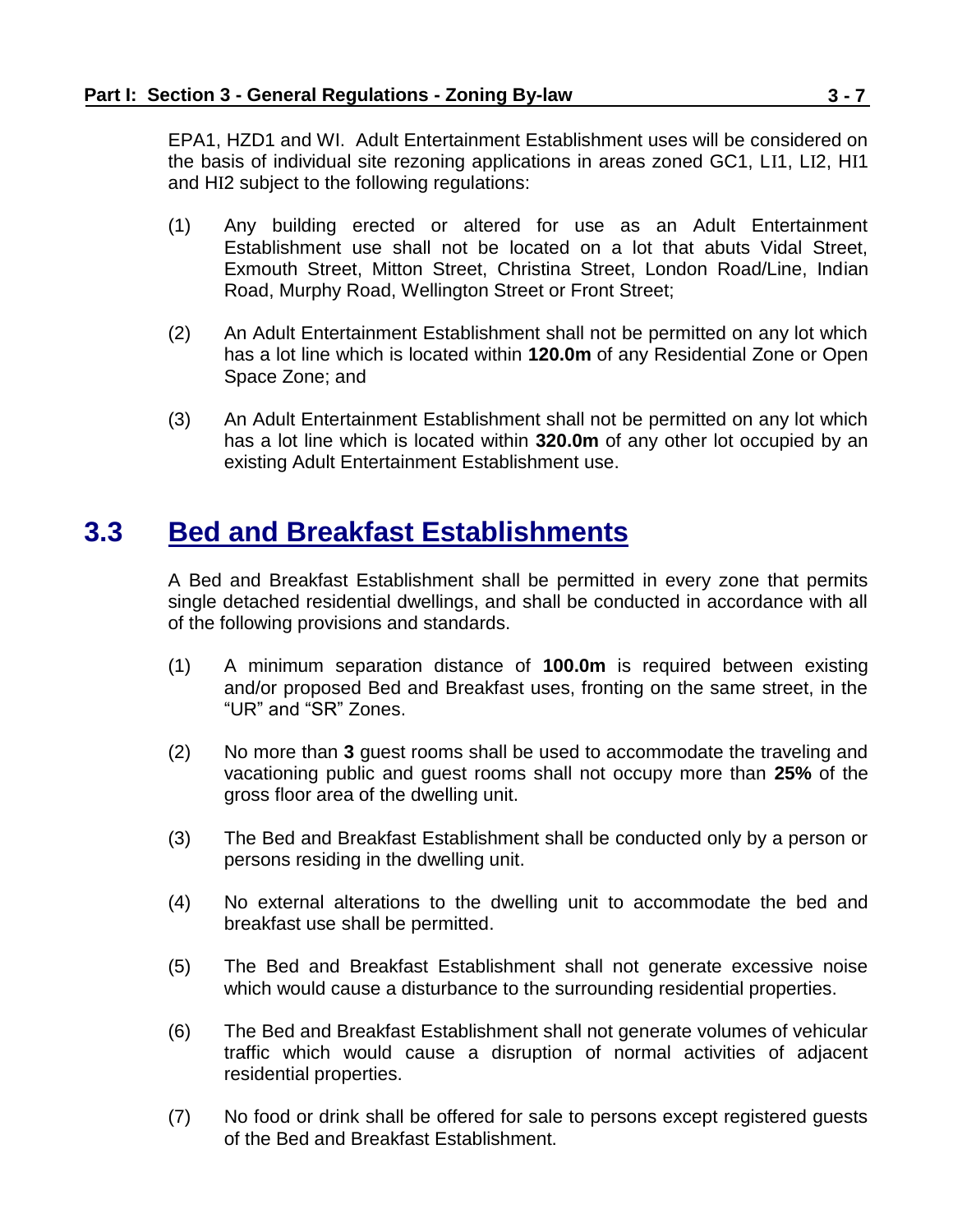EPA1, HZD1 and WI. Adult Entertainment Establishment uses will be considered on the basis of individual site rezoning applications in areas zoned GC1, LI1, LI2, HI1 and HI2 subject to the following regulations:

(1) Any building erected or altered for use as an Adult Entertainment Establishment use shall not be located on a lot that abuts Vidal Street, Exmouth Street, Mitton Street, Christina Street, London Road/Line, Indian Road, Murphy Road, Wellington Street or Front Street;

(2) An Adult Entertainment Establishment shall not be permitted on any lot which has a lot line which is located within **120.0m** of any Residential Zone or Open Space Zone; and

(3) An Adult Entertainment Establishment shall not be permitted on any lot which has a lot line which is located within **320.0m** of any other lot occupied by an existing Adult Entertainment Establishment use.

## 3.3 Bed and Breakfast Establishments

A Bed and Breakfast Establishment shall be permitted in every zone that permits single detached residential dwellings, and shall be conducted in accordance with all of the following provisions and standards.

(1) A minimum separation distance of **100.0m** is required between existing and/or proposed Bed and Breakfast uses, fronting on the same street, in the "UR" and "SR" Zones.

(2) No more than **3** guest rooms shall be used to accommodate the traveling and vacationing public and guest rooms shall not occupy more than **25%** of the gross floor area of the dwelling unit.

(3) The Bed and Breakfast Establishment shall be conducted only by a person or persons residing in the dwelling unit.

(4) No external alterations to the dwelling unit to accommodate the bed and breakfast use shall be permitted.

(5) The Bed and Breakfast Establishment shall not generate excessive noise which would cause a disturbance to the surrounding residential properties.

(6) The Bed and Breakfast Establishment shall not generate volumes of vehicular traffic which would cause a disruption of normal activities of adjacent residential properties.

(7) No food or drink shall be offered for sale to persons except registered guests of the Bed and Breakfast Establishment.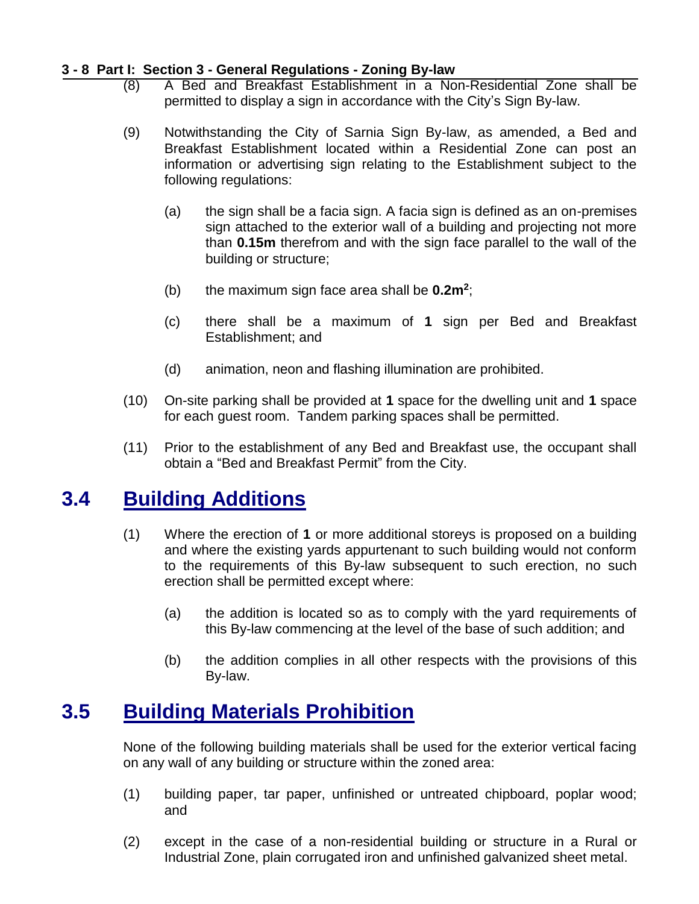(8) A Bed and Breakfast Establishment in a Non-Residential Zone shall be permitted to display a sign in accordance with the City's Sign By-law.

(9) Notwithstanding the City of Sarnia Sign By-law, as amended, a Bed and Breakfast Establishment located within a Residential Zone can post an information or advertising sign relating to the Establishment subject to the following regulations:

(a) the sign shall be a facia sign. A facia sign is defined as an on-premises sign attached to the exterior wall of a building and projecting not more than **0.15m** therefrom and with the sign face parallel to the wall of the building or structure;

(b) the maximum sign face area shall be **0.2m$^2$**;

(c) there shall be a maximum of **1** sign per Bed and Breakfast Establishment; and

(d) animation, neon and flashing illumination are prohibited.

(10) On-site parking shall be provided at **1** space for the dwelling unit and **1** space for each guest room. Tandem parking spaces shall be permitted.

(11) Prior to the establishment of any Bed and Breakfast use, the occupant shall obtain a "Bed and Breakfast Permit" from the City.

## 3.4 Building Additions

(1) Where the erection of **1** or more additional storeys is proposed on a building and where the existing yards appurtenant to such building would not conform to the requirements of this By-law subsequent to such erection, no such erection shall be permitted except where:

(a) the addition is located so as to comply with the yard requirements of this By-law commencing at the level of the base of such addition; and

(b) the addition complies in all other respects with the provisions of this By-law.

## 3.5 Building Materials Prohibition

None of the following building materials shall be used for the exterior vertical facing on any wall of any building or structure within the zoned area:

(1) building paper, tar paper, unfinished or untreated chipboard, poplar wood; and

(2) except in the case of a non-residential building or structure in a Rural or Industrial Zone, plain corrugated iron and unfinished galvanized sheet metal.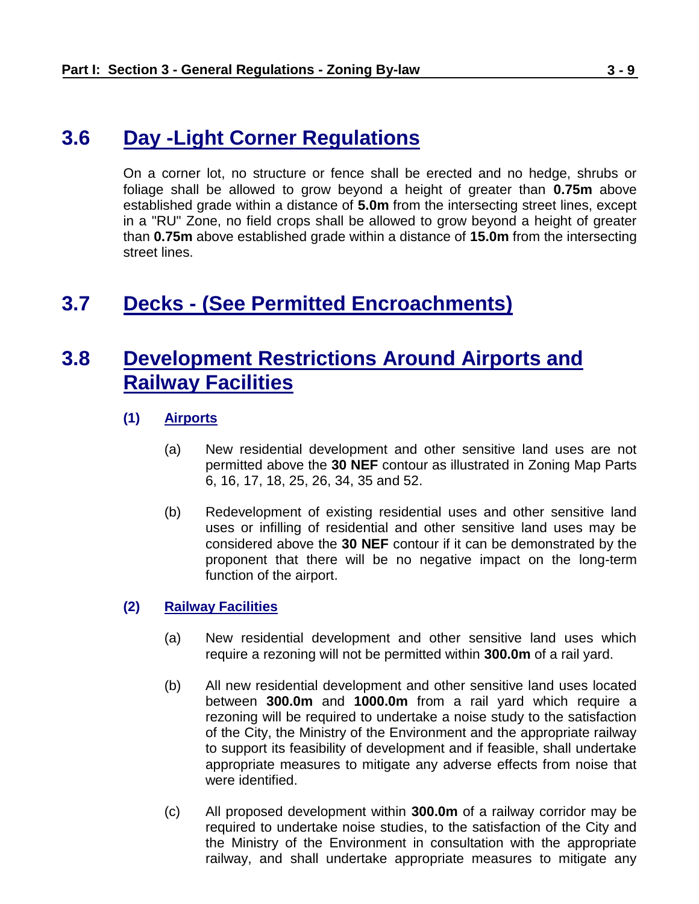## 3.6 Day -Light Corner Regulations

On a corner lot, no structure or fence shall be erected and no hedge, shrubs or foliage shall be allowed to grow beyond a height of greater than **0.75m** above established grade within a distance of **5.0m** from the intersecting street lines, except in a "RU" Zone, no field crops shall be allowed to grow beyond a height of greater than **0.75m** above established grade within a distance of **15.0m** from the intersecting street lines.

## 3.7 Decks - (See Permitted Encroachments)

## 3.8 Development Restrictions Around Airports and Railway Facilities

### (1) Airports

(a) New residential development and other sensitive land uses are not permitted above the **30 NEF** contour as illustrated in Zoning Map Parts 6, 16, 17, 18, 25, 26, 34, 35 and 52.

(b) Redevelopment of existing residential uses and other sensitive land uses or infilling of residential and other sensitive land uses may be considered above the **30 NEF** contour if it can be demonstrated by the proponent that there will be no negative impact on the long-term function of the airport.

### (2) Railway Facilities

(a) New residential development and other sensitive land uses which require a rezoning will not be permitted within **300.0m** of a rail yard.

(b) All new residential development and other sensitive land uses located between **300.0m** and **1000.0m** from a rail yard which require a rezoning will be required to undertake a noise study to the satisfaction of the City, the Ministry of the Environment and the appropriate railway to support its feasibility of development and if feasible, shall undertake appropriate measures to mitigate any adverse effects from noise that were identified.

(c) All proposed development within **300.0m** of a railway corridor may be required to undertake noise studies, to the satisfaction of the City and the Ministry of the Environment in consultation with the appropriate railway, and shall undertake appropriate measures to mitigate any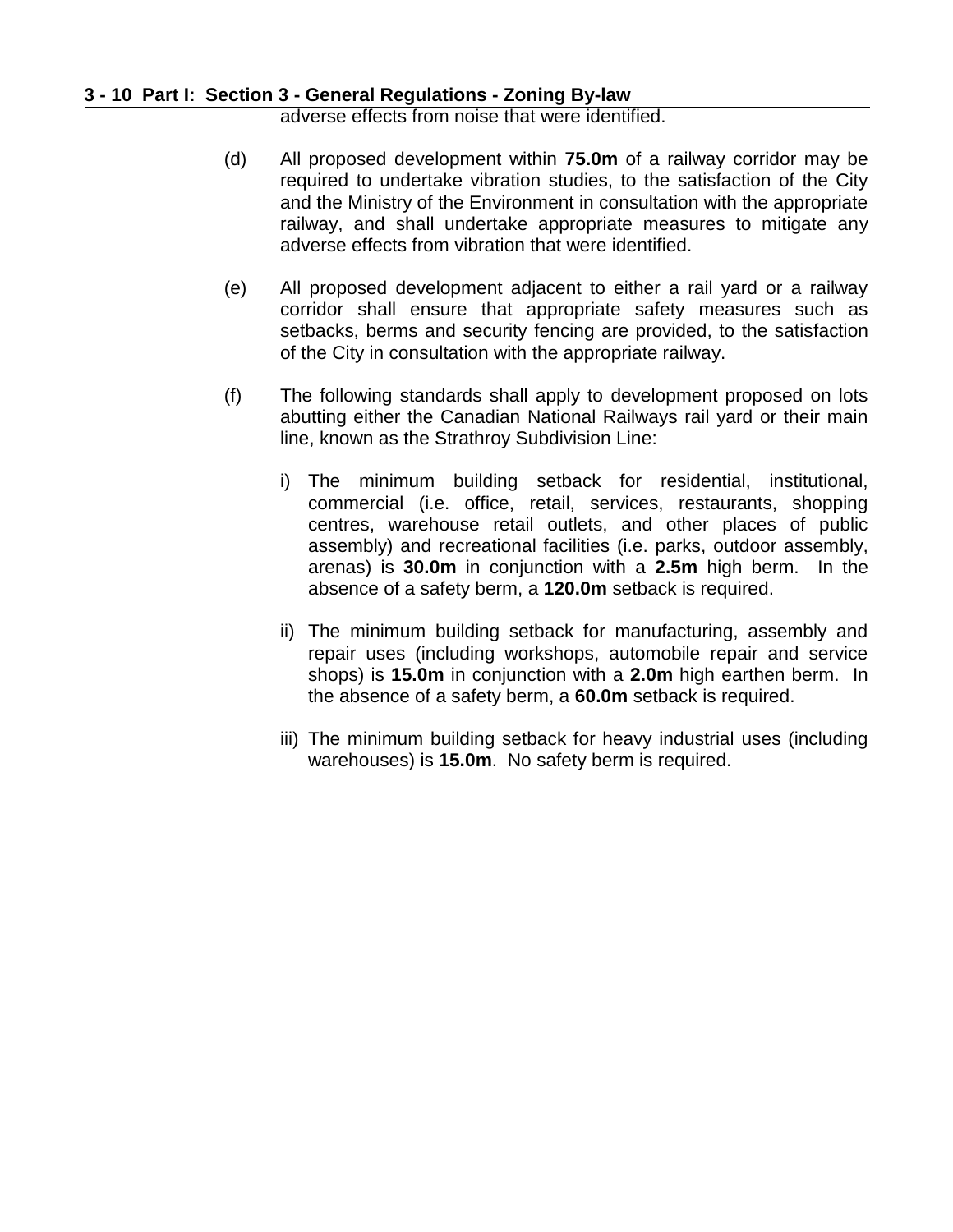adverse effects from noise that were identified.

(d) All proposed development within **75.0m** of a railway corridor may be required to undertake vibration studies, to the satisfaction of the City and the Ministry of the Environment in consultation with the appropriate railway, and shall undertake appropriate measures to mitigate any adverse effects from vibration that were identified.

(e) All proposed development adjacent to either a rail yard or a railway corridor shall ensure that appropriate safety measures such as setbacks, berms and security fencing are provided, to the satisfaction of the City in consultation with the appropriate railway.

(f) The following standards shall apply to development proposed on lots abutting either the Canadian National Railways rail yard or their main line, known as the Strathroy Subdivision Line:

i) The minimum building setback for residential, institutional, commercial (i.e. office, retail, services, restaurants, shopping centres, warehouse retail outlets, and other places of public assembly) and recreational facilities (i.e. parks, outdoor assembly, arenas) is **30.0m** in conjunction with a **2.5m** high berm. In the absence of a safety berm, a **120.0m** setback is required.

ii) The minimum building setback for manufacturing, assembly and repair uses (including workshops, automobile repair and service shops) is **15.0m** in conjunction with a **2.0m** high earthen berm. In the absence of a safety berm, a **60.0m** setback is required.

iii) The minimum building setback for heavy industrial uses (including warehouses) is **15.0m**. No safety berm is required.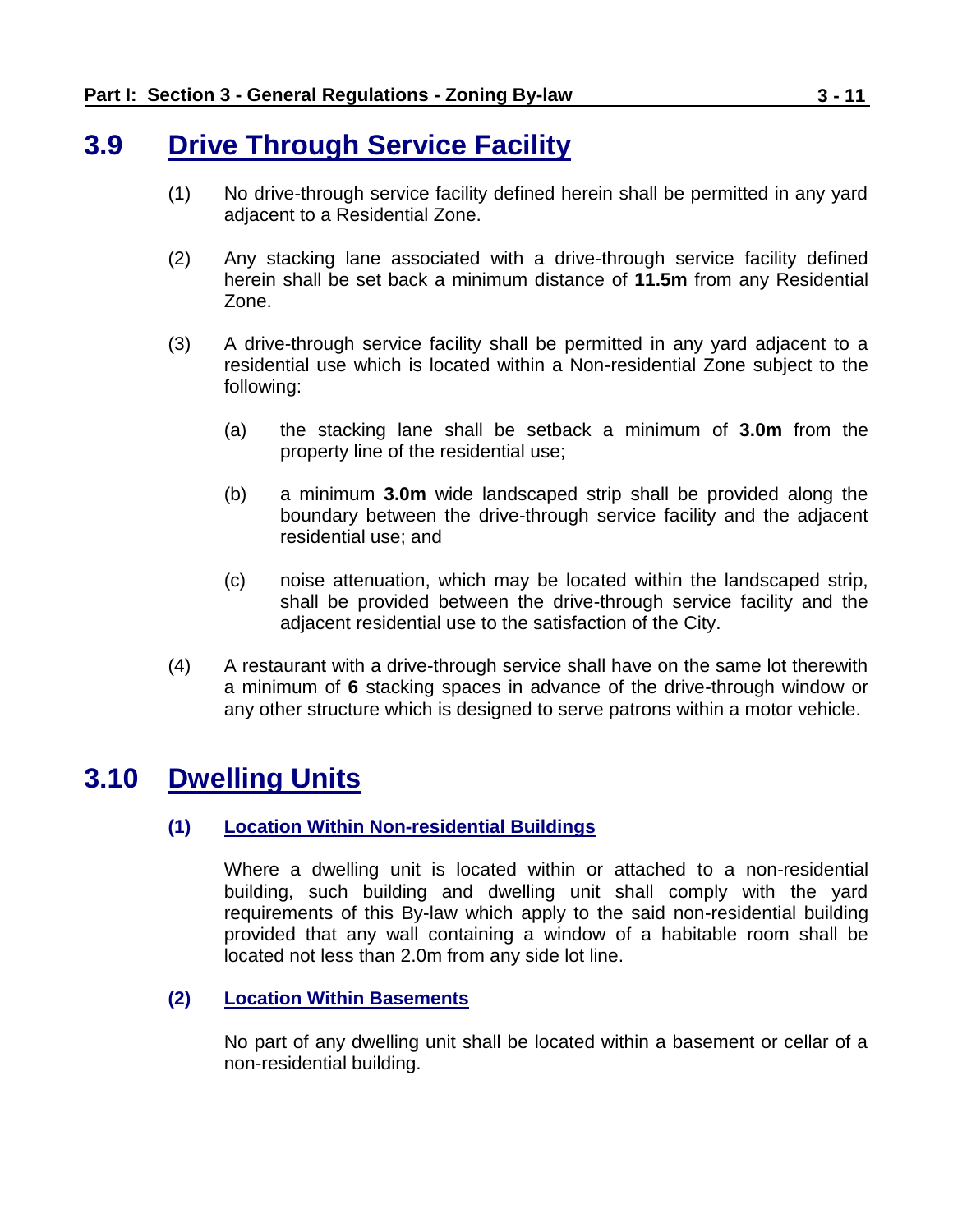## 3.9 Drive Through Service Facility

(1) No drive-through service facility defined herein shall be permitted in any yard adjacent to a Residential Zone.

(2) Any stacking lane associated with a drive-through service facility defined herein shall be set back a minimum distance of **11.5m** from any Residential Zone.

(3) A drive-through service facility shall be permitted in any yard adjacent to a residential use which is located within a Non-residential Zone subject to the following:

(a) the stacking lane shall be setback a minimum of **3.0m** from the property line of the residential use;

(b) a minimum **3.0m** wide landscaped strip shall be provided along the boundary between the drive-through service facility and the adjacent residential use; and

(c) noise attenuation, which may be located within the landscaped strip, shall be provided between the drive-through service facility and the adjacent residential use to the satisfaction of the City.

(4) A restaurant with a drive-through service shall have on the same lot therewith a minimum of **6** stacking spaces in advance of the drive-through window or any other structure which is designed to serve patrons within a motor vehicle.

## 3.10 Dwelling Units

### (1) Location Within Non-residential Buildings

Where a dwelling unit is located within or attached to a non-residential building, such building and dwelling unit shall comply with the yard requirements of this By-law which apply to the said non-residential building provided that any wall containing a window of a habitable room shall be located not less than 2.0m from any side lot line.

### (2) Location Within Basements

No part of any dwelling unit shall be located within a basement or cellar of a non-residential building.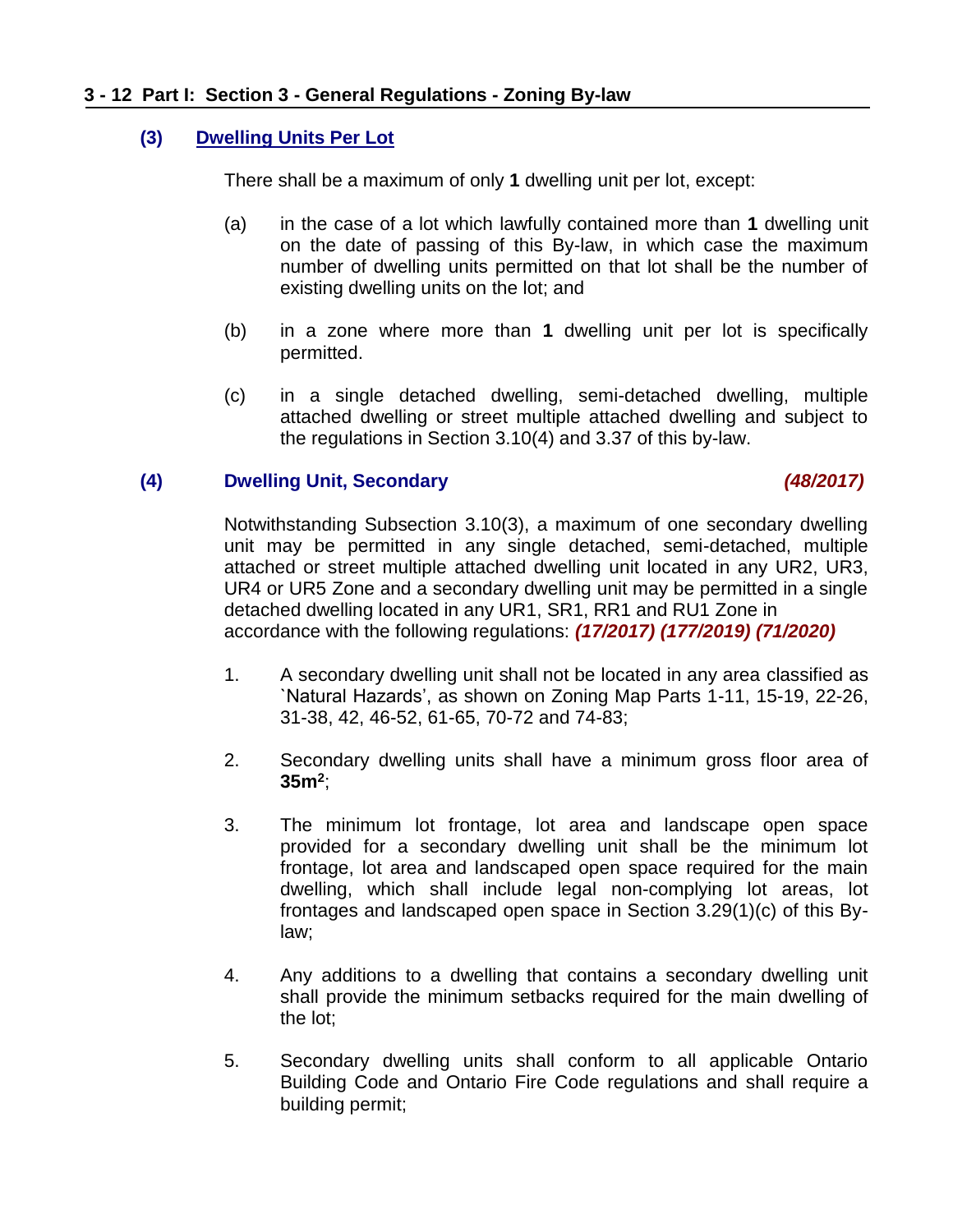### (3) Dwelling Units Per Lot

There shall be a maximum of only **1** dwelling unit per lot, except:

(a) in the case of a lot which lawfully contained more than **1** dwelling unit on the date of passing of this By-law, in which case the maximum number of dwelling units permitted on that lot shall be the number of existing dwelling units on the lot; and

(b) in a zone where more than **1** dwelling unit per lot is specifically permitted.

(c) in a single detached dwelling, semi-detached dwelling, multiple attached dwelling or street multiple attached dwelling and subject to the regulations in Section 3.10(4) and 3.37 of this by-law.

### (4) Dwelling Unit, Secondary *(48/2017)*

Notwithstanding Subsection 3.10(3), a maximum of one secondary dwelling unit may be permitted in any single detached, semi-detached, multiple attached or street multiple attached dwelling unit located in any UR2, UR3, UR4 or UR5 Zone and a secondary dwelling unit may be permitted in a single detached dwelling located in any UR1, SR1, RR1 and RU1 Zone in accordance with the following regulations: ***(17/2017) (177/2019) (71/2020)***

1. A secondary dwelling unit shall not be located in any area classified as `Natural Hazards', as shown on Zoning Map Parts 1-11, 15-19, 22-26, 31-38, 42, 46-52, 61-65, 70-72 and 74-83;

2. Secondary dwelling units shall have a minimum gross floor area of **35m$^2$**;

3. The minimum lot frontage, lot area and landscape open space provided for a secondary dwelling unit shall be the minimum lot frontage, lot area and landscaped open space required for the main dwelling, which shall include legal non-complying lot areas, lot frontages and landscaped open space in Section 3.29(1)(c) of this By-law;

4. Any additions to a dwelling that contains a secondary dwelling unit shall provide the minimum setbacks required for the main dwelling of the lot;

5. Secondary dwelling units shall conform to all applicable Ontario Building Code and Ontario Fire Code regulations and shall require a building permit;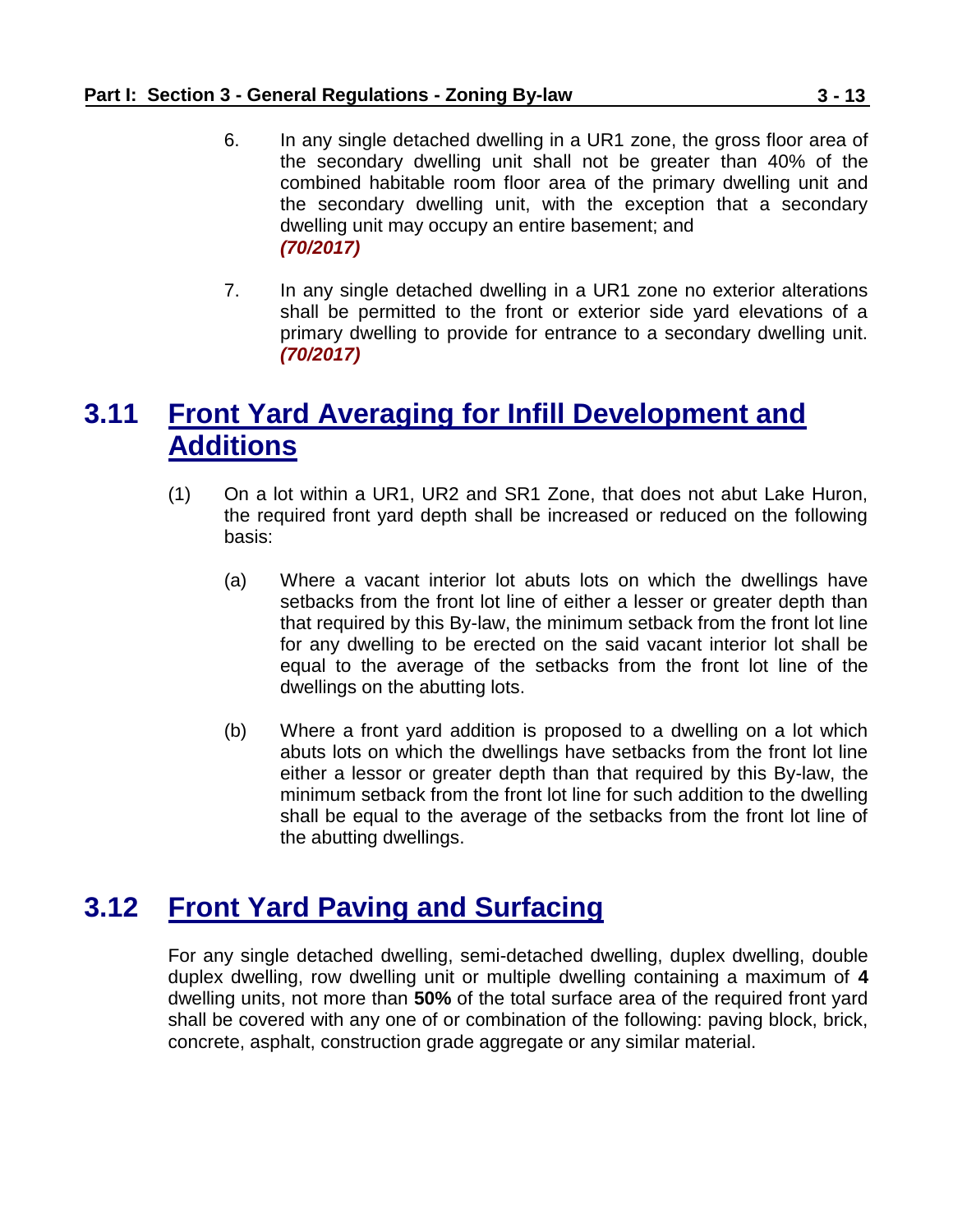6. In any single detached dwelling in a UR1 zone, the gross floor area of the secondary dwelling unit shall not be greater than 40% of the combined habitable room floor area of the primary dwelling unit and the secondary dwelling unit, with the exception that a secondary dwelling unit may occupy an entire basement; and
*(70/2017)*

7. In any single detached dwelling in a UR1 zone no exterior alterations shall be permitted to the front or exterior side yard elevations of a primary dwelling to provide for entrance to a secondary dwelling unit. *(70/2017)*

## 3.11 Front Yard Averaging for Infill Development and Additions

(1) On a lot within a UR1, UR2 and SR1 Zone, that does not abut Lake Huron, the required front yard depth shall be increased or reduced on the following basis:

(a) Where a vacant interior lot abuts lots on which the dwellings have setbacks from the front lot line of either a lesser or greater depth than that required by this By-law, the minimum setback from the front lot line for any dwelling to be erected on the said vacant interior lot shall be equal to the average of the setbacks from the front lot line of the dwellings on the abutting lots.

(b) Where a front yard addition is proposed to a dwelling on a lot which abuts lots on which the dwellings have setbacks from the front lot line either a lessor or greater depth than that required by this By-law, the minimum setback from the front lot line for such addition to the dwelling shall be equal to the average of the setbacks from the front lot line of the abutting dwellings.

## 3.12 Front Yard Paving and Surfacing

For any single detached dwelling, semi-detached dwelling, duplex dwelling, double duplex dwelling, row dwelling unit or multiple dwelling containing a maximum of **4** dwelling units, not more than **50%** of the total surface area of the required front yard shall be covered with any one of or combination of the following: paving block, brick, concrete, asphalt, construction grade aggregate or any similar material.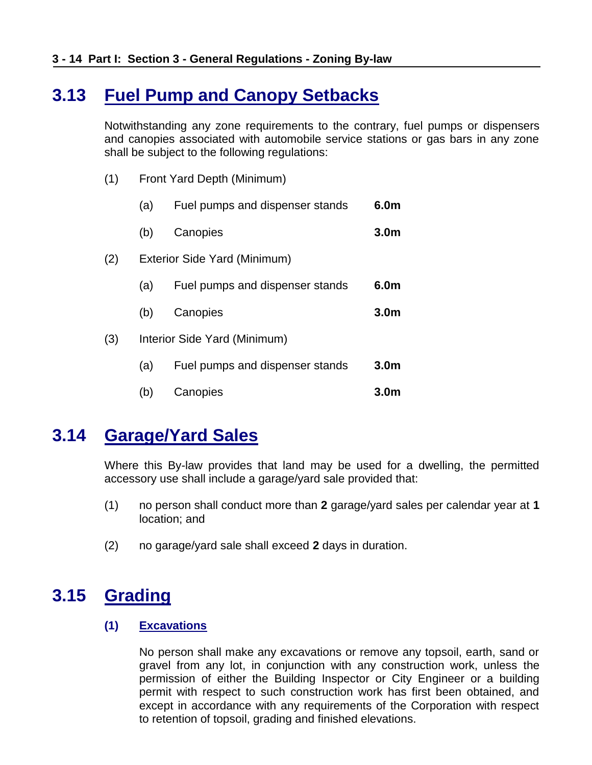## 3.13 Fuel Pump and Canopy Setbacks

Notwithstanding any zone requirements to the contrary, fuel pumps or dispensers and canopies associated with automobile service stations or gas bars in any zone shall be subject to the following regulations:

(1) Front Yard Depth (Minimum)

- (a) Fuel pumps and dispenser stands **6.0m**
- (b) Canopies **3.0m**

(2) Exterior Side Yard (Minimum)

- (a) Fuel pumps and dispenser stands **6.0m**
- (b) Canopies **3.0m**

(3) Interior Side Yard (Minimum)

- (a) Fuel pumps and dispenser stands **3.0m**
- (b) Canopies **3.0m**

## 3.14 Garage/Yard Sales

Where this By-law provides that land may be used for a dwelling, the permitted accessory use shall include a garage/yard sale provided that:

(1) no person shall conduct more than **2** garage/yard sales per calendar year at **1** location; and

(2) no garage/yard sale shall exceed **2** days in duration.

## 3.15 Grading

### (1) Excavations

No person shall make any excavations or remove any topsoil, earth, sand or gravel from any lot, in conjunction with any construction work, unless the permission of either the Building Inspector or City Engineer or a building permit with respect to such construction work has first been obtained, and except in accordance with any requirements of the Corporation with respect to retention of topsoil, grading and finished elevations.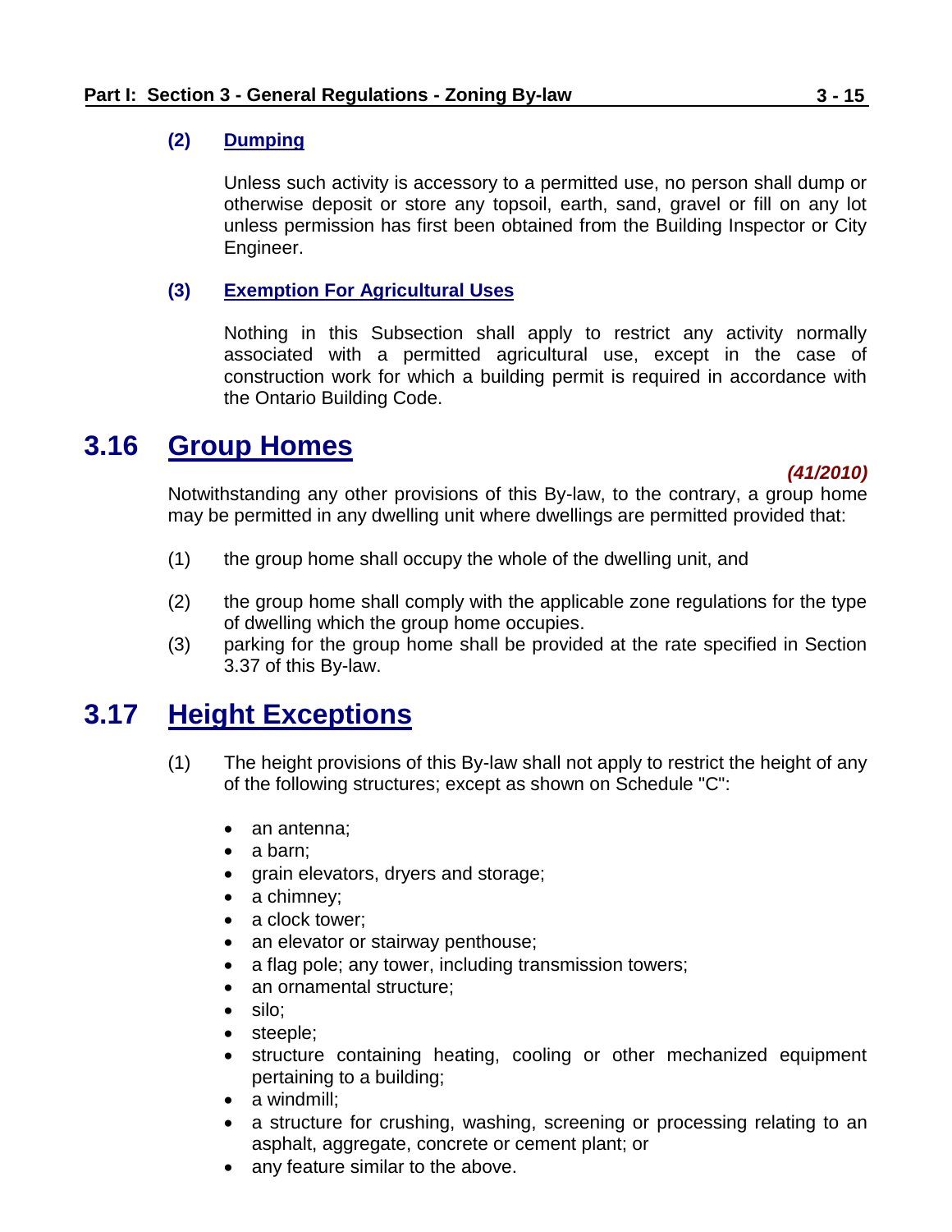**(2) Dumping**

Unless such activity is accessory to a permitted use, no person shall dump or otherwise deposit or store any topsoil, earth, sand, gravel or fill on any lot unless permission has first been obtained from the Building Inspector or City Engineer.

**(3) Exemption For Agricultural Uses**

Nothing in this Subsection shall apply to restrict any activity normally associated with a permitted agricultural use, except in the case of construction work for which a building permit is required in accordance with the Ontario Building Code.

## 3.16 Group Homes

***(41/2010)***

Notwithstanding any other provisions of this By-law, to the contrary, a group home may be permitted in any dwelling unit where dwellings are permitted provided that:

(1) the group home shall occupy the whole of the dwelling unit, and

(2) the group home shall comply with the applicable zone regulations for the type of dwelling which the group home occupies.

(3) parking for the group home shall be provided at the rate specified in Section 3.37 of this By-law.

## 3.17 Height Exceptions

(1) The height provisions of this By-law shall not apply to restrict the height of any of the following structures; except as shown on Schedule "C":

- an antenna;
- a barn;
- grain elevators, dryers and storage;
- a chimney;
- a clock tower;
- an elevator or stairway penthouse;
- a flag pole; any tower, including transmission towers;
- an ornamental structure;
- silo;
- steeple;
- structure containing heating, cooling or other mechanized equipment pertaining to a building;
- a windmill;
- a structure for crushing, washing, screening or processing relating to an asphalt, aggregate, concrete or cement plant; or
- any feature similar to the above.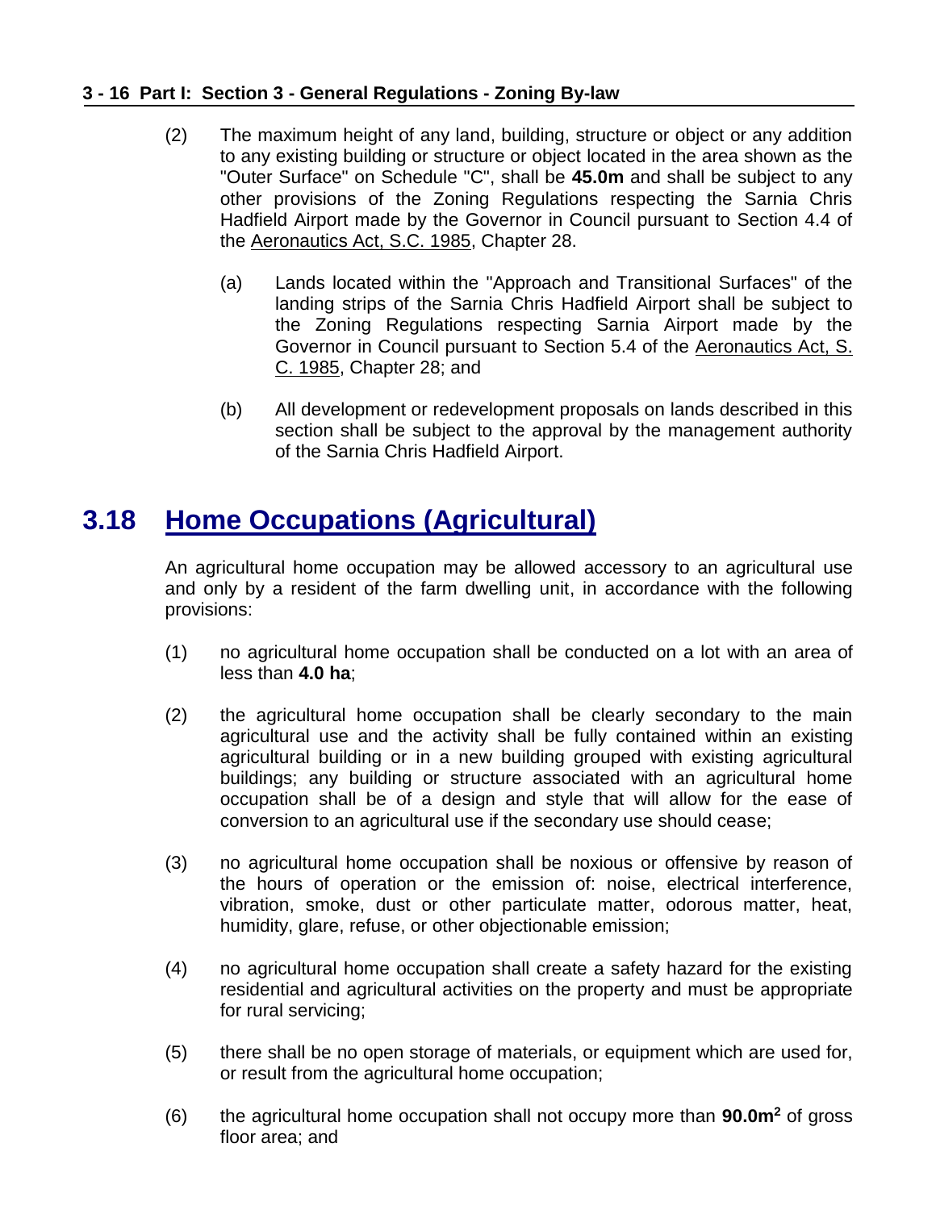(2) The maximum height of any land, building, structure or object or any addition to any existing building or structure or object located in the area shown as the "Outer Surface" on Schedule "C", shall be **45.0m** and shall be subject to any other provisions of the Zoning Regulations respecting the Sarnia Chris Hadfield Airport made by the Governor in Council pursuant to Section 4.4 of the Aeronautics Act, S.C. 1985, Chapter 28.

   (a) Lands located within the "Approach and Transitional Surfaces" of the landing strips of the Sarnia Chris Hadfield Airport shall be subject to the Zoning Regulations respecting Sarnia Airport made by the Governor in Council pursuant to Section 5.4 of the Aeronautics Act, S. C. 1985, Chapter 28; and

   (b) All development or redevelopment proposals on lands described in this section shall be subject to the approval by the management authority of the Sarnia Chris Hadfield Airport.

## 3.18 Home Occupations (Agricultural)

An agricultural home occupation may be allowed accessory to an agricultural use and only by a resident of the farm dwelling unit, in accordance with the following provisions:

(1) no agricultural home occupation shall be conducted on a lot with an area of less than **4.0 ha**;

(2) the agricultural home occupation shall be clearly secondary to the main agricultural use and the activity shall be fully contained within an existing agricultural building or in a new building grouped with existing agricultural buildings; any building or structure associated with an agricultural home occupation shall be of a design and style that will allow for the ease of conversion to an agricultural use if the secondary use should cease;

(3) no agricultural home occupation shall be noxious or offensive by reason of the hours of operation or the emission of: noise, electrical interference, vibration, smoke, dust or other particulate matter, odorous matter, heat, humidity, glare, refuse, or other objectionable emission;

(4) no agricultural home occupation shall create a safety hazard for the existing residential and agricultural activities on the property and must be appropriate for rural servicing;

(5) there shall be no open storage of materials, or equipment which are used for, or result from the agricultural home occupation;

(6) the agricultural home occupation shall not occupy more than **90.0m$^2$** of gross floor area; and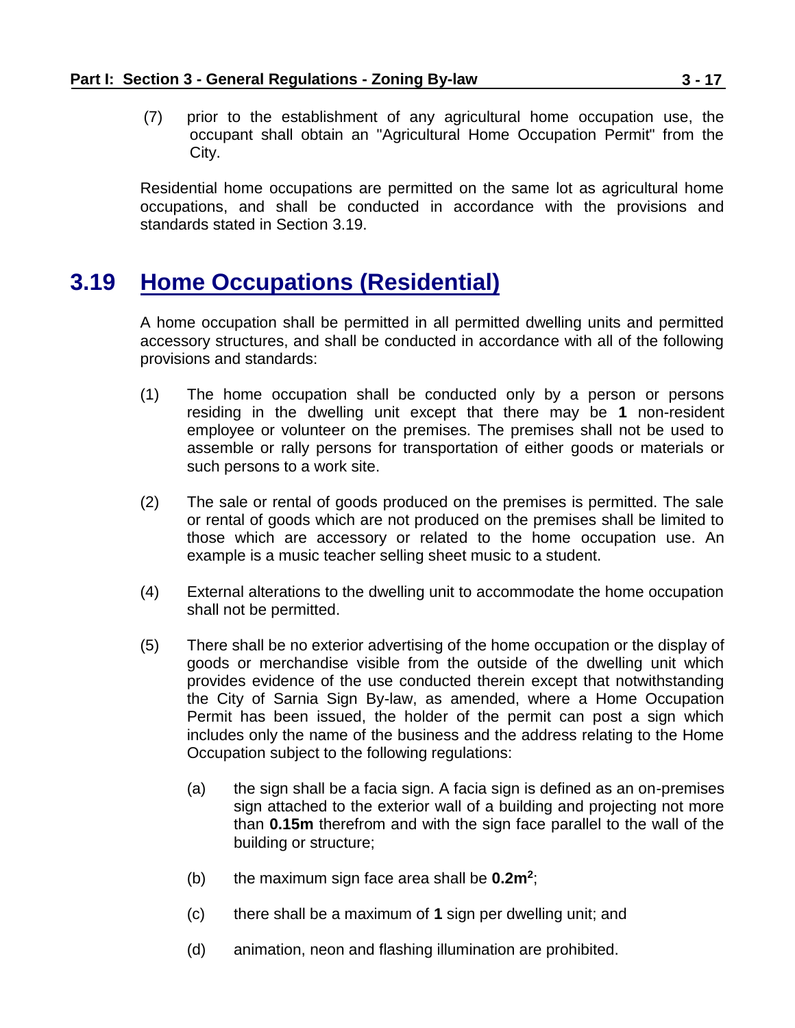(7) prior to the establishment of any agricultural home occupation use, the occupant shall obtain an "Agricultural Home Occupation Permit" from the City.

Residential home occupations are permitted on the same lot as agricultural home occupations, and shall be conducted in accordance with the provisions and standards stated in Section 3.19.

## 3.19 Home Occupations (Residential)

A home occupation shall be permitted in all permitted dwelling units and permitted accessory structures, and shall be conducted in accordance with all of the following provisions and standards:

(1) The home occupation shall be conducted only by a person or persons residing in the dwelling unit except that there may be **1** non-resident employee or volunteer on the premises. The premises shall not be used to assemble or rally persons for transportation of either goods or materials or such persons to a work site.

(2) The sale or rental of goods produced on the premises is permitted. The sale or rental of goods which are not produced on the premises shall be limited to those which are accessory or related to the home occupation use. An example is a music teacher selling sheet music to a student.

(4) External alterations to the dwelling unit to accommodate the home occupation shall not be permitted.

(5) There shall be no exterior advertising of the home occupation or the display of goods or merchandise visible from the outside of the dwelling unit which provides evidence of the use conducted therein except that notwithstanding the City of Sarnia Sign By-law, as amended, where a Home Occupation Permit has been issued, the holder of the permit can post a sign which includes only the name of the business and the address relating to the Home Occupation subject to the following regulations:

   (a) the sign shall be a facia sign. A facia sign is defined as an on-premises sign attached to the exterior wall of a building and projecting not more than **0.15m** therefrom and with the sign face parallel to the wall of the building or structure;

   (b) the maximum sign face area shall be **0.2m$^2$**;

   (c) there shall be a maximum of **1** sign per dwelling unit; and

   (d) animation, neon and flashing illumination are prohibited.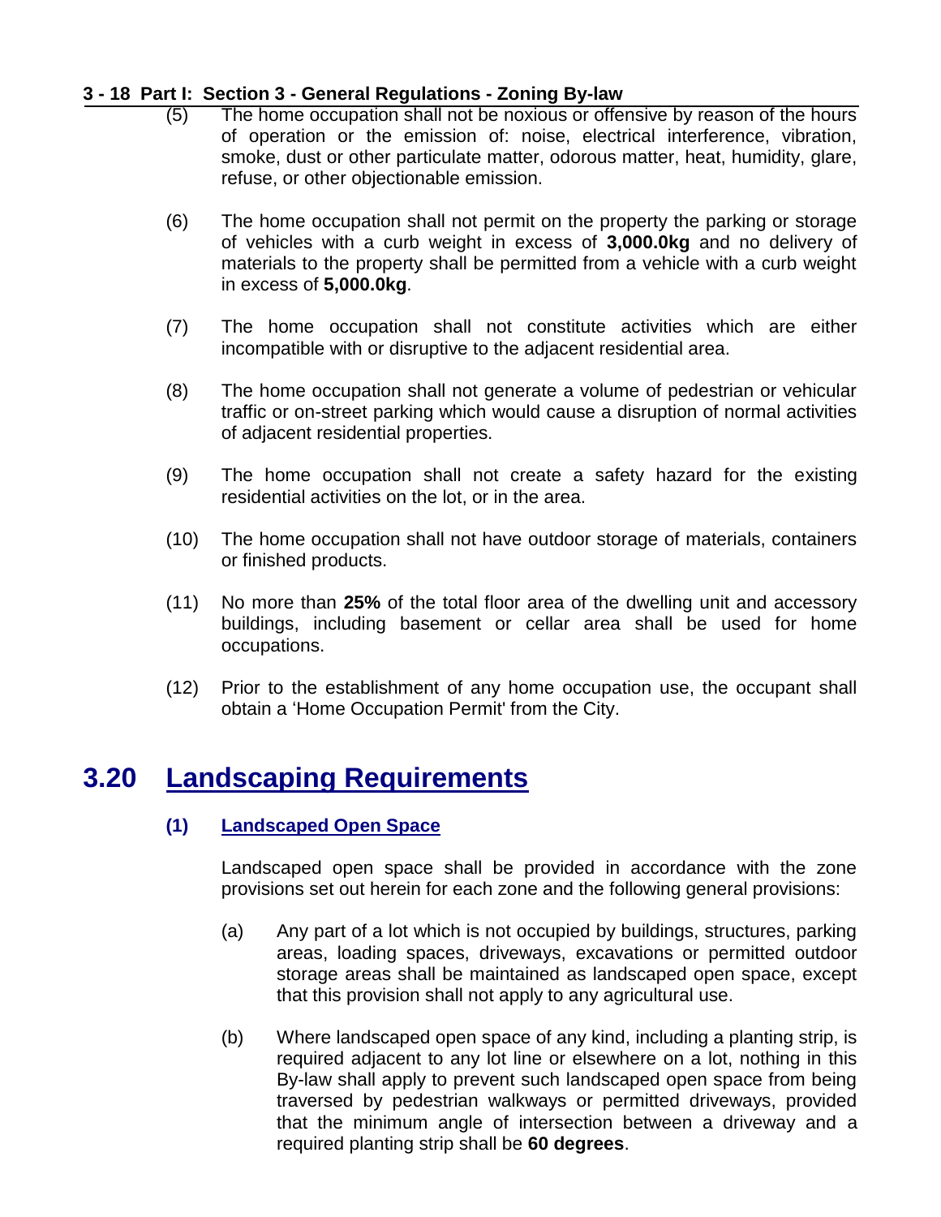(5) The home occupation shall not be noxious or offensive by reason of the hours of operation or the emission of: noise, electrical interference, vibration, smoke, dust or other particulate matter, odorous matter, heat, humidity, glare, refuse, or other objectionable emission.

(6) The home occupation shall not permit on the property the parking or storage of vehicles with a curb weight in excess of **3,000.0kg** and no delivery of materials to the property shall be permitted from a vehicle with a curb weight in excess of **5,000.0kg**.

(7) The home occupation shall not constitute activities which are either incompatible with or disruptive to the adjacent residential area.

(8) The home occupation shall not generate a volume of pedestrian or vehicular traffic or on-street parking which would cause a disruption of normal activities of adjacent residential properties.

(9) The home occupation shall not create a safety hazard for the existing residential activities on the lot, or in the area.

(10) The home occupation shall not have outdoor storage of materials, containers or finished products.

(11) No more than **25%** of the total floor area of the dwelling unit and accessory buildings, including basement or cellar area shall be used for home occupations.

(12) Prior to the establishment of any home occupation use, the occupant shall obtain a 'Home Occupation Permit' from the City.

## 3.20 Landscaping Requirements

### (1) Landscaped Open Space

Landscaped open space shall be provided in accordance with the zone provisions set out herein for each zone and the following general provisions:

(a) Any part of a lot which is not occupied by buildings, structures, parking areas, loading spaces, driveways, excavations or permitted outdoor storage areas shall be maintained as landscaped open space, except that this provision shall not apply to any agricultural use.

(b) Where landscaped open space of any kind, including a planting strip, is required adjacent to any lot line or elsewhere on a lot, nothing in this By-law shall apply to prevent such landscaped open space from being traversed by pedestrian walkways or permitted driveways, provided that the minimum angle of intersection between a driveway and a required planting strip shall be **60 degrees**.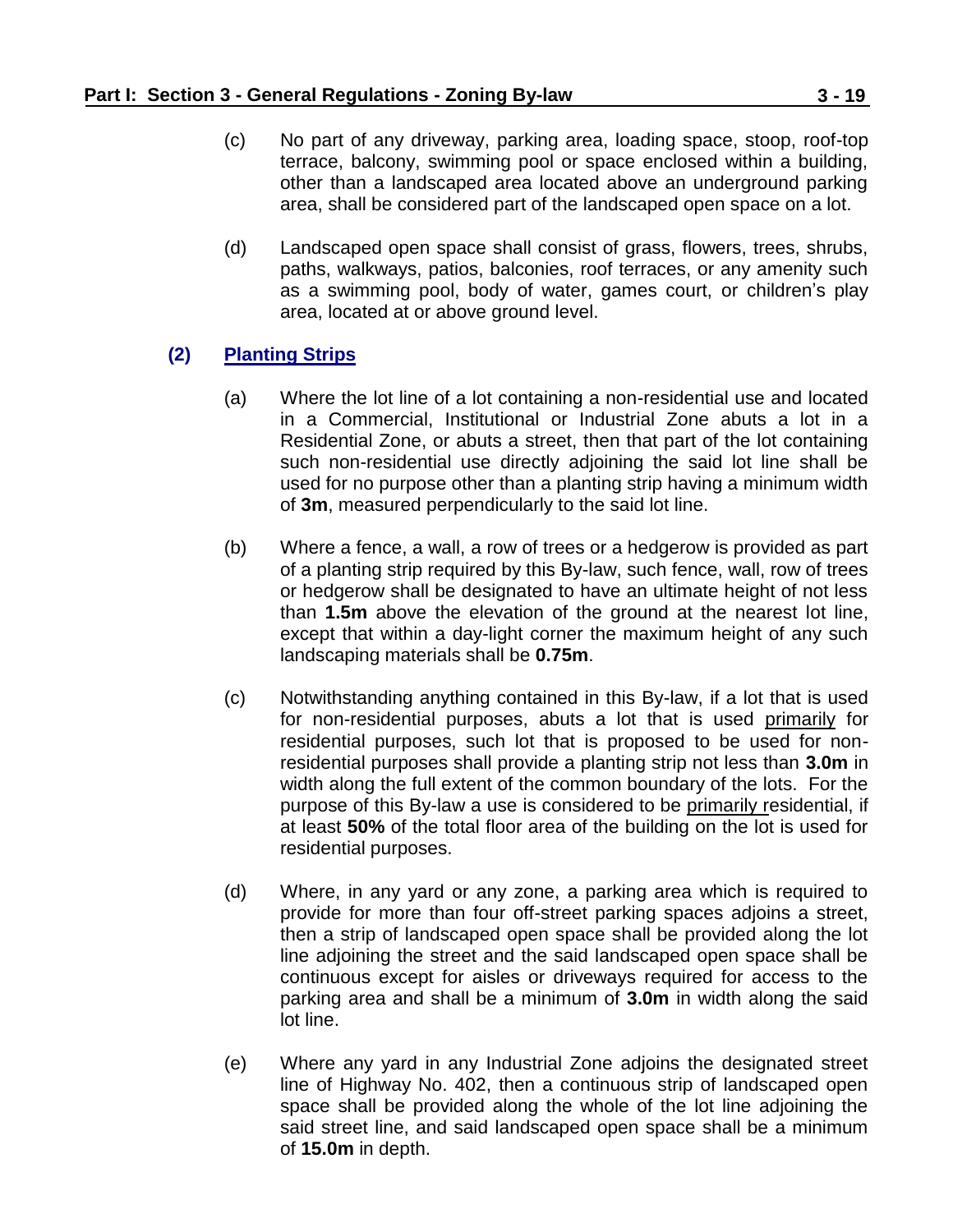(c) No part of any driveway, parking area, loading space, stoop, roof-top terrace, balcony, swimming pool or space enclosed within a building, other than a landscaped area located above an underground parking area, shall be considered part of the landscaped open space on a lot.

(d) Landscaped open space shall consist of grass, flowers, trees, shrubs, paths, walkways, patios, balconies, roof terraces, or any amenity such as a swimming pool, body of water, games court, or children's play area, located at or above ground level.

### (2) Planting Strips

(a) Where the lot line of a lot containing a non-residential use and located in a Commercial, Institutional or Industrial Zone abuts a lot in a Residential Zone, or abuts a street, then that part of the lot containing such non-residential use directly adjoining the said lot line shall be used for no purpose other than a planting strip having a minimum width of **3m**, measured perpendicularly to the said lot line.

(b) Where a fence, a wall, a row of trees or a hedgerow is provided as part of a planting strip required by this By-law, such fence, wall, row of trees or hedgerow shall be designated to have an ultimate height of not less than **1.5m** above the elevation of the ground at the nearest lot line, except that within a day-light corner the maximum height of any such landscaping materials shall be **0.75m**.

(c) Notwithstanding anything contained in this By-law, if a lot that is used for non-residential purposes, abuts a lot that is used primarily for residential purposes, such lot that is proposed to be used for non-residential purposes shall provide a planting strip not less than **3.0m** in width along the full extent of the common boundary of the lots. For the purpose of this By-law a use is considered to be primarily residential, if at least **50%** of the total floor area of the building on the lot is used for residential purposes.

(d) Where, in any yard or any zone, a parking area which is required to provide for more than four off-street parking spaces adjoins a street, then a strip of landscaped open space shall be provided along the lot line adjoining the street and the said landscaped open space shall be continuous except for aisles or driveways required for access to the parking area and shall be a minimum of **3.0m** in width along the said lot line.

(e) Where any yard in any Industrial Zone adjoins the designated street line of Highway No. 402, then a continuous strip of landscaped open space shall be provided along the whole of the lot line adjoining the said street line, and said landscaped open space shall be a minimum of **15.0m** in depth.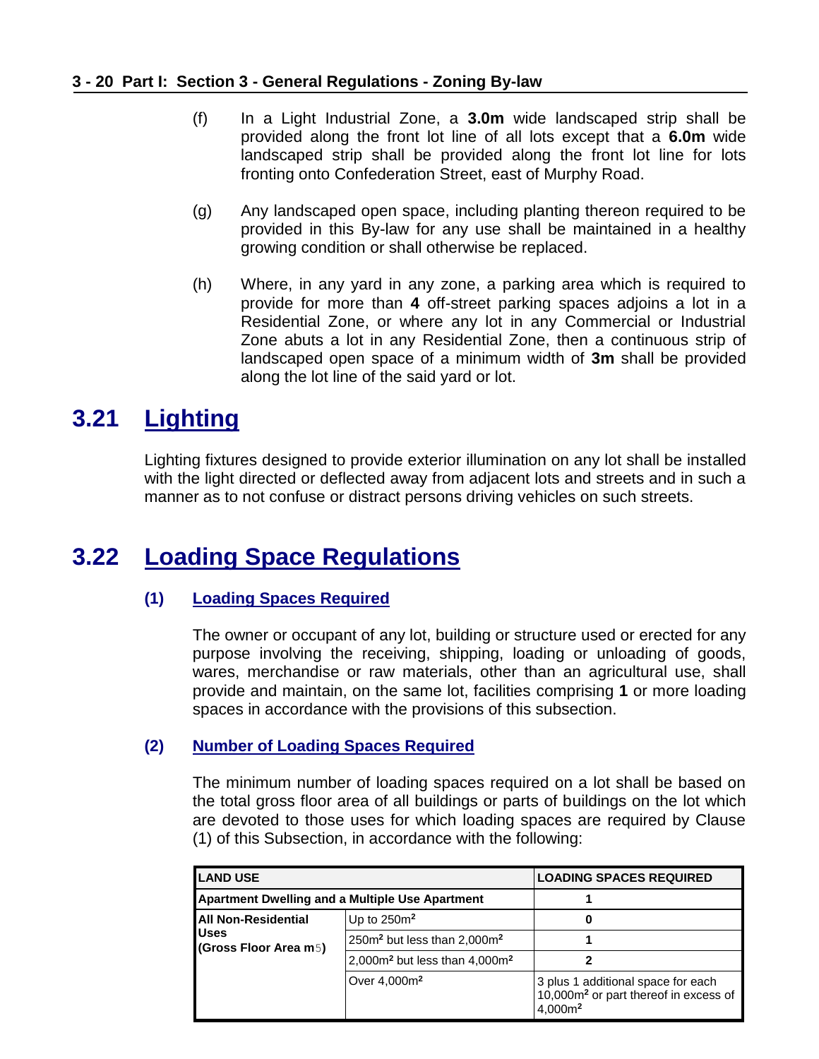(f) In a Light Industrial Zone, a **3.0m** wide landscaped strip shall be provided along the front lot line of all lots except that a **6.0m** wide landscaped strip shall be provided along the front lot line for lots fronting onto Confederation Street, east of Murphy Road.

(g) Any landscaped open space, including planting thereon required to be provided in this By-law for any use shall be maintained in a healthy growing condition or shall otherwise be replaced.

(h) Where, in any yard in any zone, a parking area which is required to provide for more than **4** off-street parking spaces adjoins a lot in a Residential Zone, or where any lot in any Commercial or Industrial Zone abuts a lot in any Residential Zone, then a continuous strip of landscaped open space of a minimum width of **3m** shall be provided along the lot line of the said yard or lot.

# 3.21 Lighting

Lighting fixtures designed to provide exterior illumination on any lot shall be installed with the light directed or deflected away from adjacent lots and streets and in such a manner as to not confuse or distract persons driving vehicles on such streets.

# 3.22 Loading Space Regulations

## (1) Loading Spaces Required

The owner or occupant of any lot, building or structure used or erected for any purpose involving the receiving, shipping, loading or unloading of goods, wares, merchandise or raw materials, other than an agricultural use, shall provide and maintain, on the same lot, facilities comprising **1** or more loading spaces in accordance with the provisions of this subsection.

## (2) Number of Loading Spaces Required

The minimum number of loading spaces required on a lot shall be based on the total gross floor area of all buildings or parts of buildings on the lot which are devoted to those uses for which loading spaces are required by Clause (1) of this Subsection, in accordance with the following:

| LAND USE | | LOADING SPACES REQUIRED |
|---|---|---|
| **Apartment Dwelling and a Multiple Use Apartment** | | **1** |
| **All Non-Residential Uses (Gross Floor Area m5)** | Up to 250m² | **0** |
| | 250m² but less than 2,000m² | **1** |
| | 2,000m² but less than 4,000m² | **2** |
| | Over 4,000m² | 3 plus 1 additional space for each 10,000m² or part thereof in excess of 4,000m² |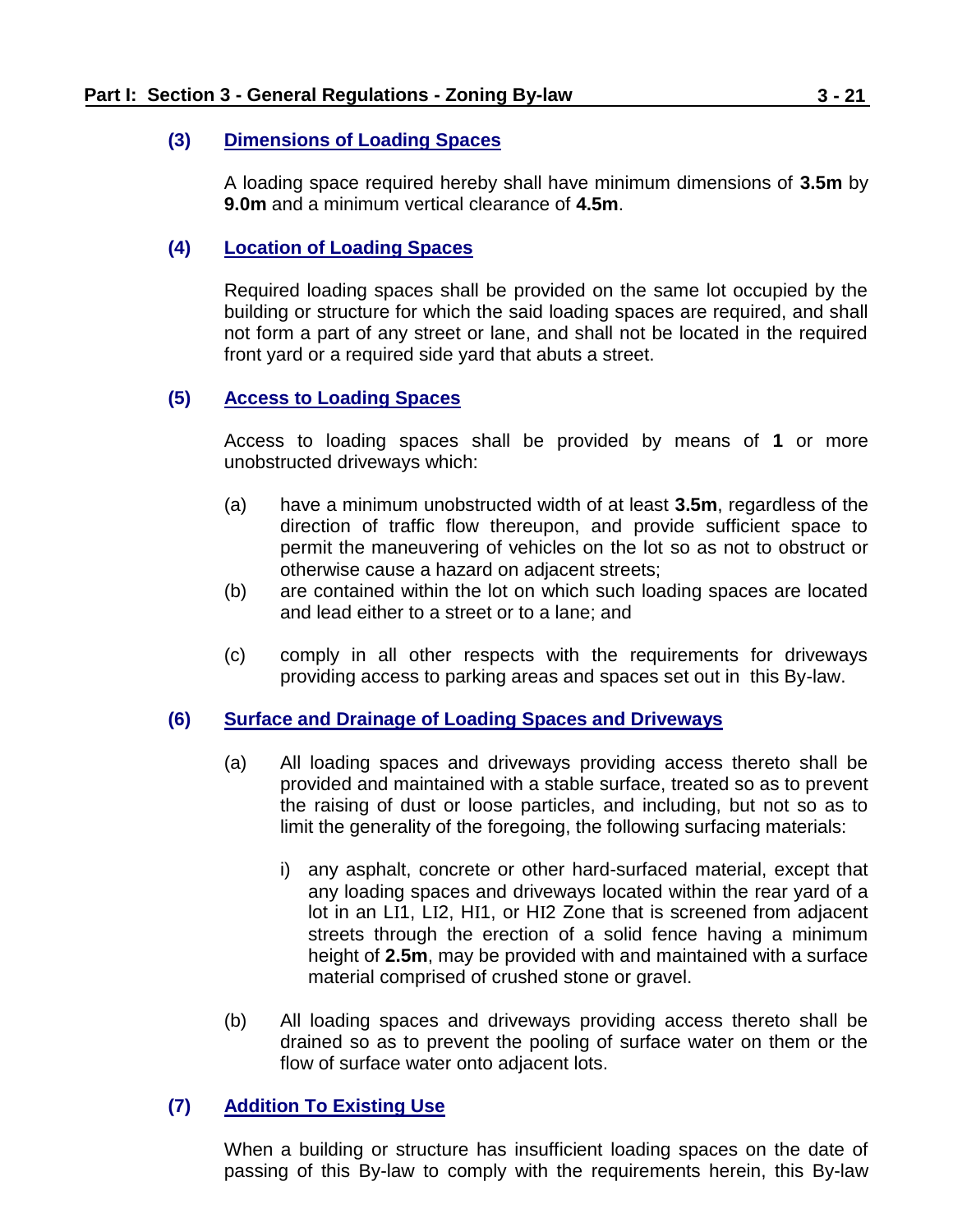### (3) Dimensions of Loading Spaces

A loading space required hereby shall have minimum dimensions of **3.5m** by **9.0m** and a minimum vertical clearance of **4.5m**.

### (4) Location of Loading Spaces

Required loading spaces shall be provided on the same lot occupied by the building or structure for which the said loading spaces are required, and shall not form a part of any street or lane, and shall not be located in the required front yard or a required side yard that abuts a street.

### (5) Access to Loading Spaces

Access to loading spaces shall be provided by means of **1** or more unobstructed driveways which:

(a) have a minimum unobstructed width of at least **3.5m**, regardless of the direction of traffic flow thereupon, and provide sufficient space to permit the maneuvering of vehicles on the lot so as not to obstruct or otherwise cause a hazard on adjacent streets;

(b) are contained within the lot on which such loading spaces are located and lead either to a street or to a lane; and

(c) comply in all other respects with the requirements for driveways providing access to parking areas and spaces set out in this By-law.

### (6) Surface and Drainage of Loading Spaces and Driveways

(a) All loading spaces and driveways providing access thereto shall be provided and maintained with a stable surface, treated so as to prevent the raising of dust or loose particles, and including, but not so as to limit the generality of the foregoing, the following surfacing materials:

  i) any asphalt, concrete or other hard-surfaced material, except that any loading spaces and driveways located within the rear yard of a lot in an LI1, LI2, HI1, or HI2 Zone that is screened from adjacent streets through the erection of a solid fence having a minimum height of **2.5m**, may be provided with and maintained with a surface material comprised of crushed stone or gravel.

(b) All loading spaces and driveways providing access thereto shall be drained so as to prevent the pooling of surface water on them or the flow of surface water onto adjacent lots.

### (7) Addition To Existing Use

When a building or structure has insufficient loading spaces on the date of passing of this By-law to comply with the requirements herein, this By-law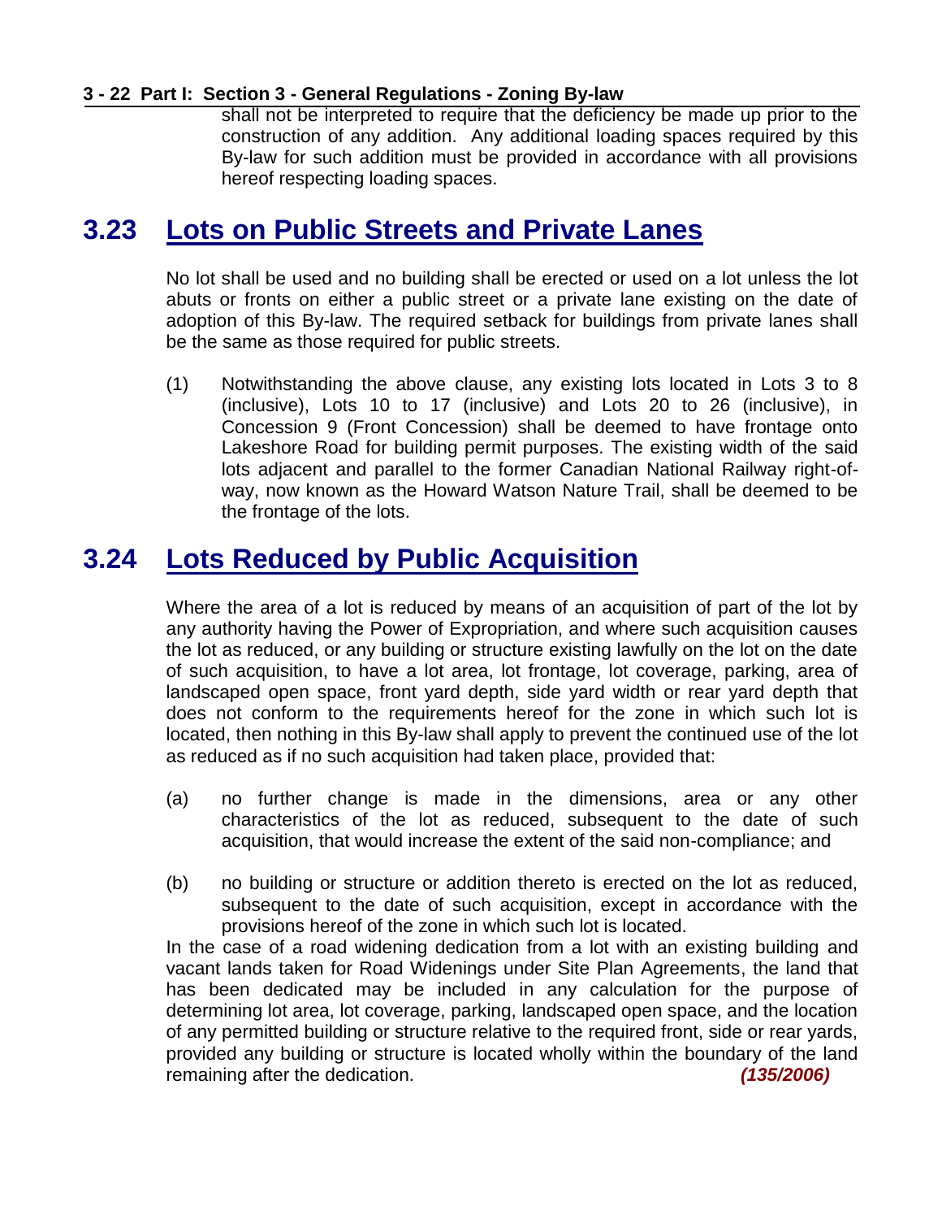shall not be interpreted to require that the deficiency be made up prior to the construction of any addition. Any additional loading spaces required by this By-law for such addition must be provided in accordance with all provisions hereof respecting loading spaces.

## 3.23 Lots on Public Streets and Private Lanes

No lot shall be used and no building shall be erected or used on a lot unless the lot abuts or fronts on either a public street or a private lane existing on the date of adoption of this By-law. The required setback for buildings from private lanes shall be the same as those required for public streets.

(1) Notwithstanding the above clause, any existing lots located in Lots 3 to 8 (inclusive), Lots 10 to 17 (inclusive) and Lots 20 to 26 (inclusive), in Concession 9 (Front Concession) shall be deemed to have frontage onto Lakeshore Road for building permit purposes. The existing width of the said lots adjacent and parallel to the former Canadian National Railway right-of-way, now known as the Howard Watson Nature Trail, shall be deemed to be the frontage of the lots.

## 3.24 Lots Reduced by Public Acquisition

Where the area of a lot is reduced by means of an acquisition of part of the lot by any authority having the Power of Expropriation, and where such acquisition causes the lot as reduced, or any building or structure existing lawfully on the lot on the date of such acquisition, to have a lot area, lot frontage, lot coverage, parking, area of landscaped open space, front yard depth, side yard width or rear yard depth that does not conform to the requirements hereof for the zone in which such lot is located, then nothing in this By-law shall apply to prevent the continued use of the lot as reduced as if no such acquisition had taken place, provided that:

(a) no further change is made in the dimensions, area or any other characteristics of the lot as reduced, subsequent to the date of such acquisition, that would increase the extent of the said non-compliance; and

(b) no building or structure or addition thereto is erected on the lot as reduced, subsequent to the date of such acquisition, except in accordance with the provisions hereof of the zone in which such lot is located.

In the case of a road widening dedication from a lot with an existing building and vacant lands taken for Road Widenings under Site Plan Agreements, the land that has been dedicated may be included in any calculation for the purpose of determining lot area, lot coverage, parking, landscaped open space, and the location of any permitted building or structure relative to the required front, side or rear yards, provided any building or structure is located wholly within the boundary of the land remaining after the dedication. ***(135/2006)***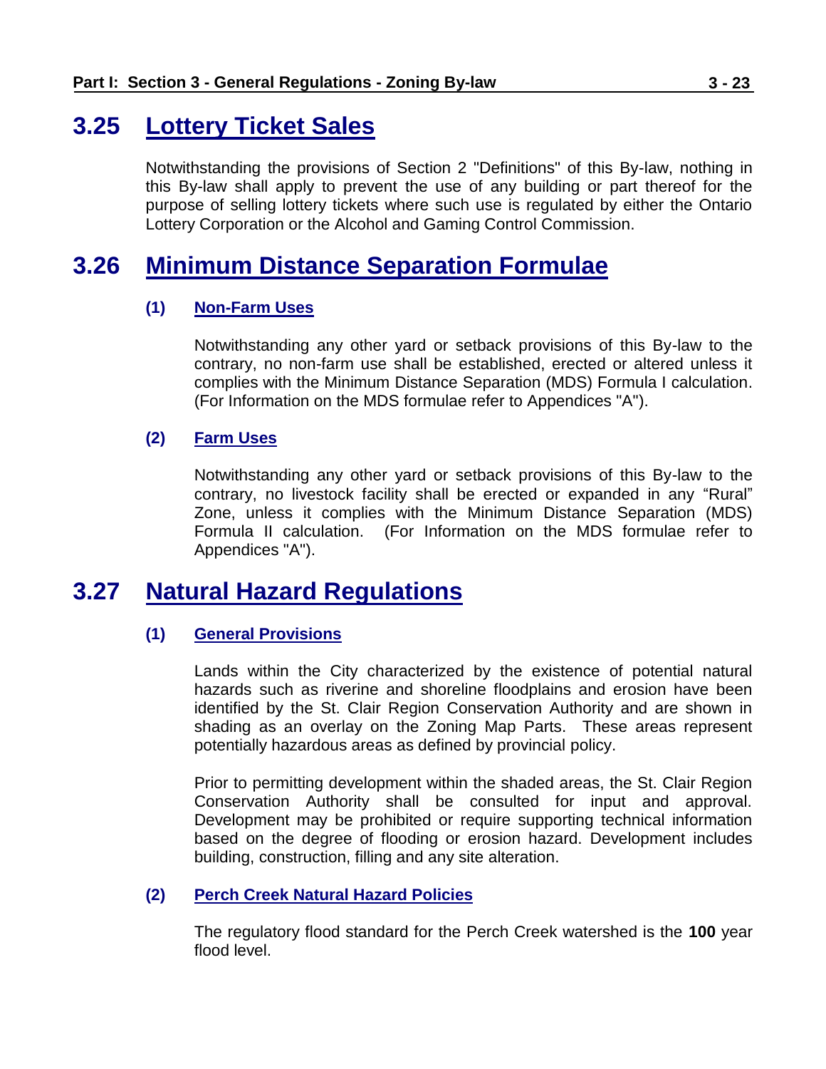## 3.25 Lottery Ticket Sales

Notwithstanding the provisions of Section 2 "Definitions" of this By-law, nothing in this By-law shall apply to prevent the use of any building or part thereof for the purpose of selling lottery tickets where such use is regulated by either the Ontario Lottery Corporation or the Alcohol and Gaming Control Commission.

## 3.26 Minimum Distance Separation Formulae

### (1) Non-Farm Uses

Notwithstanding any other yard or setback provisions of this By-law to the contrary, no non-farm use shall be established, erected or altered unless it complies with the Minimum Distance Separation (MDS) Formula I calculation. (For Information on the MDS formulae refer to Appendices "A").

### (2) Farm Uses

Notwithstanding any other yard or setback provisions of this By-law to the contrary, no livestock facility shall be erected or expanded in any "Rural" Zone, unless it complies with the Minimum Distance Separation (MDS) Formula II calculation. (For Information on the MDS formulae refer to Appendices "A").

## 3.27 Natural Hazard Regulations

### (1) General Provisions

Lands within the City characterized by the existence of potential natural hazards such as riverine and shoreline floodplains and erosion have been identified by the St. Clair Region Conservation Authority and are shown in shading as an overlay on the Zoning Map Parts. These areas represent potentially hazardous areas as defined by provincial policy.

Prior to permitting development within the shaded areas, the St. Clair Region Conservation Authority shall be consulted for input and approval. Development may be prohibited or require supporting technical information based on the degree of flooding or erosion hazard. Development includes building, construction, filling and any site alteration.

### (2) Perch Creek Natural Hazard Policies

The regulatory flood standard for the Perch Creek watershed is the **100** year flood level.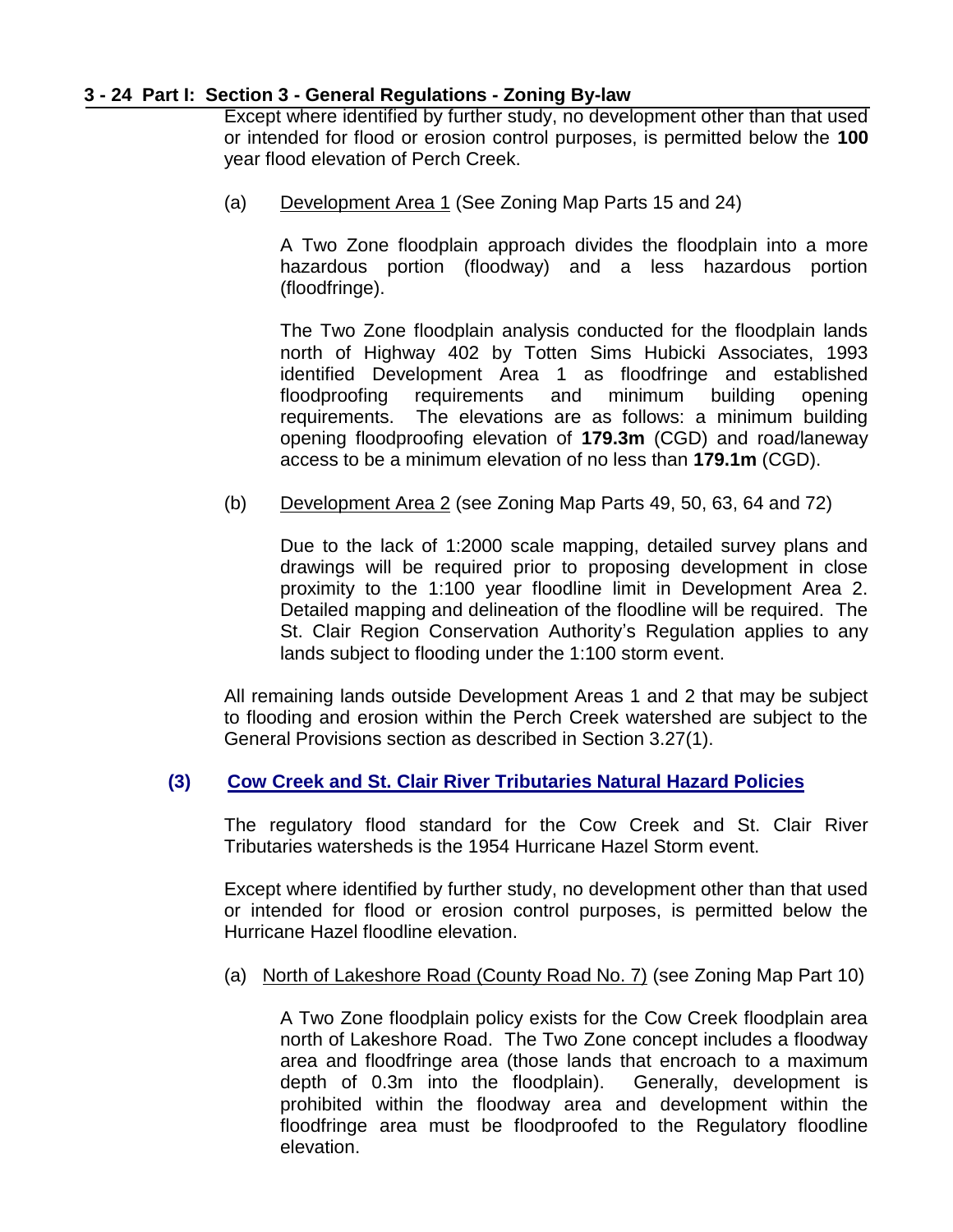Except where identified by further study, no development other than that used or intended for flood or erosion control purposes, is permitted below the **100** year flood elevation of Perch Creek.

(a) Development Area 1 (See Zoning Map Parts 15 and 24)

A Two Zone floodplain approach divides the floodplain into a more hazardous portion (floodway) and a less hazardous portion (floodfringe).

The Two Zone floodplain analysis conducted for the floodplain lands north of Highway 402 by Totten Sims Hubicki Associates, 1993 identified Development Area 1 as floodfringe and established floodproofing requirements and minimum building opening requirements. The elevations are as follows: a minimum building opening floodproofing elevation of **179.3m** (CGD) and road/laneway access to be a minimum elevation of no less than **179.1m** (CGD).

(b) Development Area 2 (see Zoning Map Parts 49, 50, 63, 64 and 72)

Due to the lack of 1:2000 scale mapping, detailed survey plans and drawings will be required prior to proposing development in close proximity to the 1:100 year floodline limit in Development Area 2. Detailed mapping and delineation of the floodline will be required. The St. Clair Region Conservation Authority's Regulation applies to any lands subject to flooding under the 1:100 storm event.

All remaining lands outside Development Areas 1 and 2 that may be subject to flooding and erosion within the Perch Creek watershed are subject to the General Provisions section as described in Section 3.27(1).

### (3) Cow Creek and St. Clair River Tributaries Natural Hazard Policies

The regulatory flood standard for the Cow Creek and St. Clair River Tributaries watersheds is the 1954 Hurricane Hazel Storm event.

Except where identified by further study, no development other than that used or intended for flood or erosion control purposes, is permitted below the Hurricane Hazel floodline elevation.

(a) North of Lakeshore Road (County Road No. 7) (see Zoning Map Part 10)

A Two Zone floodplain policy exists for the Cow Creek floodplain area north of Lakeshore Road. The Two Zone concept includes a floodway area and floodfringe area (those lands that encroach to a maximum depth of 0.3m into the floodplain). Generally, development is prohibited within the floodway area and development within the floodfringe area must be floodproofed to the Regulatory floodline elevation.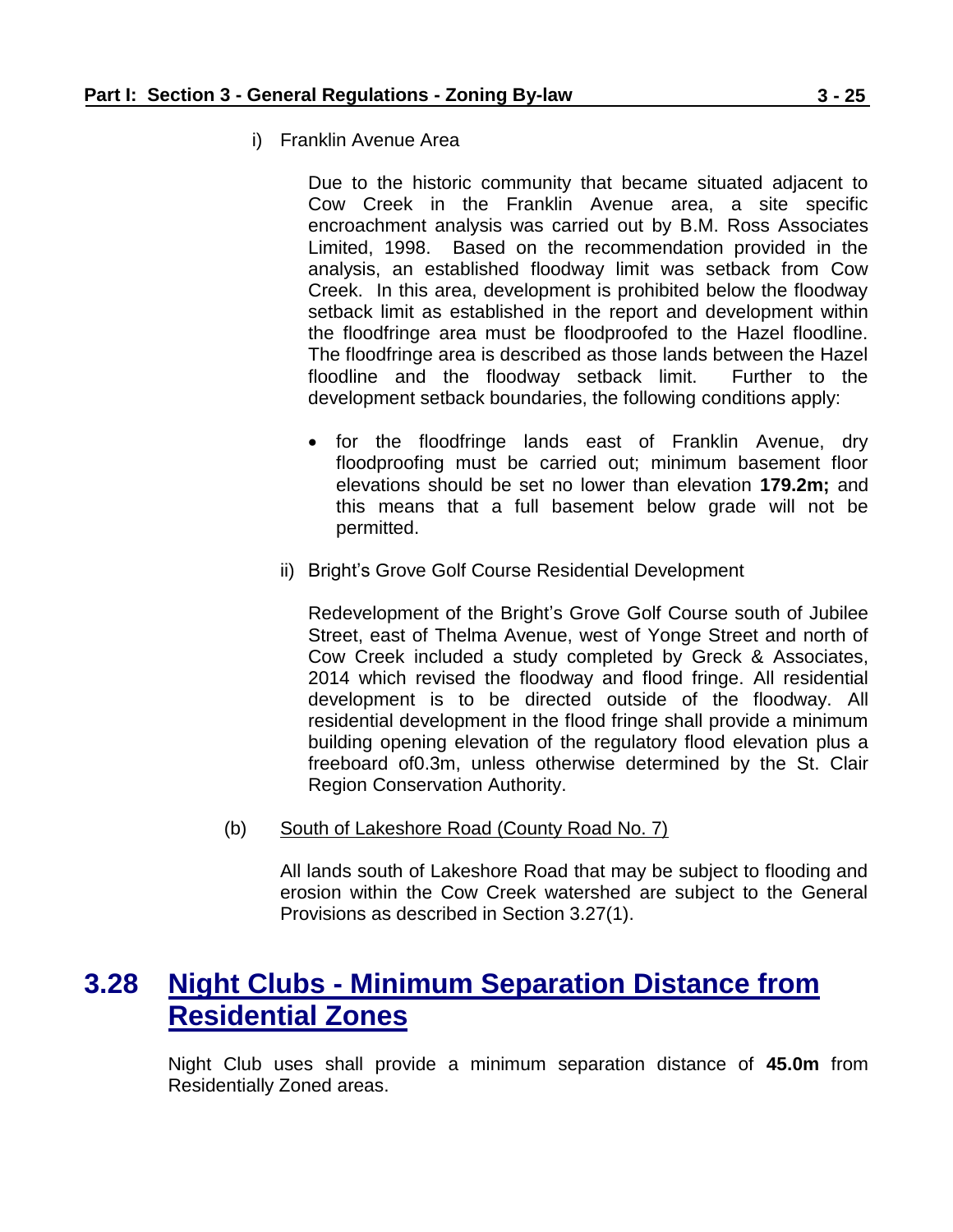i) Franklin Avenue Area

Due to the historic community that became situated adjacent to Cow Creek in the Franklin Avenue area, a site specific encroachment analysis was carried out by B.M. Ross Associates Limited, 1998. Based on the recommendation provided in the analysis, an established floodway limit was setback from Cow Creek. In this area, development is prohibited below the floodway setback limit as established in the report and development within the floodfringe area must be floodproofed to the Hazel floodline. The floodfringe area is described as those lands between the Hazel floodline and the floodway setback limit. Further to the development setback boundaries, the following conditions apply:

- for the floodfringe lands east of Franklin Avenue, dry floodproofing must be carried out; minimum basement floor elevations should be set no lower than elevation **179.2m;** and this means that a full basement below grade will not be permitted.

ii) Bright's Grove Golf Course Residential Development

Redevelopment of the Bright's Grove Golf Course south of Jubilee Street, east of Thelma Avenue, west of Yonge Street and north of Cow Creek included a study completed by Greck & Associates, 2014 which revised the floodway and flood fringe. All residential development is to be directed outside of the floodway. All residential development in the flood fringe shall provide a minimum building opening elevation of the regulatory flood elevation plus a freeboard of0.3m, unless otherwise determined by the St. Clair Region Conservation Authority.

(b) South of Lakeshore Road (County Road No. 7)

All lands south of Lakeshore Road that may be subject to flooding and erosion within the Cow Creek watershed are subject to the General Provisions as described in Section 3.27(1).

# 3.28 Night Clubs - Minimum Separation Distance from Residential Zones

Night Club uses shall provide a minimum separation distance of **45.0m** from Residentially Zoned areas.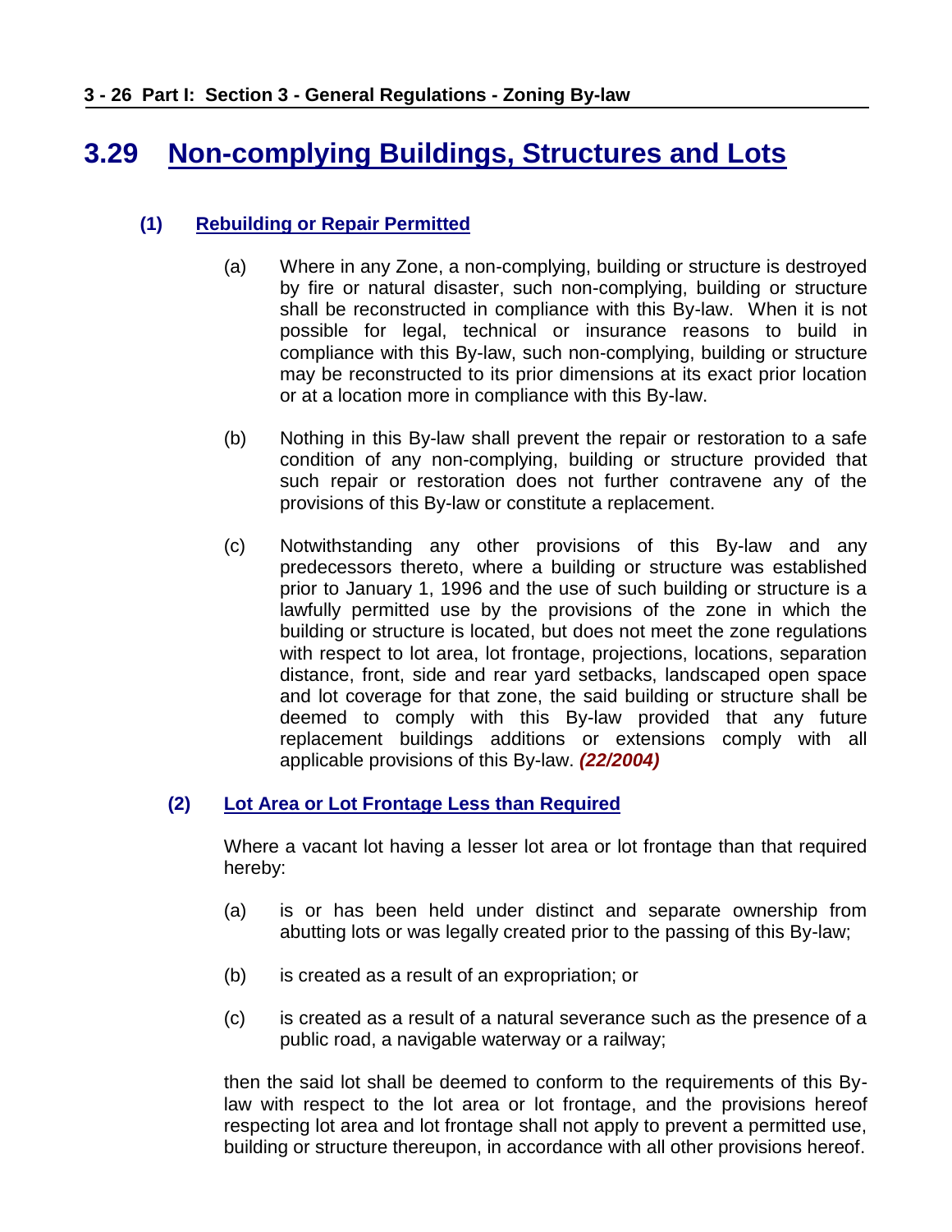# 3.29 Non-complying Buildings, Structures and Lots

## (1) Rebuilding or Repair Permitted

(a) Where in any Zone, a non-complying, building or structure is destroyed by fire or natural disaster, such non-complying, building or structure shall be reconstructed in compliance with this By-law. When it is not possible for legal, technical or insurance reasons to build in compliance with this By-law, such non-complying, building or structure may be reconstructed to its prior dimensions at its exact prior location or at a location more in compliance with this By-law.

(b) Nothing in this By-law shall prevent the repair or restoration to a safe condition of any non-complying, building or structure provided that such repair or restoration does not further contravene any of the provisions of this By-law or constitute a replacement.

(c) Notwithstanding any other provisions of this By-law and any predecessors thereto, where a building or structure was established prior to January 1, 1996 and the use of such building or structure is a lawfully permitted use by the provisions of the zone in which the building or structure is located, but does not meet the zone regulations with respect to lot area, lot frontage, projections, locations, separation distance, front, side and rear yard setbacks, landscaped open space and lot coverage for that zone, the said building or structure shall be deemed to comply with this By-law provided that any future replacement buildings additions or extensions comply with all applicable provisions of this By-law. ***(22/2004)***

## (2) Lot Area or Lot Frontage Less than Required

Where a vacant lot having a lesser lot area or lot frontage than that required hereby:

(a) is or has been held under distinct and separate ownership from abutting lots or was legally created prior to the passing of this By-law;

(b) is created as a result of an expropriation; or

(c) is created as a result of a natural severance such as the presence of a public road, a navigable waterway or a railway;

then the said lot shall be deemed to conform to the requirements of this By-law with respect to the lot area or lot frontage, and the provisions hereof respecting lot area and lot frontage shall not apply to prevent a permitted use, building or structure thereupon, in accordance with all other provisions hereof.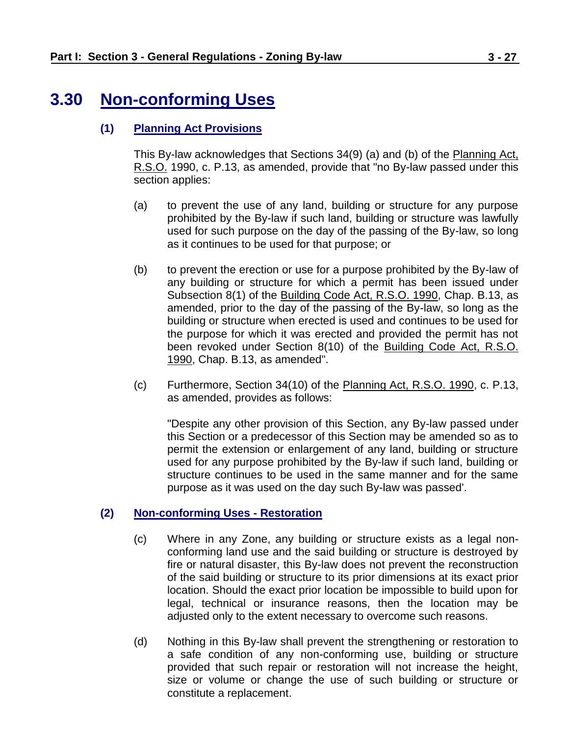# 3.30 Non-conforming Uses

### (1) Planning Act Provisions

This By-law acknowledges that Sections 34(9) (a) and (b) of the Planning Act, R.S.O. 1990, c. P.13, as amended, provide that "no By-law passed under this section applies:

(a) to prevent the use of any land, building or structure for any purpose prohibited by the By-law if such land, building or structure was lawfully used for such purpose on the day of the passing of the By-law, so long as it continues to be used for that purpose; or

(b) to prevent the erection or use for a purpose prohibited by the By-law of any building or structure for which a permit has been issued under Subsection 8(1) of the Building Code Act, R.S.O. 1990, Chap. B.13, as amended, prior to the day of the passing of the By-law, so long as the building or structure when erected is used and continues to be used for the purpose for which it was erected and provided the permit has not been revoked under Section 8(10) of the Building Code Act, R.S.O. 1990, Chap. B.13, as amended".

(c) Furthermore, Section 34(10) of the Planning Act, R.S.O. 1990, c. P.13, as amended, provides as follows:

"Despite any other provision of this Section, any By-law passed under this Section or a predecessor of this Section may be amended so as to permit the extension or enlargement of any land, building or structure used for any purpose prohibited by the By-law if such land, building or structure continues to be used in the same manner and for the same purpose as it was used on the day such By-law was passed'.

### (2) Non-conforming Uses - Restoration

(c) Where in any Zone, any building or structure exists as a legal non-conforming land use and the said building or structure is destroyed by fire or natural disaster, this By-law does not prevent the reconstruction of the said building or structure to its prior dimensions at its exact prior location. Should the exact prior location be impossible to build upon for legal, technical or insurance reasons, then the location may be adjusted only to the extent necessary to overcome such reasons.

(d) Nothing in this By-law shall prevent the strengthening or restoration to a safe condition of any non-conforming use, building or structure provided that such repair or restoration will not increase the height, size or volume or change the use of such building or structure or constitute a replacement.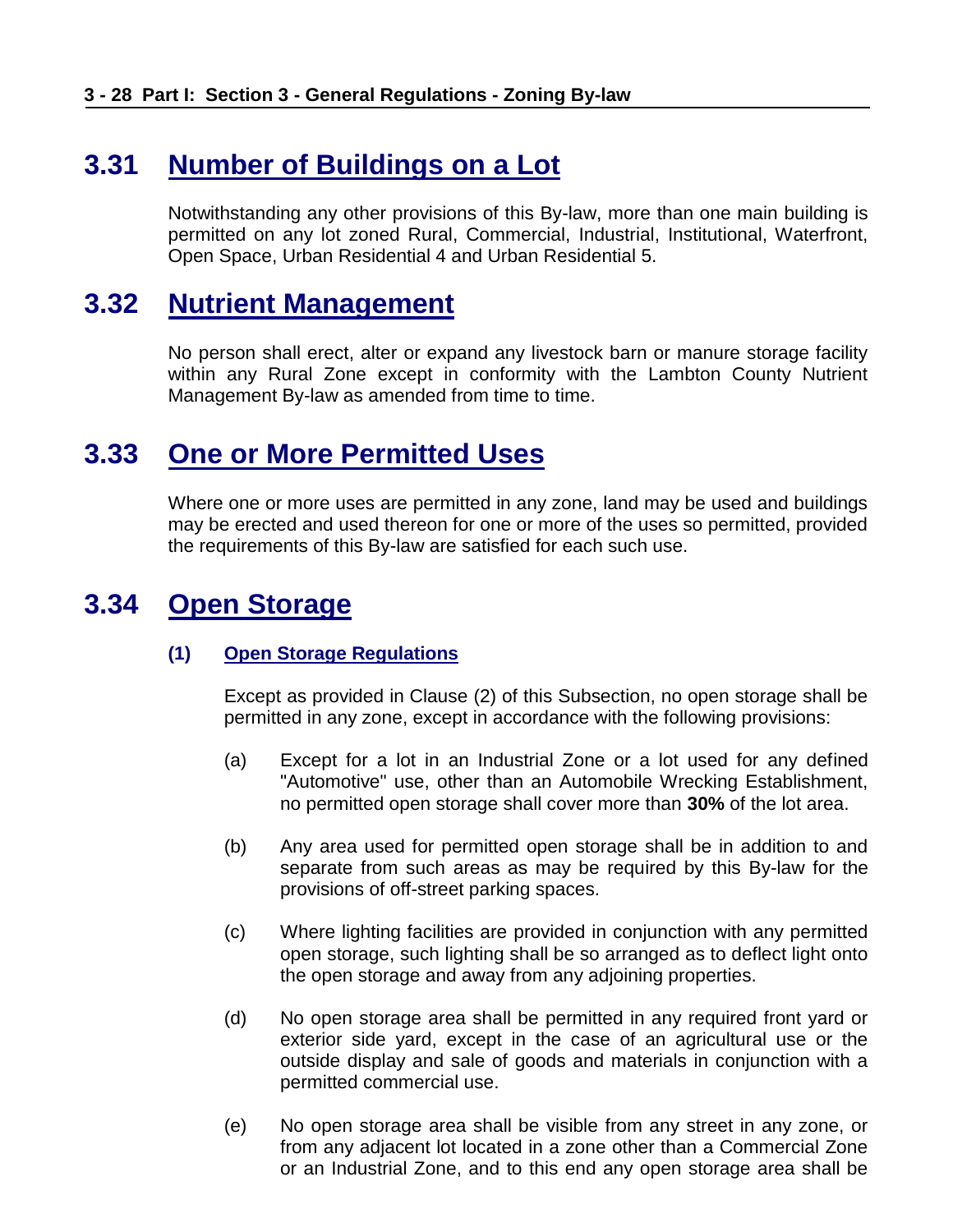## 3.31 Number of Buildings on a Lot

Notwithstanding any other provisions of this By-law, more than one main building is permitted on any lot zoned Rural, Commercial, Industrial, Institutional, Waterfront, Open Space, Urban Residential 4 and Urban Residential 5.

## 3.32 Nutrient Management

No person shall erect, alter or expand any livestock barn or manure storage facility within any Rural Zone except in conformity with the Lambton County Nutrient Management By-law as amended from time to time.

## 3.33 One or More Permitted Uses

Where one or more uses are permitted in any zone, land may be used and buildings may be erected and used thereon for one or more of the uses so permitted, provided the requirements of this By-law are satisfied for each such use.

## 3.34 Open Storage

### (1) Open Storage Regulations

Except as provided in Clause (2) of this Subsection, no open storage shall be permitted in any zone, except in accordance with the following provisions:

(a) Except for a lot in an Industrial Zone or a lot used for any defined "Automotive" use, other than an Automobile Wrecking Establishment, no permitted open storage shall cover more than **30%** of the lot area.

(b) Any area used for permitted open storage shall be in addition to and separate from such areas as may be required by this By-law for the provisions of off-street parking spaces.

(c) Where lighting facilities are provided in conjunction with any permitted open storage, such lighting shall be so arranged as to deflect light onto the open storage and away from any adjoining properties.

(d) No open storage area shall be permitted in any required front yard or exterior side yard, except in the case of an agricultural use or the outside display and sale of goods and materials in conjunction with a permitted commercial use.

(e) No open storage area shall be visible from any street in any zone, or from any adjacent lot located in a zone other than a Commercial Zone or an Industrial Zone, and to this end any open storage area shall be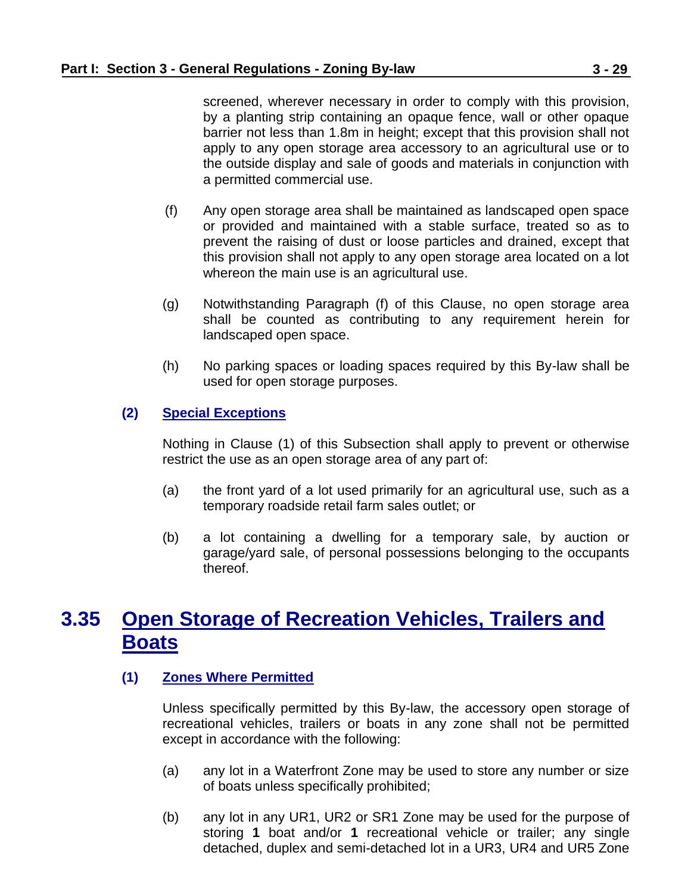screened, wherever necessary in order to comply with this provision, by a planting strip containing an opaque fence, wall or other opaque barrier not less than 1.8m in height; except that this provision shall not apply to any open storage area accessory to an agricultural use or to the outside display and sale of goods and materials in conjunction with a permitted commercial use.

(f) Any open storage area shall be maintained as landscaped open space or provided and maintained with a stable surface, treated so as to prevent the raising of dust or loose particles and drained, except that this provision shall not apply to any open storage area located on a lot whereon the main use is an agricultural use.

(g) Notwithstanding Paragraph (f) of this Clause, no open storage area shall be counted as contributing to any requirement herein for landscaped open space.

(h) No parking spaces or loading spaces required by this By-law shall be used for open storage purposes.

### (2) Special Exceptions

Nothing in Clause (1) of this Subsection shall apply to prevent or otherwise restrict the use as an open storage area of any part of:

(a) the front yard of a lot used primarily for an agricultural use, such as a temporary roadside retail farm sales outlet; or

(b) a lot containing a dwelling for a temporary sale, by auction or garage/yard sale, of personal possessions belonging to the occupants thereof.

## 3.35 Open Storage of Recreation Vehicles, Trailers and Boats

### (1) Zones Where Permitted

Unless specifically permitted by this By-law, the accessory open storage of recreational vehicles, trailers or boats in any zone shall not be permitted except in accordance with the following:

(a) any lot in a Waterfront Zone may be used to store any number or size of boats unless specifically prohibited;

(b) any lot in any UR1, UR2 or SR1 Zone may be used for the purpose of storing **1** boat and/or **1** recreational vehicle or trailer; any single detached, duplex and semi-detached lot in a UR3, UR4 and UR5 Zone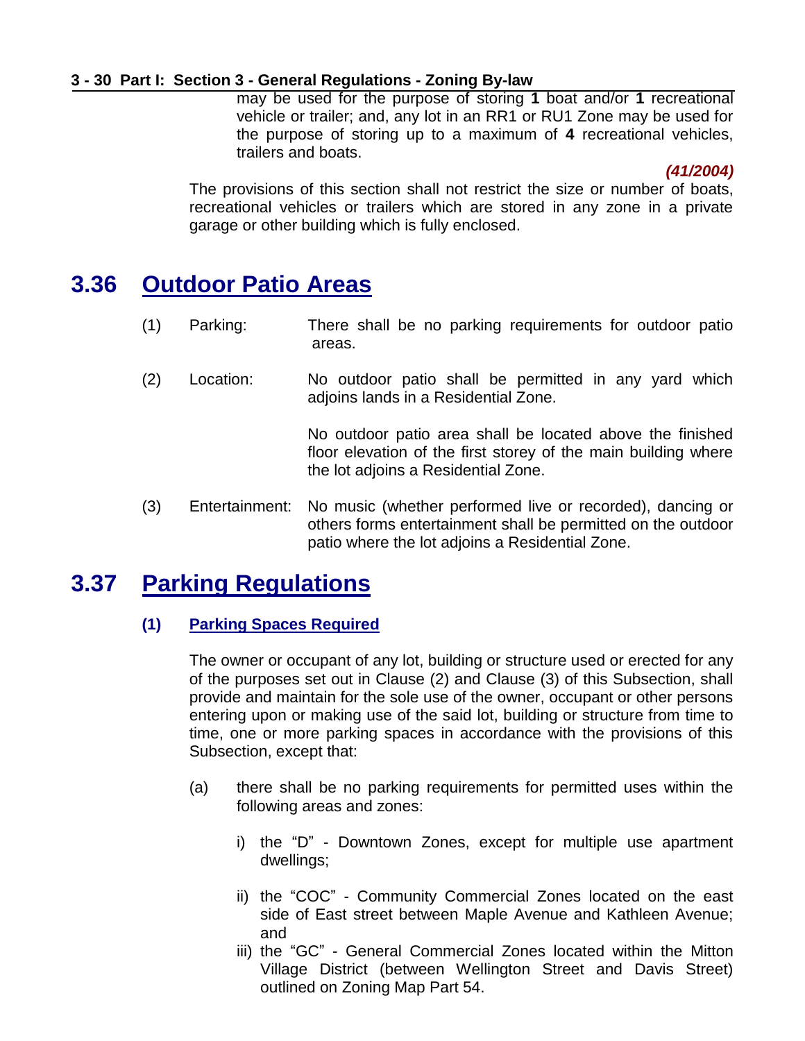may be used for the purpose of storing **1** boat and/or **1** recreational vehicle or trailer; and, any lot in an RR1 or RU1 Zone may be used for the purpose of storing up to a maximum of **4** recreational vehicles, trailers and boats.

***(41/2004)***

The provisions of this section shall not restrict the size or number of boats, recreational vehicles or trailers which are stored in any zone in a private garage or other building which is fully enclosed.

## 3.36 Outdoor Patio Areas

(1) Parking: There shall be no parking requirements for outdoor patio areas.

(2) Location: No outdoor patio shall be permitted in any yard which adjoins lands in a Residential Zone.

No outdoor patio area shall be located above the finished floor elevation of the first storey of the main building where the lot adjoins a Residential Zone.

(3) Entertainment: No music (whether performed live or recorded), dancing or others forms entertainment shall be permitted on the outdoor patio where the lot adjoins a Residential Zone.

## 3.37 Parking Regulations

### (1) Parking Spaces Required

The owner or occupant of any lot, building or structure used or erected for any of the purposes set out in Clause (2) and Clause (3) of this Subsection, shall provide and maintain for the sole use of the owner, occupant or other persons entering upon or making use of the said lot, building or structure from time to time, one or more parking spaces in accordance with the provisions of this Subsection, except that:

(a) there shall be no parking requirements for permitted uses within the following areas and zones:

i) the "D" - Downtown Zones, except for multiple use apartment dwellings;

ii) the "COC" - Community Commercial Zones located on the east side of East street between Maple Avenue and Kathleen Avenue; and

iii) the "GC" - General Commercial Zones located within the Mitton Village District (between Wellington Street and Davis Street) outlined on Zoning Map Part 54.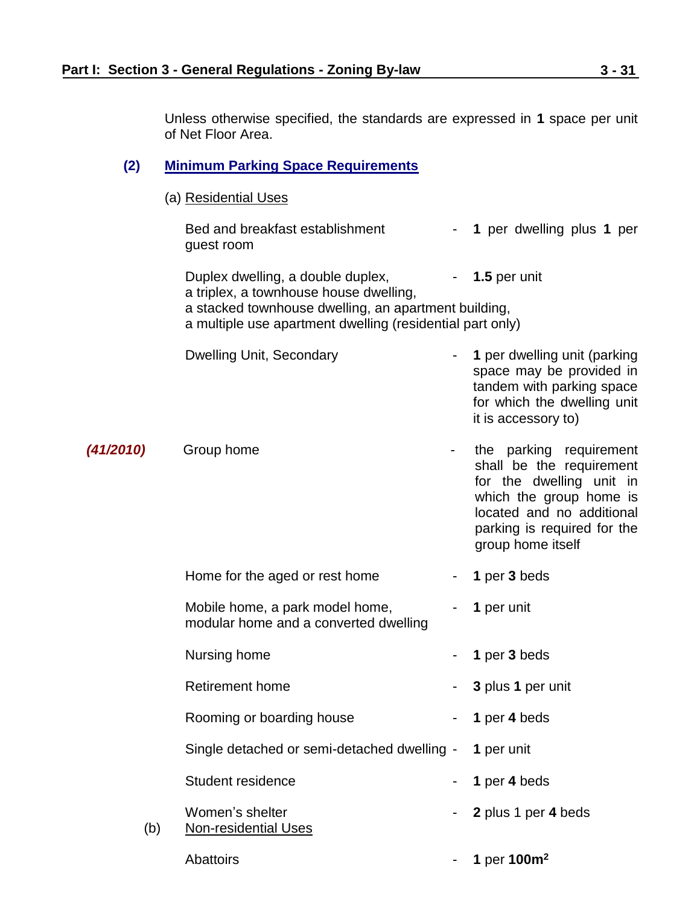Unless otherwise specified, the standards are expressed in **1** space per unit of Net Floor Area.

**(2) Minimum Parking Space Requirements**

(a) Residential Uses

| Use | Requirement |
|---|---|
| Bed and breakfast establishment | **1** per dwelling plus **1** per guest room |
| Duplex dwelling, a double duplex, a triplex, a townhouse house dwelling, a stacked townhouse dwelling, an apartment building, a multiple use apartment dwelling (residential part only) | **1.5** per unit |
| Dwelling Unit, Secondary | **1** per dwelling unit (parking space may be provided in tandem with parking space for which the dwelling unit it is accessory to) |
| *(41/2010)* Group home | the parking requirement shall be the requirement for the dwelling unit in which the group home is located and no additional parking is required for the group home itself |
| Home for the aged or rest home | **1** per **3** beds |
| Mobile home, a park model home, modular home and a converted dwelling | **1** per unit |
| Nursing home | **1** per **3** beds |
| Retirement home | **3** plus **1** per unit |
| Rooming or boarding house | **1** per **4** beds |
| Single detached or semi-detached dwelling | **1** per unit |
| Student residence | **1** per **4** beds |
| Women's shelter | **2** plus 1 per **4** beds |

(b) Non-residential Uses

| Use | Requirement |
|---|---|
| Abattoirs | **1** per **100m²** |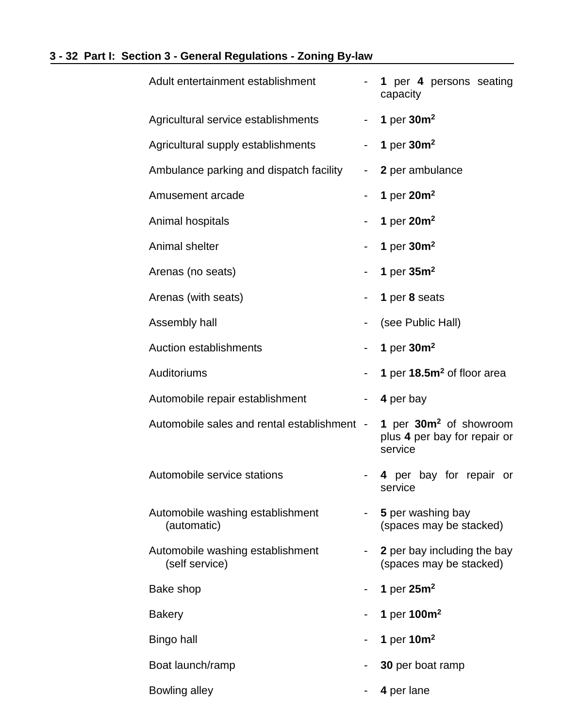| Use | | Parking Requirement |
|---|---|---|
| Adult entertainment establishment | - | **1** per **4** persons seating capacity |
| Agricultural service establishments | - | **1** per **30m$^2$** |
| Agricultural supply establishments | - | **1** per **30m$^2$** |
| Ambulance parking and dispatch facility | - | **2** per ambulance |
| Amusement arcade | - | **1** per **20m$^2$** |
| Animal hospitals | - | **1** per **20m$^2$** |
| Animal shelter | - | **1** per **30m$^2$** |
| Arenas (no seats) | - | **1** per **35m$^2$** |
| Arenas (with seats) | - | **1** per **8** seats |
| Assembly hall | - | (see Public Hall) |
| Auction establishments | - | **1** per **30m$^2$** |
| Auditoriums | - | **1** per **18.5m$^2$** of floor area |
| Automobile repair establishment | - | **4** per bay |
| Automobile sales and rental establishment | - | **1** per **30m$^2$** of showroom plus **4** per bay for repair or service |
| Automobile service stations | - | **4** per bay for repair or service |
| Automobile washing establishment (automatic) | - | **5** per washing bay (spaces may be stacked) |
| Automobile washing establishment (self service) | - | **2** per bay including the bay (spaces may be stacked) |
| Bake shop | - | **1** per **25m$^2$** |
| Bakery | - | **1** per **100m$^2$** |
| Bingo hall | - | **1** per **10m$^2$** |
| Boat launch/ramp | - | **30** per boat ramp |
| Bowling alley | - | **4** per lane |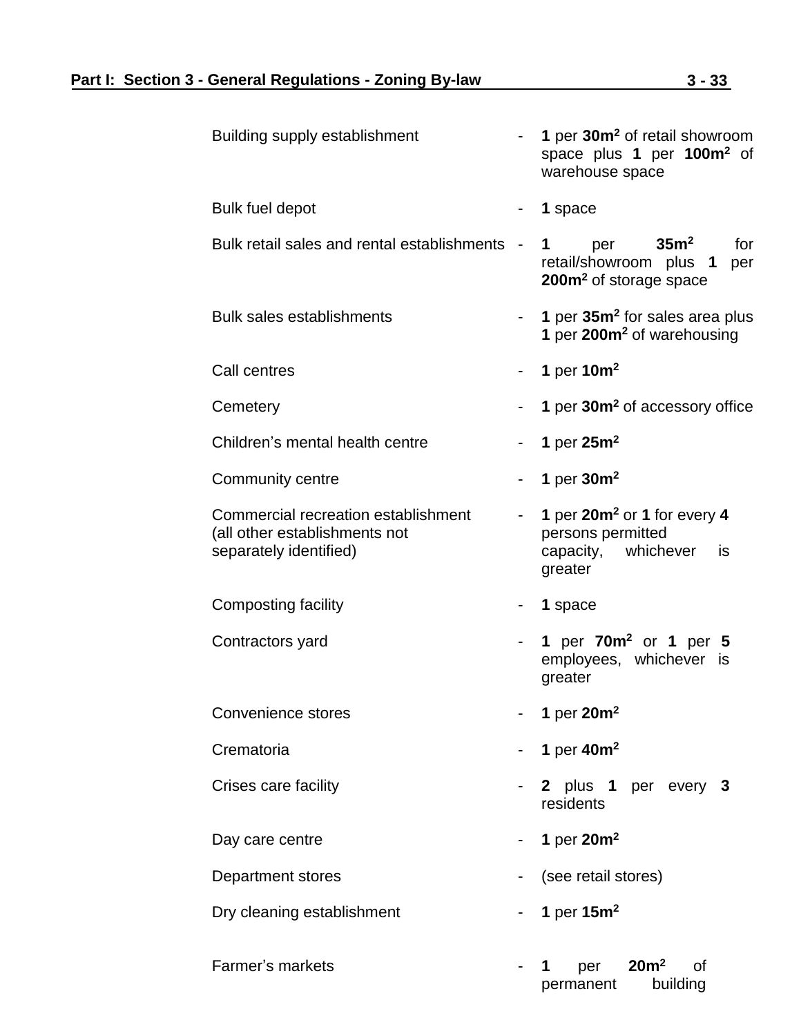Building supply establishment - **1** per **30m²** of retail showroom space plus **1** per **100m²** of warehouse space

Bulk fuel depot - **1** space

Bulk retail sales and rental establishments - **1** per **35m²** for retail/showroom plus **1** per **200m²** of storage space

Bulk sales establishments - **1** per **35m²** for sales area plus **1** per **200m²** of warehousing

Call centres - **1** per **10m²**

Cemetery - **1** per **30m²** of accessory office

Children's mental health centre - **1** per **25m²**

Community centre - **1** per **30m²**

Commercial recreation establishment (all other establishments not separately identified) - **1** per **20m²** or **1** for every **4** persons permitted capacity, whichever is greater

Composting facility - **1** space

Contractors yard - **1** per **70m²** or **1** per **5** employees, whichever is greater

Convenience stores - **1** per **20m²**

Crematoria - **1** per **40m²**

Crises care facility - **2** plus **1** per every **3** residents

Day care centre - **1** per **20m²**

Department stores - (see retail stores)

Dry cleaning establishment - **1** per **15m²**

Farmer's markets - **1** per **20m²** of permanent building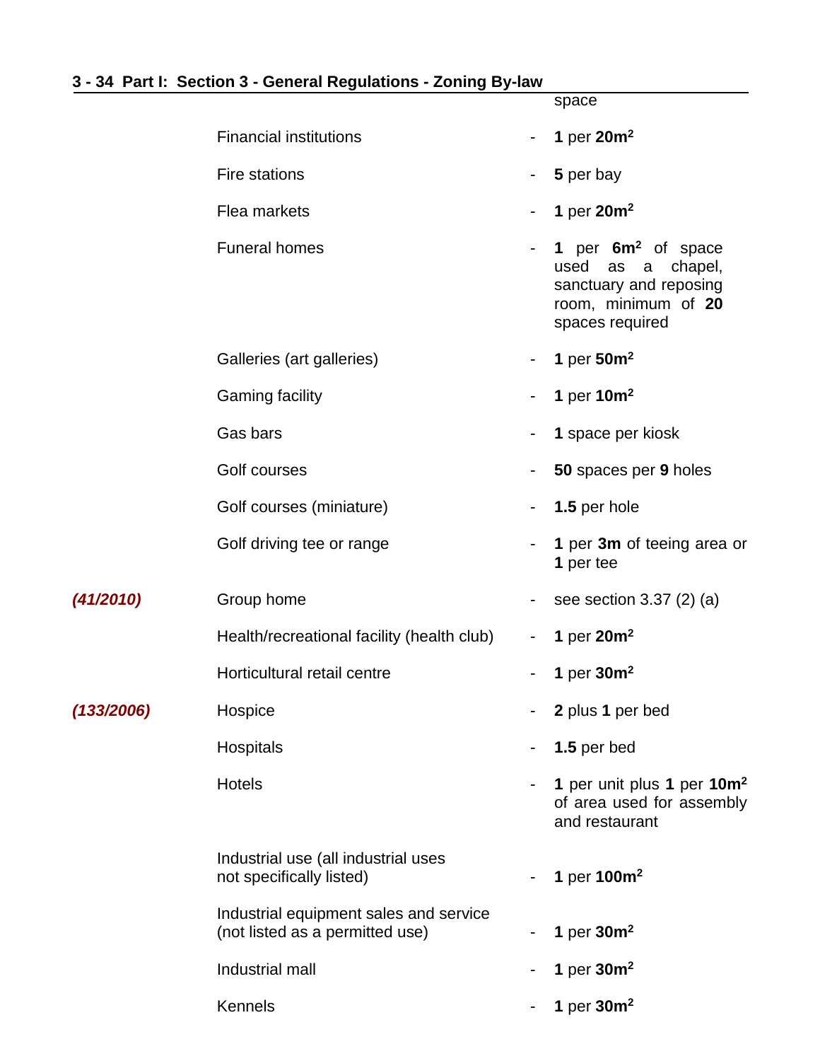space

| | Use | | Parking Requirement |
|---|---|---|---|
| | Financial institutions | - | **1** per **20m²** |
| | Fire stations | - | **5** per bay |
| | Flea markets | - | **1** per **20m²** |
| | Funeral homes | - | **1** per **6m²** of space used as a chapel, sanctuary and reposing room, minimum of **20** spaces required |
| | Galleries (art galleries) | - | **1** per **50m²** |
| | Gaming facility | - | **1** per **10m²** |
| | Gas bars | - | **1** space per kiosk |
| | Golf courses | - | **50** spaces per **9** holes |
| | Golf courses (miniature) | - | **1.5** per hole |
| | Golf driving tee or range | - | **1** per **3m** of teeing area or **1** per tee |
| ***(41/2010)*** | Group home | - | see section 3.37 (2) (a) |
| | Health/recreational facility (health club) | - | **1** per **20m²** |
| | Horticultural retail centre | - | **1** per **30m²** |
| ***(133/2006)*** | Hospice | - | **2** plus **1** per bed |
| | Hospitals | - | **1.5** per bed |
| | Hotels | - | **1** per unit plus **1** per **10m²** of area used for assembly and restaurant |
| | Industrial use (all industrial uses not specifically listed) | - | **1** per **100m²** |
| | Industrial equipment sales and service (not listed as a permitted use) | - | **1** per **30m²** |
| | Industrial mall | - | **1** per **30m²** |
| | Kennels | - | **1** per **30m²** |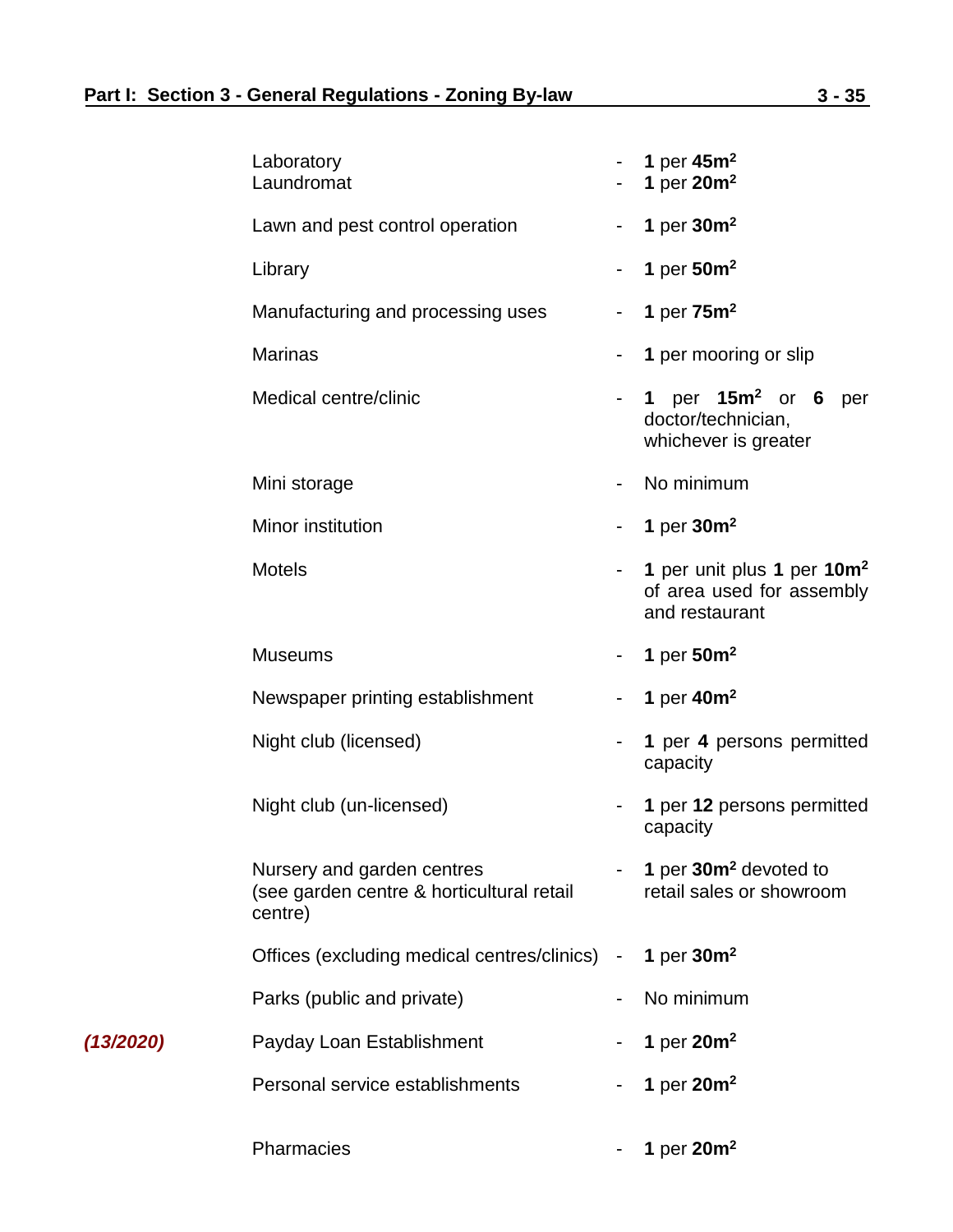| Use | | Parking Requirement |
|---|---|---|
| Laboratory | - | **1** per **45m²** |
| Laundromat | - | **1** per **20m²** |
| Lawn and pest control operation | - | **1** per **30m²** |
| Library | - | **1** per **50m²** |
| Manufacturing and processing uses | - | **1** per **75m²** |
| Marinas | - | **1** per mooring or slip |
| Medical centre/clinic | - | **1** per **15m²** or **6** per doctor/technician, whichever is greater |
| Mini storage | - | No minimum |
| Minor institution | - | **1** per **30m²** |
| Motels | - | **1** per unit plus **1** per **10m²** of area used for assembly and restaurant |
| Museums | - | **1** per **50m²** |
| Newspaper printing establishment | - | **1** per **40m²** |
| Night club (licensed) | - | **1** per **4** persons permitted capacity |
| Night club (un-licensed) | - | **1** per **12** persons permitted capacity |
| Nursery and garden centres (see garden centre & horticultural retail centre) | - | **1** per **30m²** devoted to retail sales or showroom |
| Offices (excluding medical centres/clinics) | - | **1** per **30m²** |
| Parks (public and private) | - | No minimum |
| *(13/2020)* Payday Loan Establishment | - | **1** per **20m²** |
| Personal service establishments | - | **1** per **20m²** |
| Pharmacies | - | **1** per **20m²** |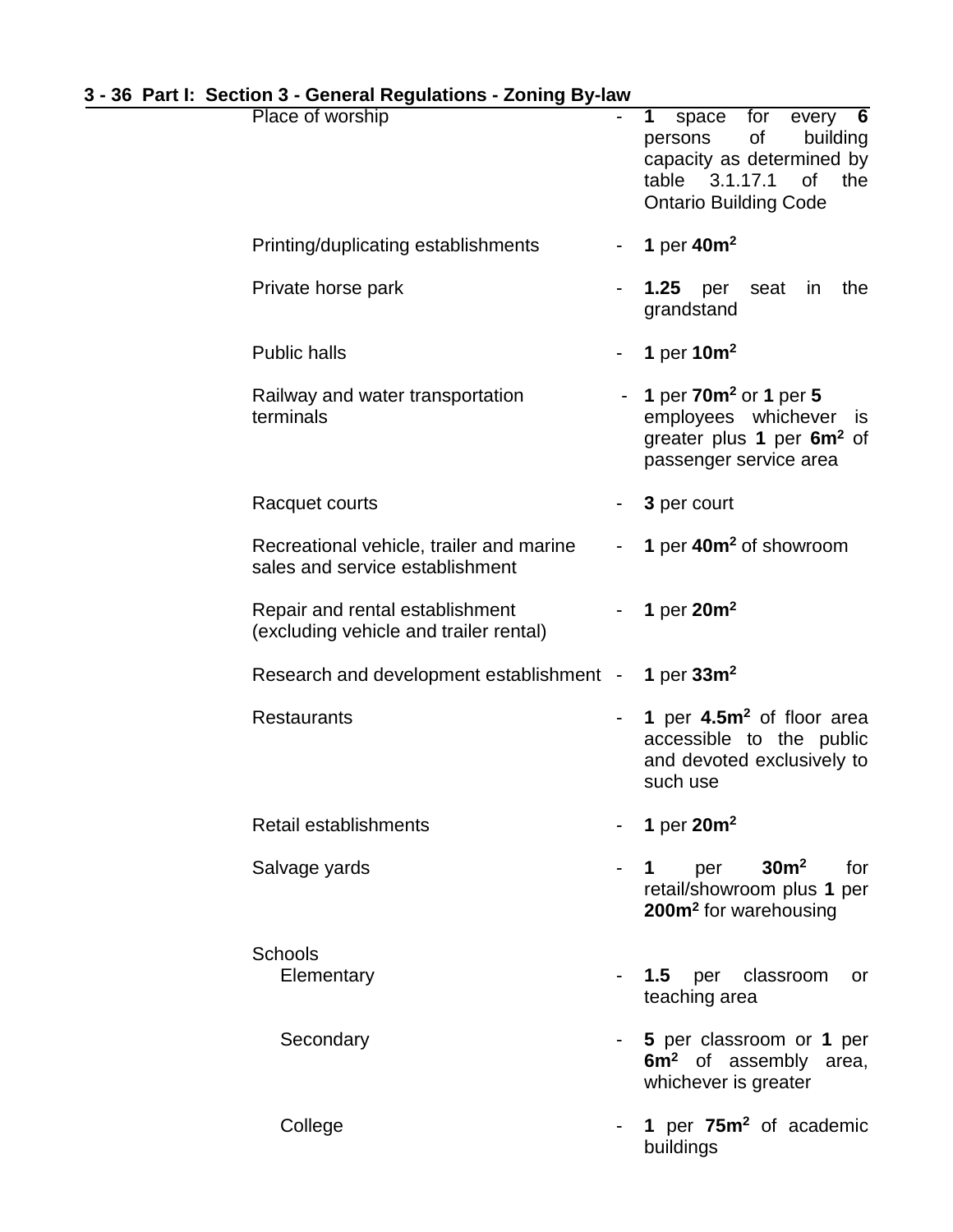| Use | | Parking Requirement |
|---|---|---|
| Place of worship | - | **1** space for every **6** persons of building capacity as determined by table 3.1.17.1 of the Ontario Building Code |
| Printing/duplicating establishments | - | **1** per **40m²** |
| Private horse park | - | **1.25** per seat in the grandstand |
| Public halls | - | **1** per **10m²** |
| Railway and water transportation terminals | - | **1** per **70m²** or **1** per **5** employees whichever is greater plus **1** per **6m²** of passenger service area |
| Racquet courts | - | **3** per court |
| Recreational vehicle, trailer and marine sales and service establishment | - | **1** per **40m²** of showroom |
| Repair and rental establishment (excluding vehicle and trailer rental) | - | **1** per **20m²** |
| Research and development establishment | - | **1** per **33m²** |
| Restaurants | - | **1** per **4.5m²** of floor area accessible to the public and devoted exclusively to such use |
| Retail establishments | - | **1** per **20m²** |
| Salvage yards | - | **1** per **30m²** for retail/showroom plus **1** per **200m²** for warehousing |
| Schools | | |
| Elementary | - | **1.5** per classroom or teaching area |
| Secondary | - | **5** per classroom or **1** per **6m²** of assembly area, whichever is greater |
| College | - | **1** per **75m²** of academic buildings |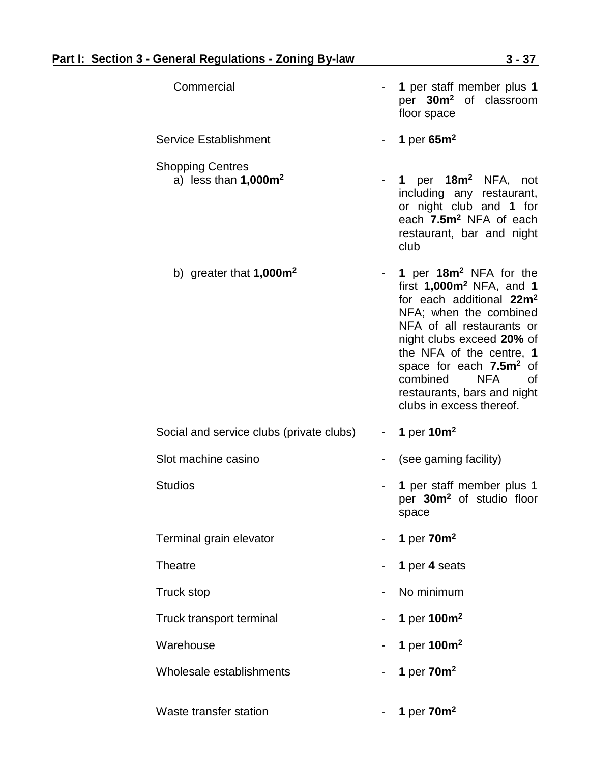| Use | | Requirement |
|---|---|---|
| Commercial | - | **1** per staff member plus **1** per **30m²** of classroom floor space |
| Service Establishment | - | **1** per **65m²** |
| Shopping Centres | | |
| a) less than **1,000m²** | - | **1** per **18m²** NFA, not including any restaurant, or night club and **1** for each **7.5m²** NFA of each restaurant, bar and night club |
| b) greater that **1,000m²** | - | **1** per **18m²** NFA for the first **1,000m²** NFA, and **1** for each additional **22m²** NFA; when the combined NFA of all restaurants or night clubs exceed **20%** of the NFA of the centre, **1** space for each **7.5m²** of combined NFA of restaurants, bars and night clubs in excess thereof. |
| Social and service clubs (private clubs) | - | **1** per **10m²** |
| Slot machine casino | - | (see gaming facility) |
| Studios | - | **1** per staff member plus 1 per **30m²** of studio floor space |
| Terminal grain elevator | - | **1** per **70m²** |
| Theatre | - | **1** per **4** seats |
| Truck stop | - | No minimum |
| Truck transport terminal | - | **1** per **100m²** |
| Warehouse | - | **1** per **100m²** |
| Wholesale establishments | - | **1** per **70m²** |
| Waste transfer station | - | **1** per **70m²** |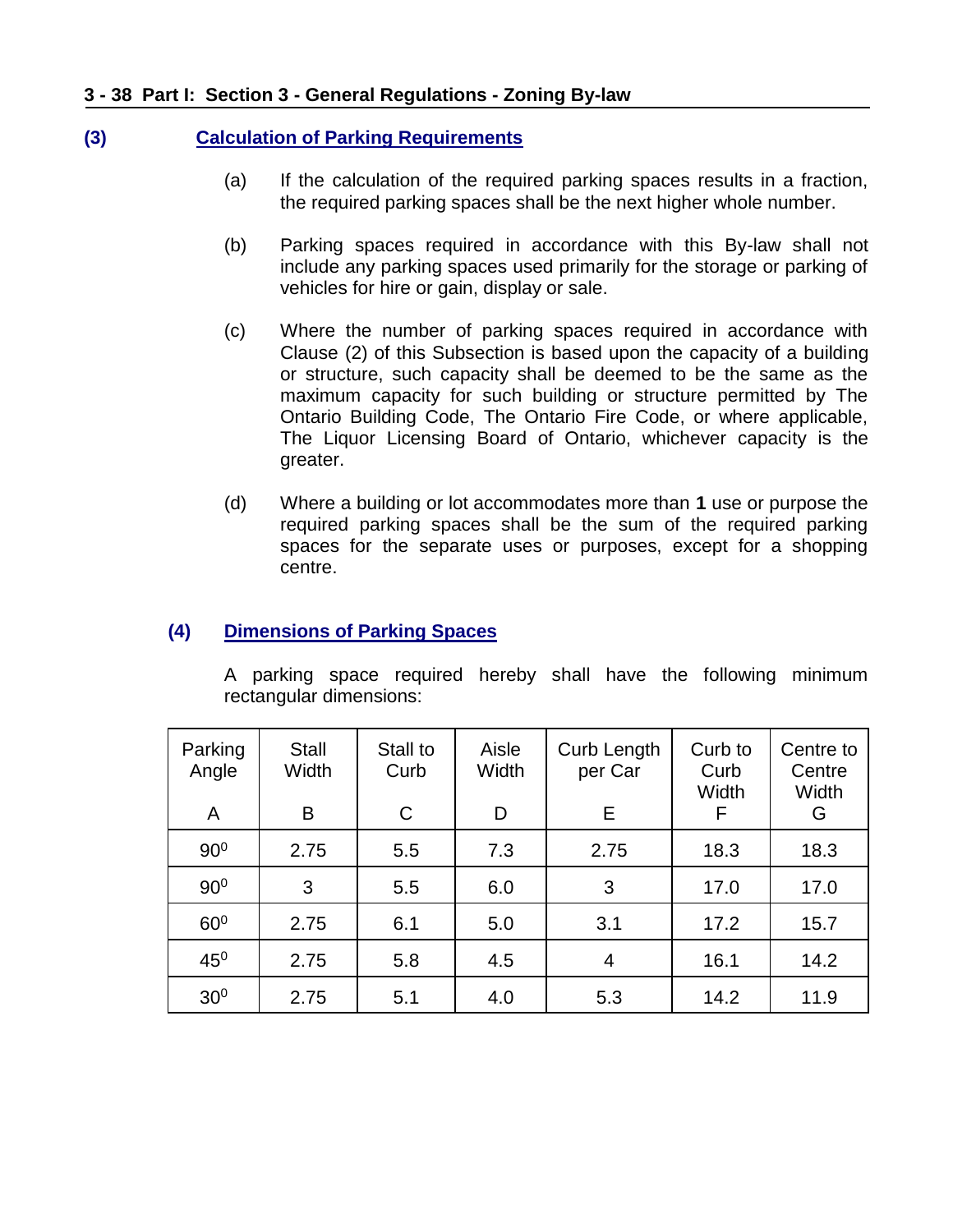### (3) Calculation of Parking Requirements

(a) If the calculation of the required parking spaces results in a fraction, the required parking spaces shall be the next higher whole number.

(b) Parking spaces required in accordance with this By-law shall not include any parking spaces used primarily for the storage or parking of vehicles for hire or gain, display or sale.

(c) Where the number of parking spaces required in accordance with Clause (2) of this Subsection is based upon the capacity of a building or structure, such capacity shall be deemed to be the same as the maximum capacity for such building or structure permitted by The Ontario Building Code, The Ontario Fire Code, or where applicable, The Liquor Licensing Board of Ontario, whichever capacity is the greater.

(d) Where a building or lot accommodates more than **1** use or purpose the required parking spaces shall be the sum of the required parking spaces for the separate uses or purposes, except for a shopping centre.

### (4) Dimensions of Parking Spaces

A parking space required hereby shall have the following minimum rectangular dimensions:

| Parking Angle A | Stall Width B | Stall to Curb C | Aisle Width D | Curb Length per Car E | Curb to Curb Width F | Centre to Centre Width G |
|---|---|---|---|---|---|---|
| $90^0$ | 2.75 | 5.5 | 7.3 | 2.75 | 18.3 | 18.3 |
| $90^0$ | 3 | 5.5 | 6.0 | 3 | 17.0 | 17.0 |
| $60^0$ | 2.75 | 6.1 | 5.0 | 3.1 | 17.2 | 15.7 |
| $45^0$ | 2.75 | 5.8 | 4.5 | 4 | 16.1 | 14.2 |
| $30^0$ | 2.75 | 5.1 | 4.0 | 5.3 | 14.2 | 11.9 |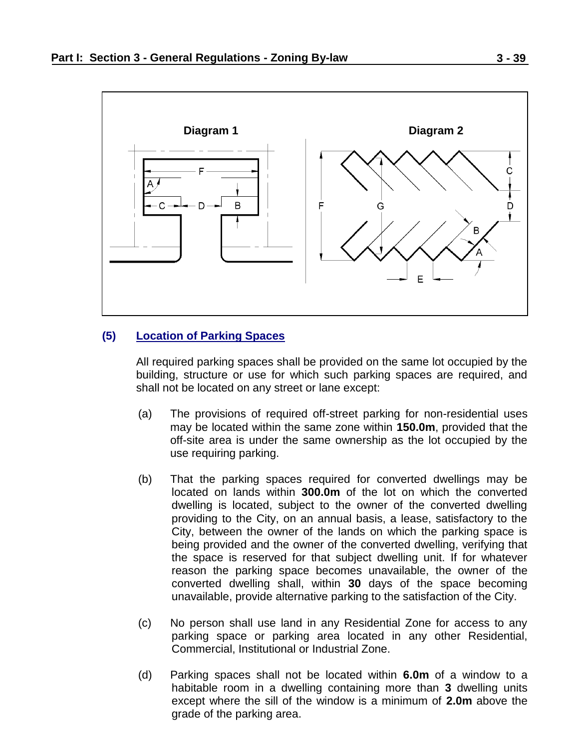**Diagram 1** **Diagram 2**

### (5) Location of Parking Spaces

All required parking spaces shall be provided on the same lot occupied by the building, structure or use for which such parking spaces are required, and shall not be located on any street or lane except:

(a) The provisions of required off-street parking for non-residential uses may be located within the same zone within **150.0m**, provided that the off-site area is under the same ownership as the lot occupied by the use requiring parking.

(b) That the parking spaces required for converted dwellings may be located on lands within **300.0m** of the lot on which the converted dwelling is located, subject to the owner of the converted dwelling providing to the City, on an annual basis, a lease, satisfactory to the City, between the owner of the lands on which the parking space is being provided and the owner of the converted dwelling, verifying that the space is reserved for that subject dwelling unit. If for whatever reason the parking space becomes unavailable, the owner of the converted dwelling shall, within **30** days of the space becoming unavailable, provide alternative parking to the satisfaction of the City.

(c) No person shall use land in any Residential Zone for access to any parking space or parking area located in any other Residential, Commercial, Institutional or Industrial Zone.

(d) Parking spaces shall not be located within **6.0m** of a window to a habitable room in a dwelling containing more than **3** dwelling units except where the sill of the window is a minimum of **2.0m** above the grade of the parking area.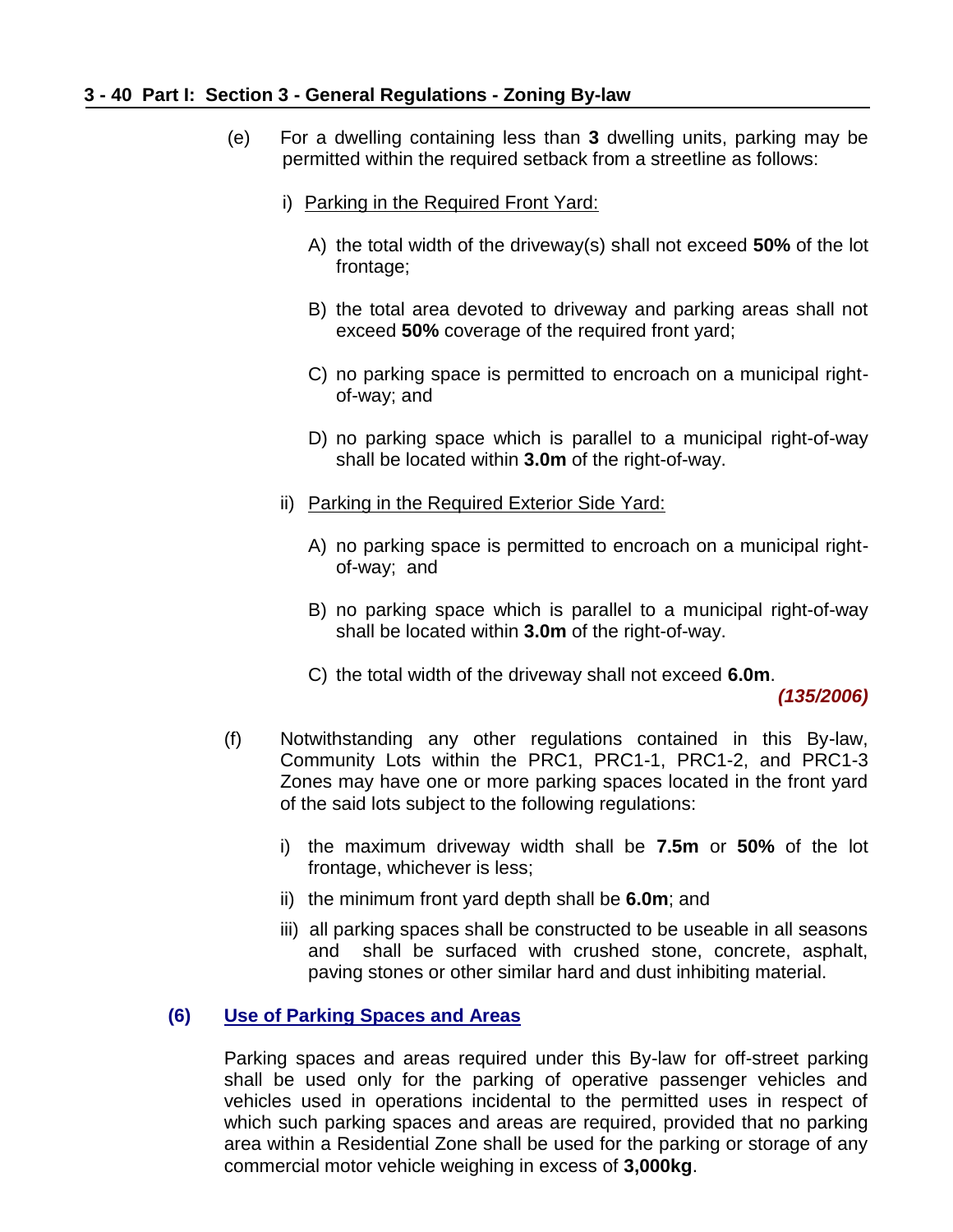(e) For a dwelling containing less than **3** dwelling units, parking may be permitted within the required setback from a streetline as follows:

i) Parking in the Required Front Yard:

A) the total width of the driveway(s) shall not exceed **50%** of the lot frontage;

B) the total area devoted to driveway and parking areas shall not exceed **50%** coverage of the required front yard;

C) no parking space is permitted to encroach on a municipal right-of-way; and

D) no parking space which is parallel to a municipal right-of-way shall be located within **3.0m** of the right-of-way.

ii) Parking in the Required Exterior Side Yard:

A) no parking space is permitted to encroach on a municipal right-of-way; and

B) no parking space which is parallel to a municipal right-of-way shall be located within **3.0m** of the right-of-way.

C) the total width of the driveway shall not exceed **6.0m**.

***(135/2006)***

(f) Notwithstanding any other regulations contained in this By-law, Community Lots within the PRC1, PRC1-1, PRC1-2, and PRC1-3 Zones may have one or more parking spaces located in the front yard of the said lots subject to the following regulations:

i) the maximum driveway width shall be **7.5m** or **50%** of the lot frontage, whichever is less;

ii) the minimum front yard depth shall be **6.0m**; and

iii) all parking spaces shall be constructed to be useable in all seasons and shall be surfaced with crushed stone, concrete, asphalt, paving stones or other similar hard and dust inhibiting material.

### (6) Use of Parking Spaces and Areas

Parking spaces and areas required under this By-law for off-street parking shall be used only for the parking of operative passenger vehicles and vehicles used in operations incidental to the permitted uses in respect of which such parking spaces and areas are required, provided that no parking area within a Residential Zone shall be used for the parking or storage of any commercial motor vehicle weighing in excess of **3,000kg**.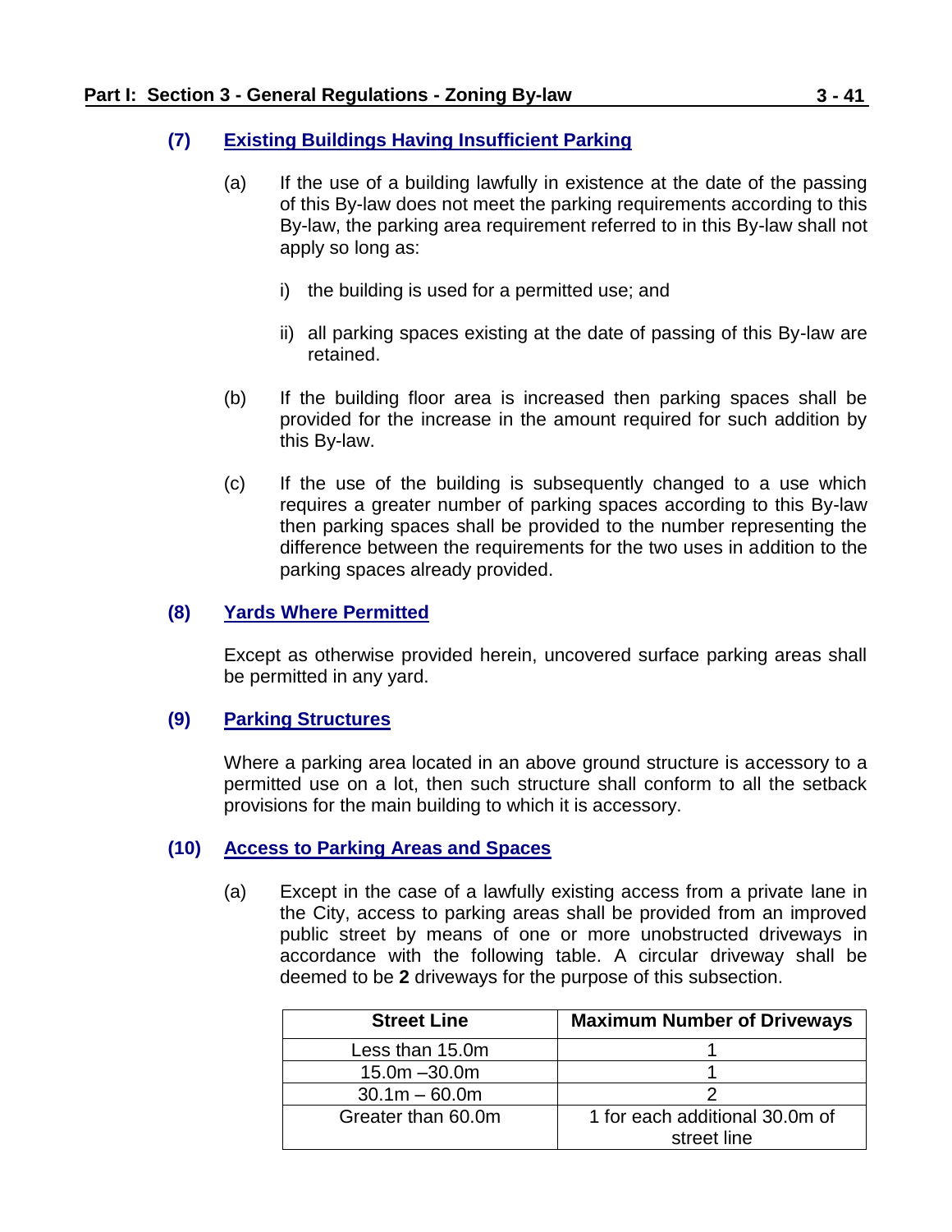### (7) Existing Buildings Having Insufficient Parking

(a) If the use of a building lawfully in existence at the date of the passing of this By-law does not meet the parking requirements according to this By-law, the parking area requirement referred to in this By-law shall not apply so long as:

i) the building is used for a permitted use; and

ii) all parking spaces existing at the date of passing of this By-law are retained.

(b) If the building floor area is increased then parking spaces shall be provided for the increase in the amount required for such addition by this By-law.

(c) If the use of the building is subsequently changed to a use which requires a greater number of parking spaces according to this By-law then parking spaces shall be provided to the number representing the difference between the requirements for the two uses in addition to the parking spaces already provided.

### (8) Yards Where Permitted

Except as otherwise provided herein, uncovered surface parking areas shall be permitted in any yard.

### (9) Parking Structures

Where a parking area located in an above ground structure is accessory to a permitted use on a lot, then such structure shall conform to all the setback provisions for the main building to which it is accessory.

### (10) Access to Parking Areas and Spaces

(a) Except in the case of a lawfully existing access from a private lane in the City, access to parking areas shall be provided from an improved public street by means of one or more unobstructed driveways in accordance with the following table. A circular driveway shall be deemed to be **2** driveways for the purpose of this subsection.

| Street Line | Maximum Number of Driveways |
|---|---|
| Less than 15.0m | 1 |
| 15.0m –30.0m | 1 |
| 30.1m – 60.0m | 2 |
| Greater than 60.0m | 1 for each additional 30.0m of street line |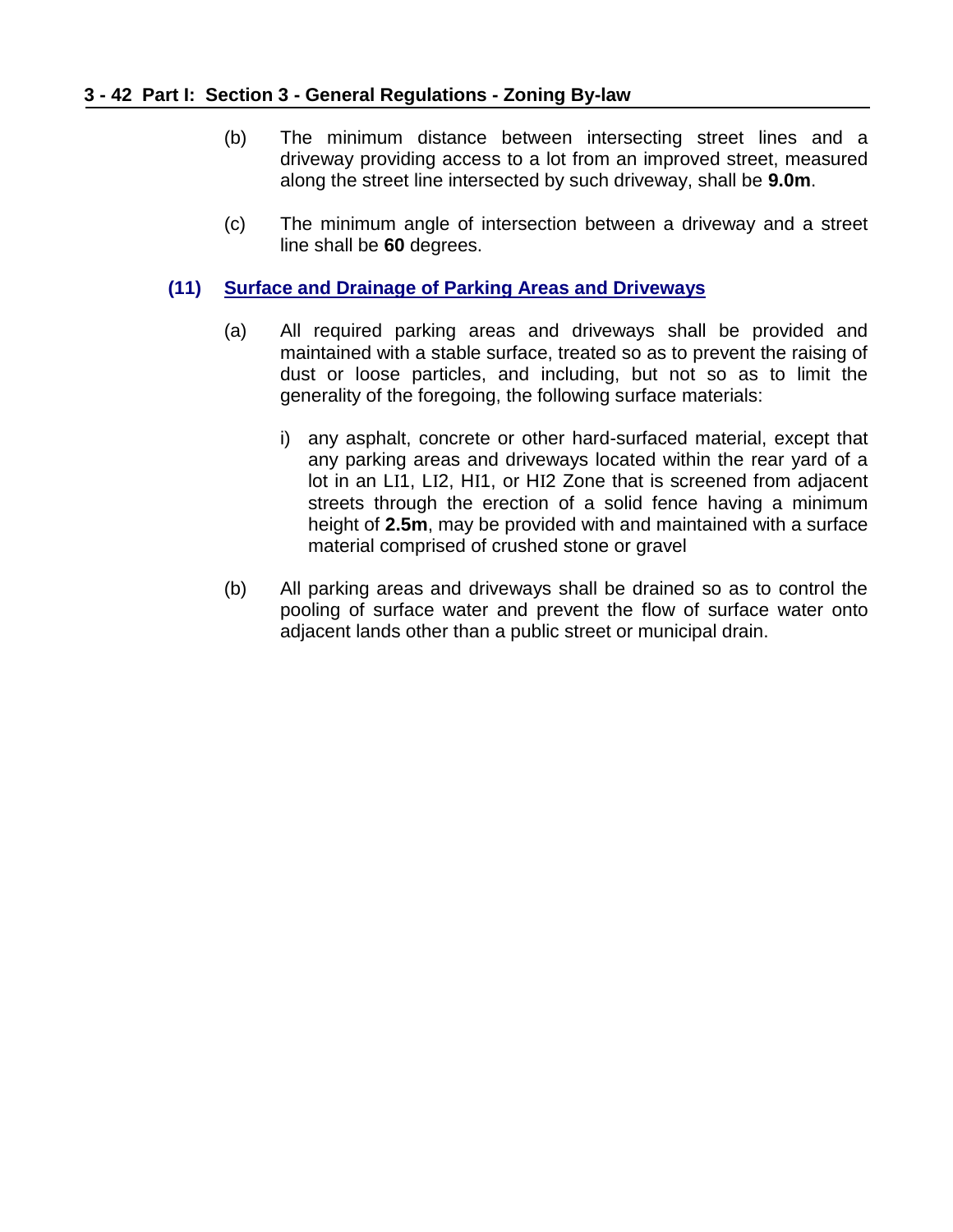(b) The minimum distance between intersecting street lines and a driveway providing access to a lot from an improved street, measured along the street line intersected by such driveway, shall be **9.0m**.

(c) The minimum angle of intersection between a driveway and a street line shall be **60** degrees.

**(11) Surface and Drainage of Parking Areas and Driveways**

(a) All required parking areas and driveways shall be provided and maintained with a stable surface, treated so as to prevent the raising of dust or loose particles, and including, but not so as to limit the generality of the foregoing, the following surface materials:

i) any asphalt, concrete or other hard-surfaced material, except that any parking areas and driveways located within the rear yard of a lot in an LI1, LI2, HI1, or HI2 Zone that is screened from adjacent streets through the erection of a solid fence having a minimum height of **2.5m**, may be provided with and maintained with a surface material comprised of crushed stone or gravel

(b) All parking areas and driveways shall be drained so as to control the pooling of surface water and prevent the flow of surface water onto adjacent lands other than a public street or municipal drain.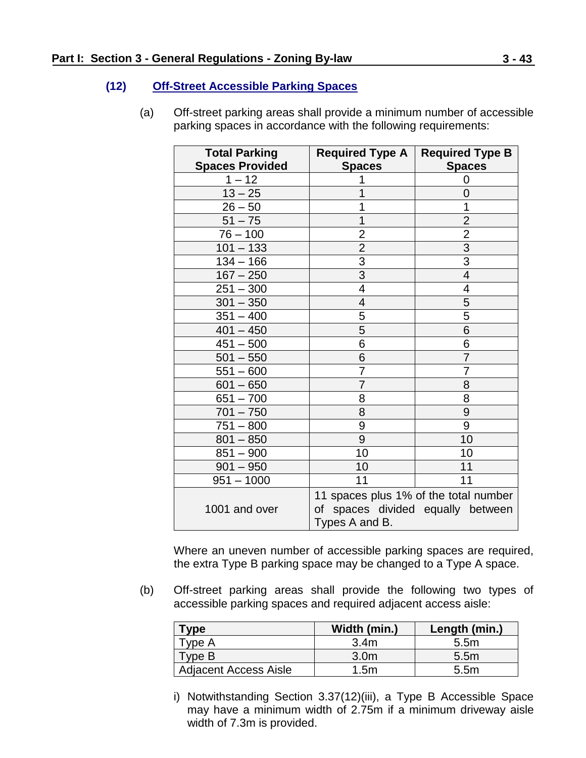### (12) Off-Street Accessible Parking Spaces

(a) Off-street parking areas shall provide a minimum number of accessible parking spaces in accordance with the following requirements:

| Total Parking Spaces Provided | Required Type A Spaces | Required Type B Spaces |
|---|---|---|
| 1 – 12 | 1 | 0 |
| 13 – 25 | 1 | 0 |
| 26 – 50 | 1 | 1 |
| 51 – 75 | 1 | 2 |
| 76 – 100 | 2 | 2 |
| 101 – 133 | 2 | 3 |
| 134 – 166 | 3 | 3 |
| 167 – 250 | 3 | 4 |
| 251 – 300 | 4 | 4 |
| 301 – 350 | 4 | 5 |
| 351 – 400 | 5 | 5 |
| 401 – 450 | 5 | 6 |
| 451 – 500 | 6 | 6 |
| 501 – 550 | 6 | 7 |
| 551 – 600 | 7 | 7 |
| 601 – 650 | 7 | 8 |
| 651 – 700 | 8 | 8 |
| 701 – 750 | 8 | 9 |
| 751 – 800 | 9 | 9 |
| 801 – 850 | 9 | 10 |
| 851 – 900 | 10 | 10 |
| 901 – 950 | 10 | 11 |
| 951 – 1000 | 11 | 11 |
| 1001 and over | 11 spaces plus 1% of the total number of spaces divided equally between Types A and B. | |

Where an uneven number of accessible parking spaces are required, the extra Type B parking space may be changed to a Type A space.

(b) Off-street parking areas shall provide the following two types of accessible parking spaces and required adjacent access aisle:

| Type | Width (min.) | Length (min.) |
|---|---|---|
| Type A | 3.4m | 5.5m |
| Type B | 3.0m | 5.5m |
| Adjacent Access Aisle | 1.5m | 5.5m |

i) Notwithstanding Section 3.37(12)(iii), a Type B Accessible Space may have a minimum width of 2.75m if a minimum driveway aisle width of 7.3m is provided.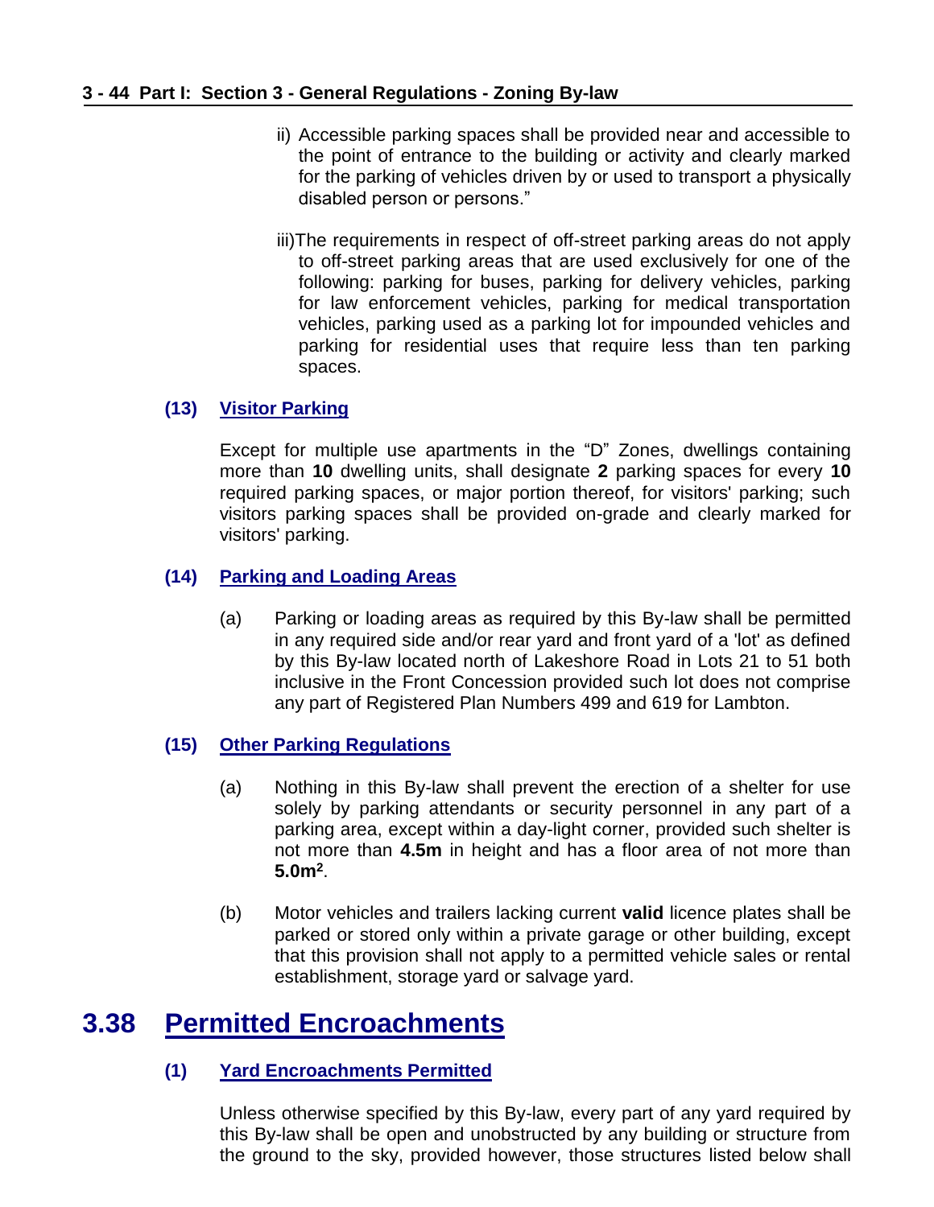ii) Accessible parking spaces shall be provided near and accessible to the point of entrance to the building or activity and clearly marked for the parking of vehicles driven by or used to transport a physically disabled person or persons."

iii)The requirements in respect of off-street parking areas do not apply to off-street parking areas that are used exclusively for one of the following: parking for buses, parking for delivery vehicles, parking for law enforcement vehicles, parking for medical transportation vehicles, parking used as a parking lot for impounded vehicles and parking for residential uses that require less than ten parking spaces.

### (13) Visitor Parking

Except for multiple use apartments in the "D" Zones, dwellings containing more than **10** dwelling units, shall designate **2** parking spaces for every **10** required parking spaces, or major portion thereof, for visitors' parking; such visitors parking spaces shall be provided on-grade and clearly marked for visitors' parking.

### (14) Parking and Loading Areas

(a) Parking or loading areas as required by this By-law shall be permitted in any required side and/or rear yard and front yard of a 'lot' as defined by this By-law located north of Lakeshore Road in Lots 21 to 51 both inclusive in the Front Concession provided such lot does not comprise any part of Registered Plan Numbers 499 and 619 for Lambton.

### (15) Other Parking Regulations

(a) Nothing in this By-law shall prevent the erection of a shelter for use solely by parking attendants or security personnel in any part of a parking area, except within a day-light corner, provided such shelter is not more than **4.5m** in height and has a floor area of not more than **5.0m$^2$**.

(b) Motor vehicles and trailers lacking current **valid** licence plates shall be parked or stored only within a private garage or other building, except that this provision shall not apply to a permitted vehicle sales or rental establishment, storage yard or salvage yard.

# 3.38 Permitted Encroachments

### (1) Yard Encroachments Permitted

Unless otherwise specified by this By-law, every part of any yard required by this By-law shall be open and unobstructed by any building or structure from the ground to the sky, provided however, those structures listed below shall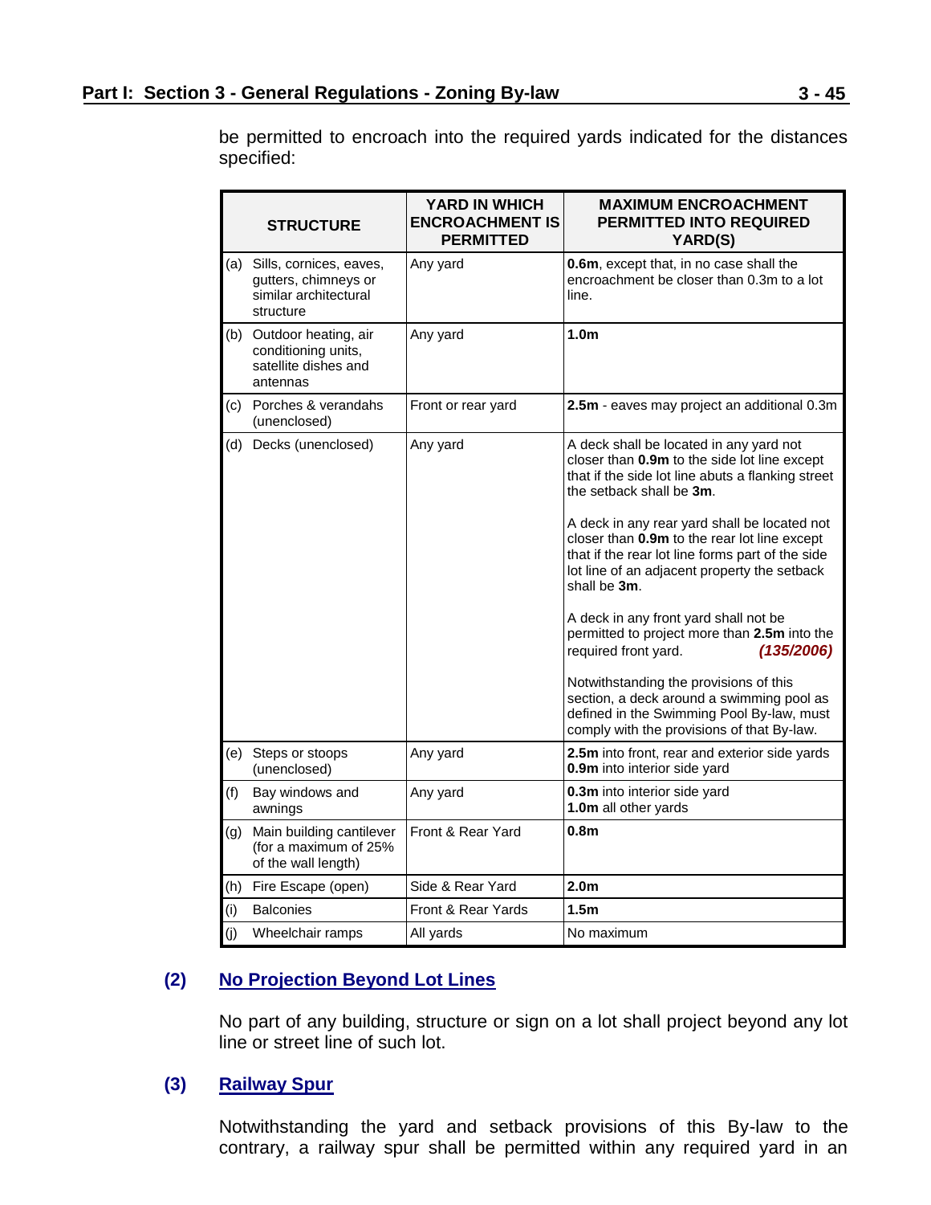be permitted to encroach into the required yards indicated for the distances specified:

| STRUCTURE | YARD IN WHICH ENCROACHMENT IS PERMITTED | MAXIMUM ENCROACHMENT PERMITTED INTO REQUIRED YARD(S) |
|---|---|---|
| (a) Sills, cornices, eaves, gutters, chimneys or similar architectural structure | Any yard | **0.6m**, except that, in no case shall the encroachment be closer than 0.3m to a lot line. |
| (b) Outdoor heating, air conditioning units, satellite dishes and antennas | Any yard | **1.0m** |
| (c) Porches & verandahs (unenclosed) | Front or rear yard | **2.5m** - eaves may project an additional 0.3m |
| (d) Decks (unenclosed) | Any yard | A deck shall be located in any yard not closer than **0.9m** to the side lot line except that if the side lot line abuts a flanking street the setback shall be **3m**.<br><br>A deck in any rear yard shall be located not closer than **0.9m** to the rear lot line except that if the rear lot line forms part of the side lot line of an adjacent property the setback shall be **3m**.<br><br>A deck in any front yard shall not be permitted to project more than **2.5m** into the required front yard. ***(135/2006)***<br><br>Notwithstanding the provisions of this section, a deck around a swimming pool as defined in the Swimming Pool By-law, must comply with the provisions of that By-law. |
| (e) Steps or stoops (unenclosed) | Any yard | **2.5m** into front, rear and exterior side yards<br>**0.9m** into interior side yard |
| (f) Bay windows and awnings | Any yard | **0.3m** into interior side yard<br>**1.0m** all other yards |
| (g) Main building cantilever (for a maximum of 25% of the wall length) | Front & Rear Yard | **0.8m** |
| (h) Fire Escape (open) | Side & Rear Yard | **2.0m** |
| (i) Balconies | Front & Rear Yards | **1.5m** |
| (j) Wheelchair ramps | All yards | No maximum |

**(2) No Projection Beyond Lot Lines**

No part of any building, structure or sign on a lot shall project beyond any lot line or street line of such lot.

**(3) Railway Spur**

Notwithstanding the yard and setback provisions of this By-law to the contrary, a railway spur shall be permitted within any required yard in an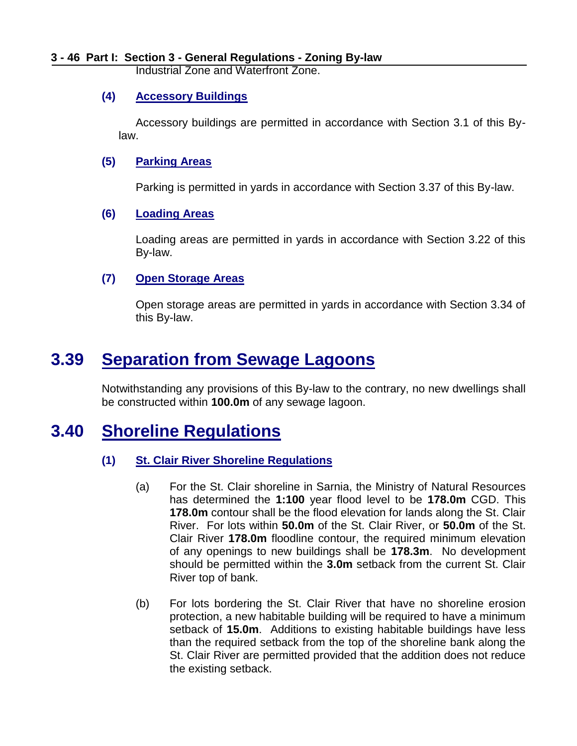Industrial Zone and Waterfront Zone.

### (4) Accessory Buildings

Accessory buildings are permitted in accordance with Section 3.1 of this By-law.

### (5) Parking Areas

Parking is permitted in yards in accordance with Section 3.37 of this By-law.

### (6) Loading Areas

Loading areas are permitted in yards in accordance with Section 3.22 of this By-law.

### (7) Open Storage Areas

Open storage areas are permitted in yards in accordance with Section 3.34 of this By-law.

## 3.39 Separation from Sewage Lagoons

Notwithstanding any provisions of this By-law to the contrary, no new dwellings shall be constructed within **100.0m** of any sewage lagoon.

## 3.40 Shoreline Regulations

### (1) St. Clair River Shoreline Regulations

(a) For the St. Clair shoreline in Sarnia, the Ministry of Natural Resources has determined the **1:100** year flood level to be **178.0m** CGD. This **178.0m** contour shall be the flood elevation for lands along the St. Clair River. For lots within **50.0m** of the St. Clair River, or **50.0m** of the St. Clair River **178.0m** floodline contour, the required minimum elevation of any openings to new buildings shall be **178.3m**. No development should be permitted within the **3.0m** setback from the current St. Clair River top of bank.

(b) For lots bordering the St. Clair River that have no shoreline erosion protection, a new habitable building will be required to have a minimum setback of **15.0m**. Additions to existing habitable buildings have less than the required setback from the top of the shoreline bank along the St. Clair River are permitted provided that the addition does not reduce the existing setback.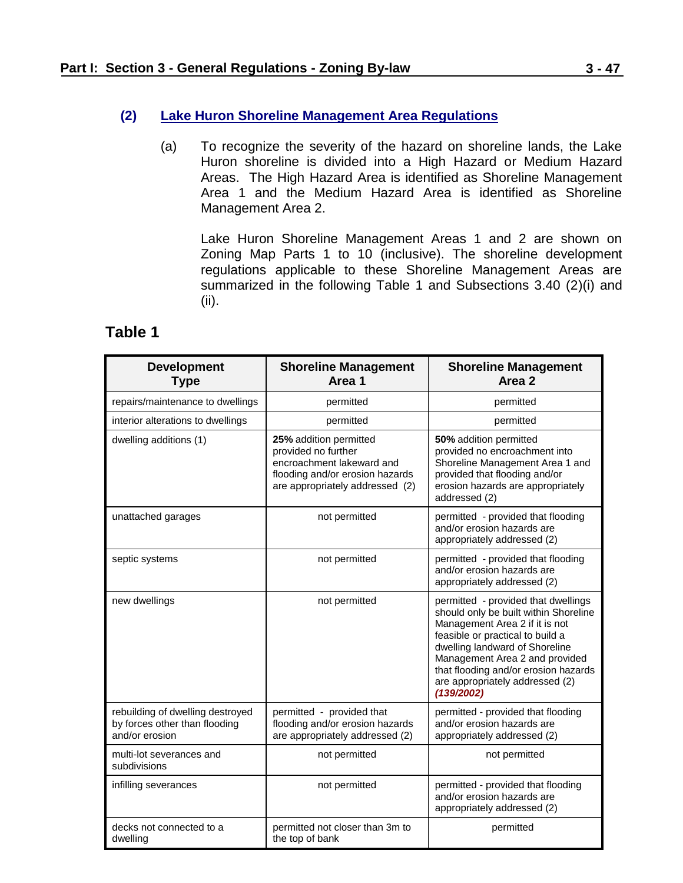### (2) Lake Huron Shoreline Management Area Regulations

(a) To recognize the severity of the hazard on shoreline lands, the Lake Huron shoreline is divided into a High Hazard or Medium Hazard Areas. The High Hazard Area is identified as Shoreline Management Area 1 and the Medium Hazard Area is identified as Shoreline Management Area 2.

Lake Huron Shoreline Management Areas 1 and 2 are shown on Zoning Map Parts 1 to 10 (inclusive). The shoreline development regulations applicable to these Shoreline Management Areas are summarized in the following Table 1 and Subsections 3.40 (2)(i) and (ii).

## Table 1

| Development Type | Shoreline Management Area 1 | Shoreline Management Area 2 |
|---|---|---|
| repairs/maintenance to dwellings | permitted | permitted |
| interior alterations to dwellings | permitted | permitted |
| dwelling additions (1) | **25%** addition permitted provided no further encroachment lakeward and flooding and/or erosion hazards are appropriately addressed (2) | **50%** addition permitted provided no encroachment into Shoreline Management Area 1 and provided that flooding and/or erosion hazards are appropriately addressed (2) |
| unattached garages | not permitted | permitted - provided that flooding and/or erosion hazards are appropriately addressed (2) |
| septic systems | not permitted | permitted - provided that flooding and/or erosion hazards are appropriately addressed (2) |
| new dwellings | not permitted | permitted - provided that dwellings should only be built within Shoreline Management Area 2 if it is not feasible or practical to build a dwelling landward of Shoreline Management Area 2 and provided that flooding and/or erosion hazards are appropriately addressed (2) ***(139/2002)*** |
| rebuilding of dwelling destroyed by forces other than flooding and/or erosion | permitted - provided that flooding and/or erosion hazards are appropriately addressed (2) | permitted - provided that flooding and/or erosion hazards are appropriately addressed (2) |
| multi-lot severances and subdivisions | not permitted | not permitted |
| infilling severances | not permitted | permitted - provided that flooding and/or erosion hazards are appropriately addressed (2) |
| decks not connected to a dwelling | permitted not closer than 3m to the top of bank | permitted |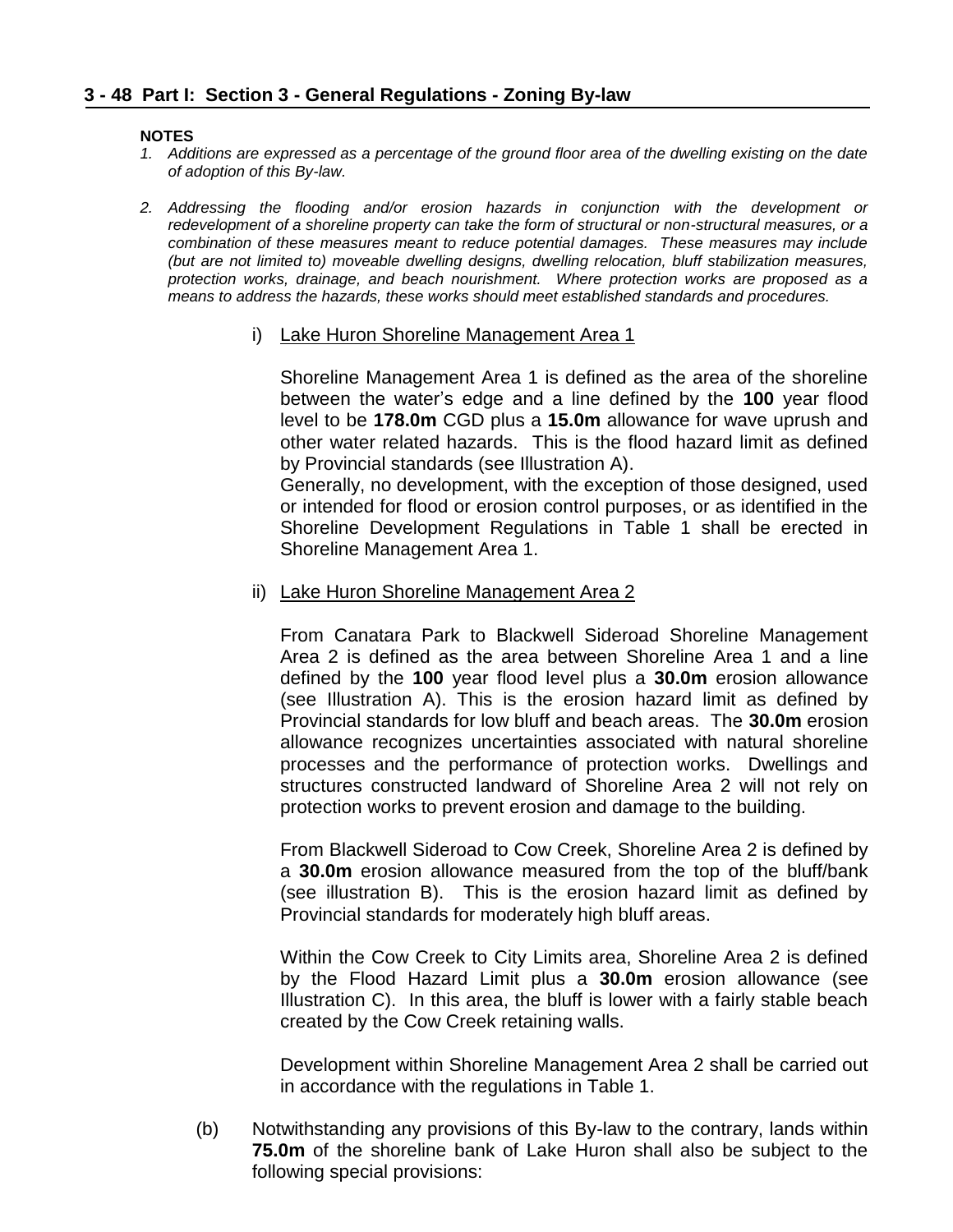**NOTES**

1. *Additions are expressed as a percentage of the ground floor area of the dwelling existing on the date of adoption of this By-law.*

2. *Addressing the flooding and/or erosion hazards in conjunction with the development or redevelopment of a shoreline property can take the form of structural or non-structural measures, or a combination of these measures meant to reduce potential damages. These measures may include (but are not limited to) moveable dwelling designs, dwelling relocation, bluff stabilization measures, protection works, drainage, and beach nourishment. Where protection works are proposed as a means to address the hazards, these works should meet established standards and procedures.*

i) Lake Huron Shoreline Management Area 1

Shoreline Management Area 1 is defined as the area of the shoreline between the water's edge and a line defined by the **100** year flood level to be **178.0m** CGD plus a **15.0m** allowance for wave uprush and other water related hazards. This is the flood hazard limit as defined by Provincial standards (see Illustration A).
Generally, no development, with the exception of those designed, used or intended for flood or erosion control purposes, or as identified in the Shoreline Development Regulations in Table 1 shall be erected in Shoreline Management Area 1.

ii) Lake Huron Shoreline Management Area 2

From Canatara Park to Blackwell Sideroad Shoreline Management Area 2 is defined as the area between Shoreline Area 1 and a line defined by the **100** year flood level plus a **30.0m** erosion allowance (see Illustration A). This is the erosion hazard limit as defined by Provincial standards for low bluff and beach areas. The **30.0m** erosion allowance recognizes uncertainties associated with natural shoreline processes and the performance of protection works. Dwellings and structures constructed landward of Shoreline Area 2 will not rely on protection works to prevent erosion and damage to the building.

From Blackwell Sideroad to Cow Creek, Shoreline Area 2 is defined by a **30.0m** erosion allowance measured from the top of the bluff/bank (see illustration B). This is the erosion hazard limit as defined by Provincial standards for moderately high bluff areas.

Within the Cow Creek to City Limits area, Shoreline Area 2 is defined by the Flood Hazard Limit plus a **30.0m** erosion allowance (see Illustration C). In this area, the bluff is lower with a fairly stable beach created by the Cow Creek retaining walls.

Development within Shoreline Management Area 2 shall be carried out in accordance with the regulations in Table 1.

(b) Notwithstanding any provisions of this By-law to the contrary, lands within **75.0m** of the shoreline bank of Lake Huron shall also be subject to the following special provisions: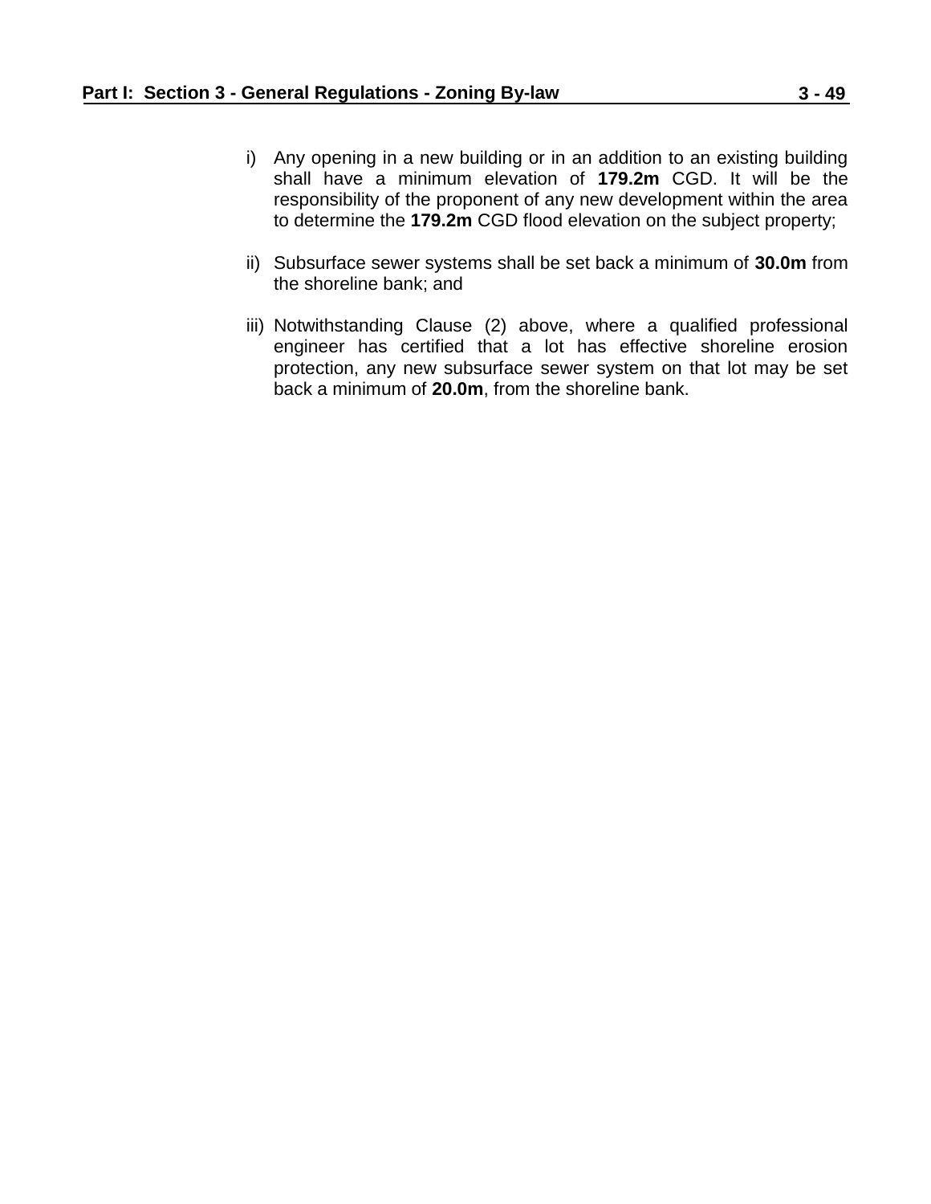i) Any opening in a new building or in an addition to an existing building shall have a minimum elevation of **179.2m** CGD. It will be the responsibility of the proponent of any new development within the area to determine the **179.2m** CGD flood elevation on the subject property;

ii) Subsurface sewer systems shall be set back a minimum of **30.0m** from the shoreline bank; and

iii) Notwithstanding Clause (2) above, where a qualified professional engineer has certified that a lot has effective shoreline erosion protection, any new subsurface sewer system on that lot may be set back a minimum of **20.0m**, from the shoreline bank.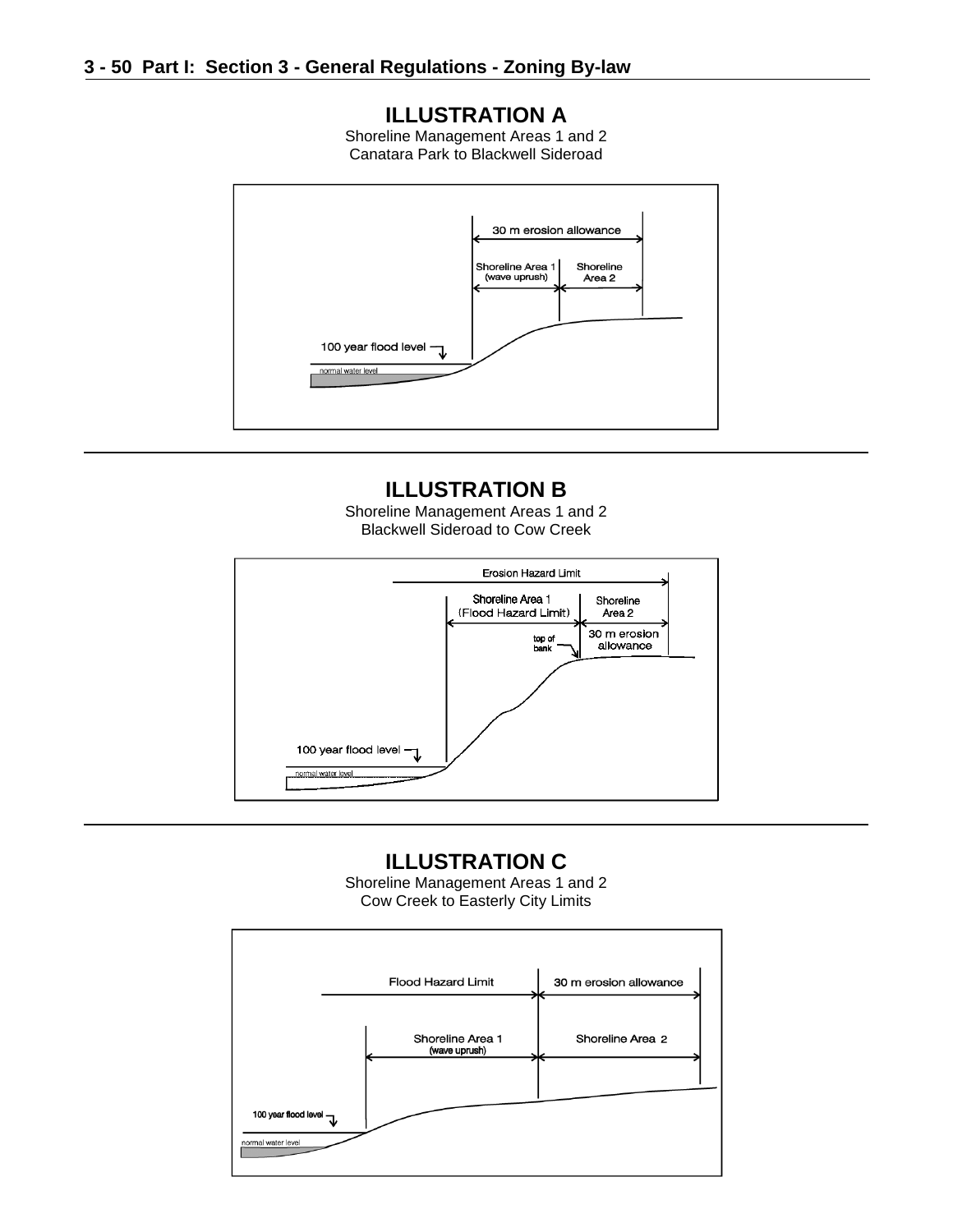## ILLUSTRATION A

Shoreline Management Areas 1 and 2
Canatara Park to Blackwell Sideroad

30 m erosion allowance

Shoreline Area 1 (wave uprush)

Shoreline Area 2

100 year flood level

normal water level

## ILLUSTRATION B

Shoreline Management Areas 1 and 2
Blackwell Sideroad to Cow Creek

Erosion Hazard Limit

Shoreline Area 1 (Flood Hazard Limit)

Shoreline Area 2

30 m erosion allowance

top of bank

100 year flood level

normal water level

## ILLUSTRATION C

Shoreline Management Areas 1 and 2
Cow Creek to Easterly City Limits

Flood Hazard Limit

30 m erosion allowance

Shoreline Area 1 (wave uprush)

Shoreline Area 2

100 year flood level

normal water level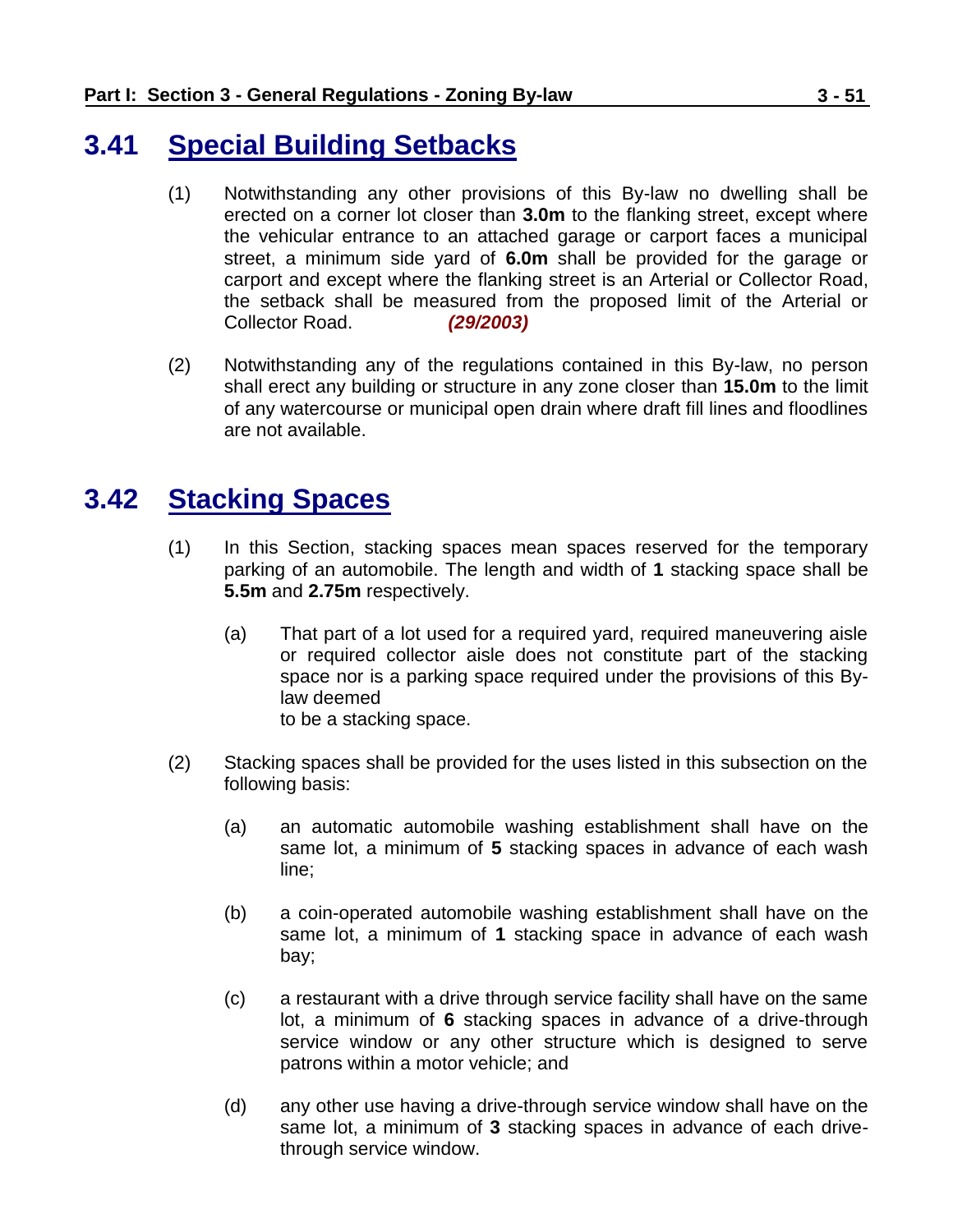## 3.41 Special Building Setbacks

(1) Notwithstanding any other provisions of this By-law no dwelling shall be erected on a corner lot closer than **3.0m** to the flanking street, except where the vehicular entrance to an attached garage or carport faces a municipal street, a minimum side yard of **6.0m** shall be provided for the garage or carport and except where the flanking street is an Arterial or Collector Road, the setback shall be measured from the proposed limit of the Arterial or Collector Road. ***(29/2003)***

(2) Notwithstanding any of the regulations contained in this By-law, no person shall erect any building or structure in any zone closer than **15.0m** to the limit of any watercourse or municipal open drain where draft fill lines and floodlines are not available.

## 3.42 Stacking Spaces

(1) In this Section, stacking spaces mean spaces reserved for the temporary parking of an automobile. The length and width of **1** stacking space shall be **5.5m** and **2.75m** respectively.

(a) That part of a lot used for a required yard, required maneuvering aisle or required collector aisle does not constitute part of the stacking space nor is a parking space required under the provisions of this By-law deemed to be a stacking space.

(2) Stacking spaces shall be provided for the uses listed in this subsection on the following basis:

(a) an automatic automobile washing establishment shall have on the same lot, a minimum of **5** stacking spaces in advance of each wash line;

(b) a coin-operated automobile washing establishment shall have on the same lot, a minimum of **1** stacking space in advance of each wash bay;

(c) a restaurant with a drive through service facility shall have on the same lot, a minimum of **6** stacking spaces in advance of a drive-through service window or any other structure which is designed to serve patrons within a motor vehicle; and

(d) any other use having a drive-through service window shall have on the same lot, a minimum of **3** stacking spaces in advance of each drive-through service window.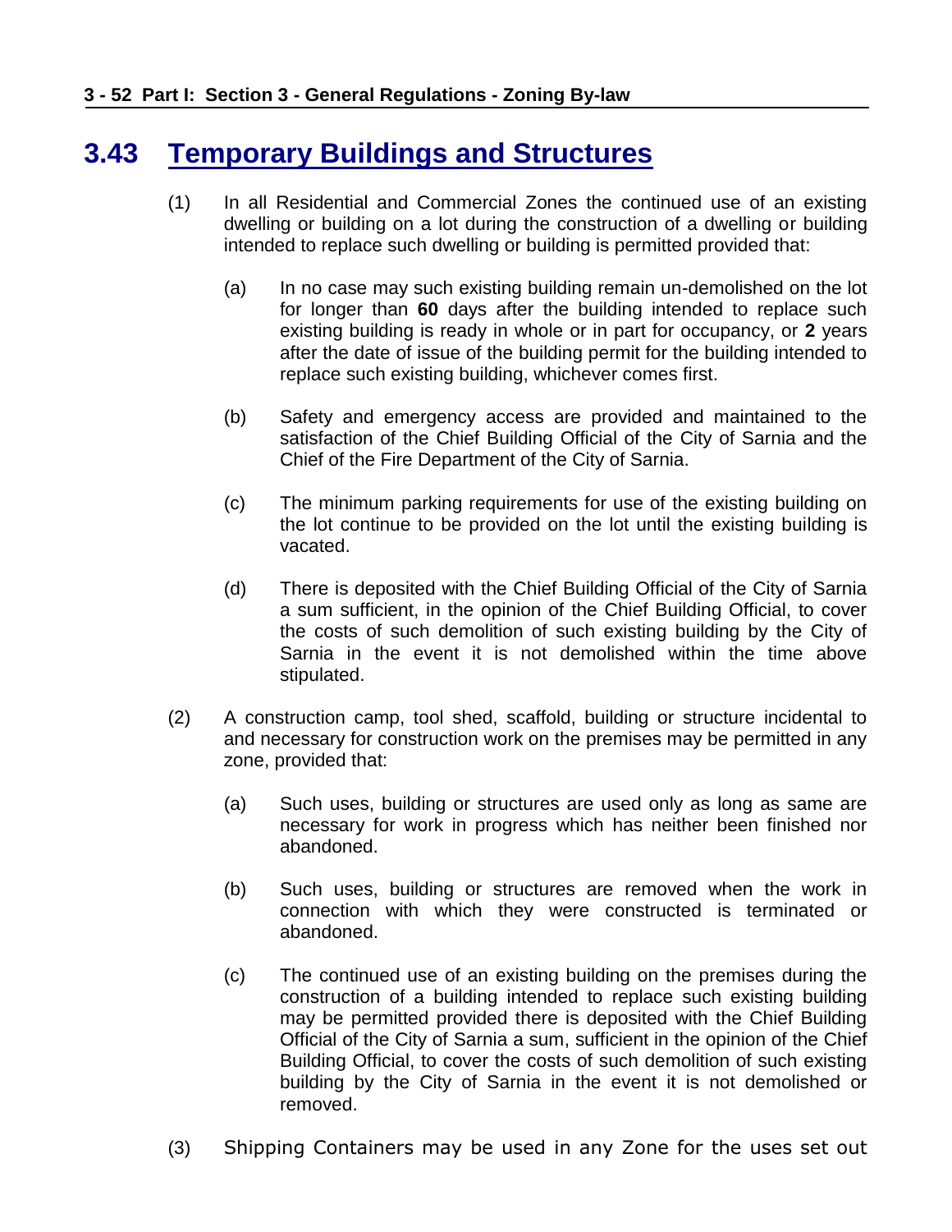## 3.43 Temporary Buildings and Structures

(1) In all Residential and Commercial Zones the continued use of an existing dwelling or building on a lot during the construction of a dwelling or building intended to replace such dwelling or building is permitted provided that:

   (a) In no case may such existing building remain un-demolished on the lot for longer than **60** days after the building intended to replace such existing building is ready in whole or in part for occupancy, or **2** years after the date of issue of the building permit for the building intended to replace such existing building, whichever comes first.

   (b) Safety and emergency access are provided and maintained to the satisfaction of the Chief Building Official of the City of Sarnia and the Chief of the Fire Department of the City of Sarnia.

   (c) The minimum parking requirements for use of the existing building on the lot continue to be provided on the lot until the existing building is vacated.

   (d) There is deposited with the Chief Building Official of the City of Sarnia a sum sufficient, in the opinion of the Chief Building Official, to cover the costs of such demolition of such existing building by the City of Sarnia in the event it is not demolished within the time above stipulated.

(2) A construction camp, tool shed, scaffold, building or structure incidental to and necessary for construction work on the premises may be permitted in any zone, provided that:

   (a) Such uses, building or structures are used only as long as same are necessary for work in progress which has neither been finished nor abandoned.

   (b) Such uses, building or structures are removed when the work in connection with which they were constructed is terminated or abandoned.

   (c) The continued use of an existing building on the premises during the construction of a building intended to replace such existing building may be permitted provided there is deposited with the Chief Building Official of the City of Sarnia a sum, sufficient in the opinion of the Chief Building Official, to cover the costs of such demolition of such existing building by the City of Sarnia in the event it is not demolished or removed.

(3) Shipping Containers may be used in any Zone for the uses set out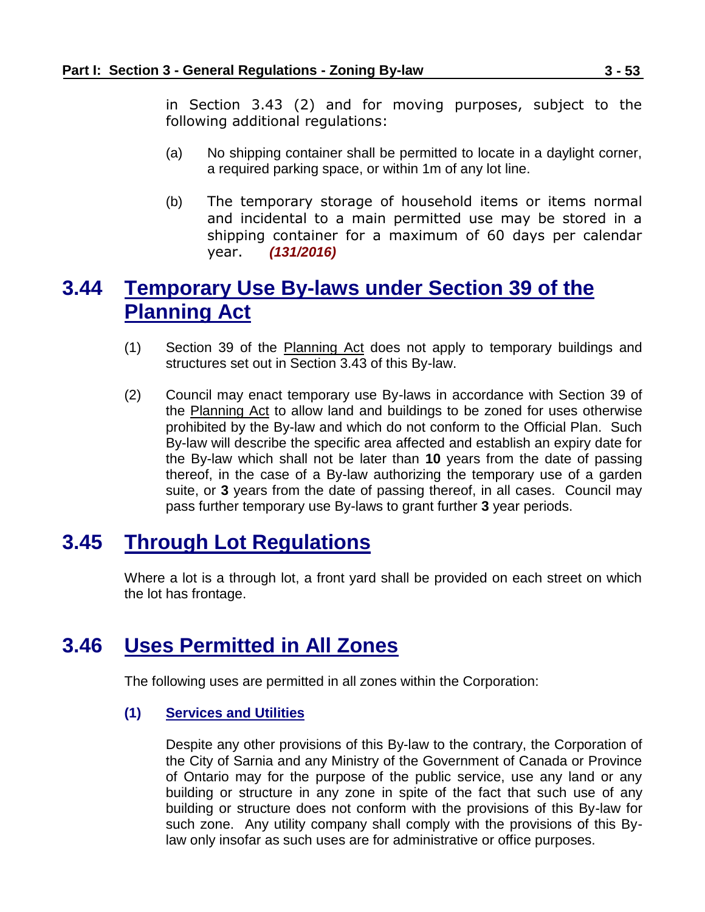in Section 3.43 (2) and for moving purposes, subject to the following additional regulations:

(a) No shipping container shall be permitted to locate in a daylight corner, a required parking space, or within 1m of any lot line.

(b) The temporary storage of household items or items normal and incidental to a main permitted use may be stored in a shipping container for a maximum of 60 days per calendar year. ***(131/2016)***

## 3.44 Temporary Use By-laws under Section 39 of the Planning Act

(1) Section 39 of the Planning Act does not apply to temporary buildings and structures set out in Section 3.43 of this By-law.

(2) Council may enact temporary use By-laws in accordance with Section 39 of the Planning Act to allow land and buildings to be zoned for uses otherwise prohibited by the By-law and which do not conform to the Official Plan. Such By-law will describe the specific area affected and establish an expiry date for the By-law which shall not be later than **10** years from the date of passing thereof, in the case of a By-law authorizing the temporary use of a garden suite, or **3** years from the date of passing thereof, in all cases. Council may pass further temporary use By-laws to grant further **3** year periods.

## 3.45 Through Lot Regulations

Where a lot is a through lot, a front yard shall be provided on each street on which the lot has frontage.

## 3.46 Uses Permitted in All Zones

The following uses are permitted in all zones within the Corporation:

### (1) Services and Utilities

Despite any other provisions of this By-law to the contrary, the Corporation of the City of Sarnia and any Ministry of the Government of Canada or Province of Ontario may for the purpose of the public service, use any land or any building or structure in any zone in spite of the fact that such use of any building or structure does not conform with the provisions of this By-law for such zone. Any utility company shall comply with the provisions of this By-law only insofar as such uses are for administrative or office purposes.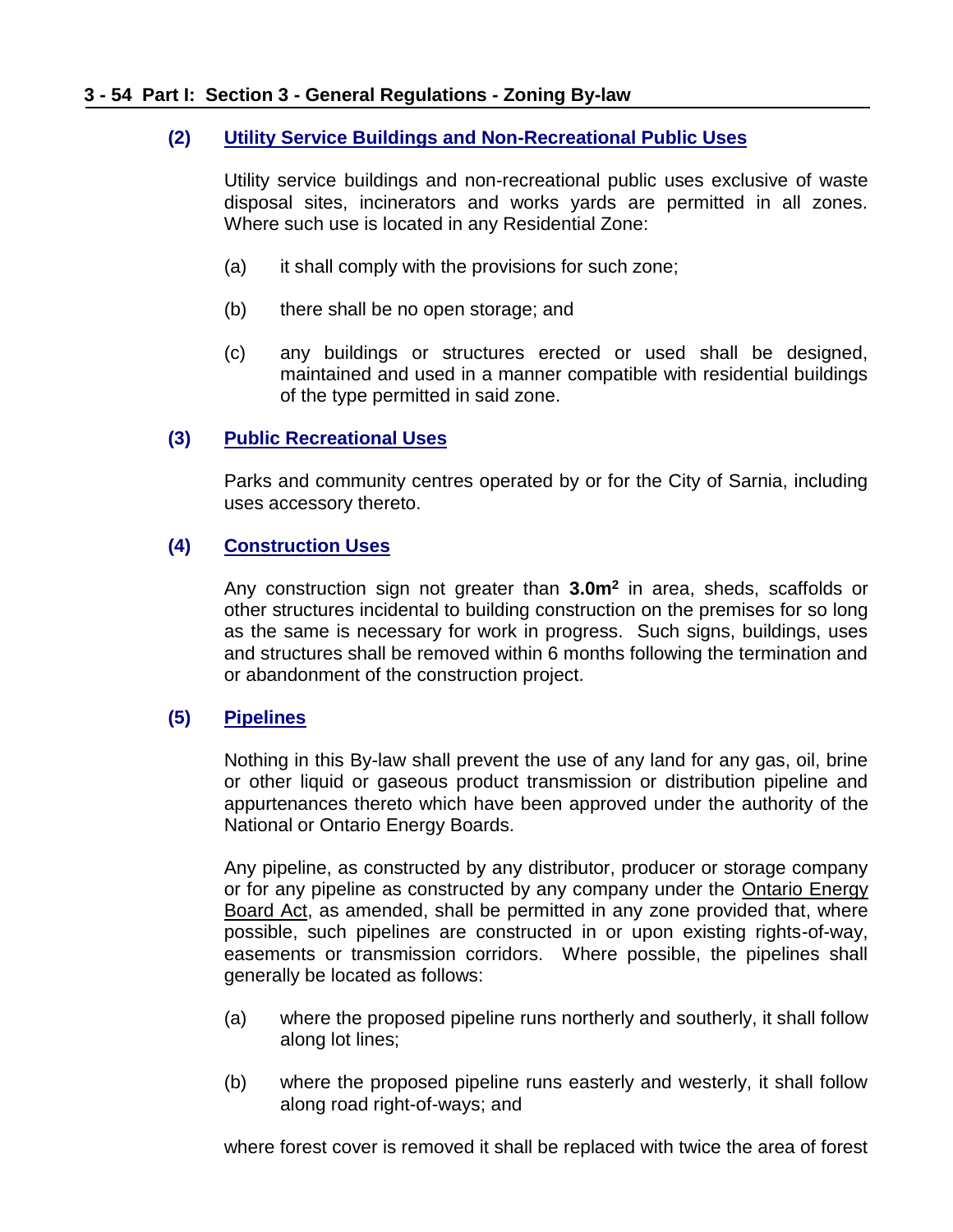### (2) Utility Service Buildings and Non-Recreational Public Uses

Utility service buildings and non-recreational public uses exclusive of waste disposal sites, incinerators and works yards are permitted in all zones. Where such use is located in any Residential Zone:

(a) it shall comply with the provisions for such zone;

(b) there shall be no open storage; and

(c) any buildings or structures erected or used shall be designed, maintained and used in a manner compatible with residential buildings of the type permitted in said zone.

### (3) Public Recreational Uses

Parks and community centres operated by or for the City of Sarnia, including uses accessory thereto.

### (4) Construction Uses

Any construction sign not greater than **$3.0m^2$** in area, sheds, scaffolds or other structures incidental to building construction on the premises for so long as the same is necessary for work in progress. Such signs, buildings, uses and structures shall be removed within 6 months following the termination and or abandonment of the construction project.

### (5) Pipelines

Nothing in this By-law shall prevent the use of any land for any gas, oil, brine or other liquid or gaseous product transmission or distribution pipeline and appurtenances thereto which have been approved under the authority of the National or Ontario Energy Boards.

Any pipeline, as constructed by any distributor, producer or storage company or for any pipeline as constructed by any company under the Ontario Energy Board Act, as amended, shall be permitted in any zone provided that, where possible, such pipelines are constructed in or upon existing rights-of-way, easements or transmission corridors. Where possible, the pipelines shall generally be located as follows:

(a) where the proposed pipeline runs northerly and southerly, it shall follow along lot lines;

(b) where the proposed pipeline runs easterly and westerly, it shall follow along road right-of-ways; and

where forest cover is removed it shall be replaced with twice the area of forest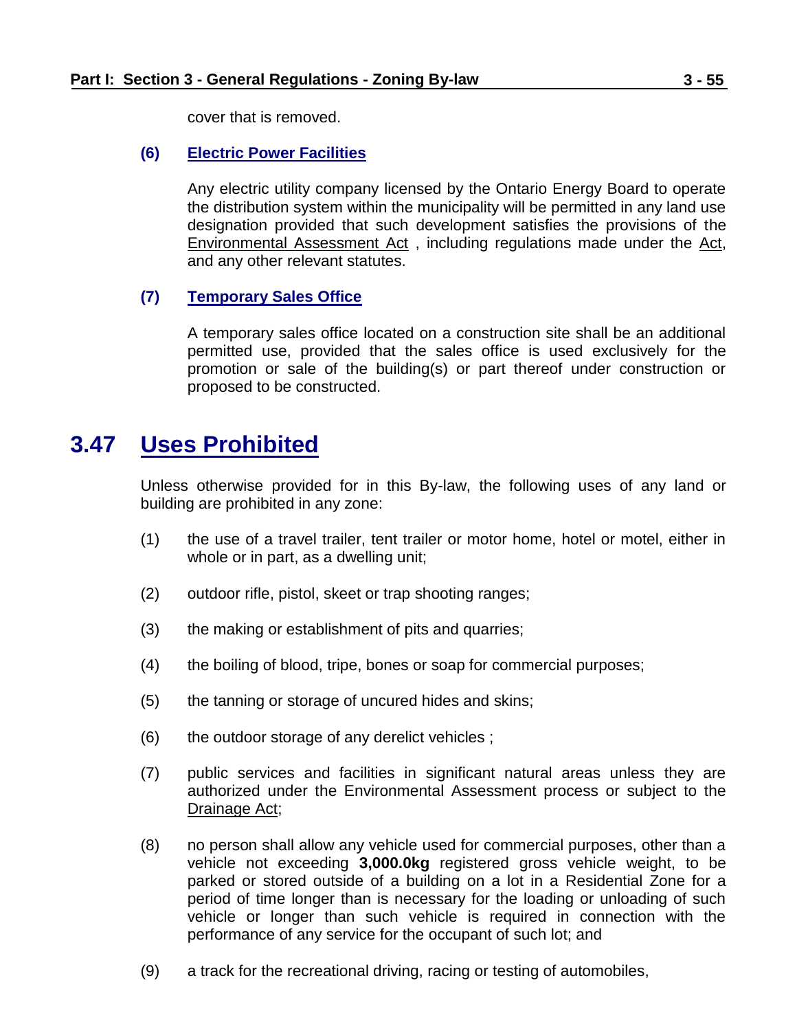cover that is removed.

**(6) Electric Power Facilities**

Any electric utility company licensed by the Ontario Energy Board to operate the distribution system within the municipality will be permitted in any land use designation provided that such development satisfies the provisions of the Environmental Assessment Act , including regulations made under the Act, and any other relevant statutes.

**(7) Temporary Sales Office**

A temporary sales office located on a construction site shall be an additional permitted use, provided that the sales office is used exclusively for the promotion or sale of the building(s) or part thereof under construction or proposed to be constructed.

## 3.47 Uses Prohibited

Unless otherwise provided for in this By-law, the following uses of any land or building are prohibited in any zone:

(1) the use of a travel trailer, tent trailer or motor home, hotel or motel, either in whole or in part, as a dwelling unit;

(2) outdoor rifle, pistol, skeet or trap shooting ranges;

(3) the making or establishment of pits and quarries;

(4) the boiling of blood, tripe, bones or soap for commercial purposes;

(5) the tanning or storage of uncured hides and skins;

(6) the outdoor storage of any derelict vehicles ;

(7) public services and facilities in significant natural areas unless they are authorized under the Environmental Assessment process or subject to the Drainage Act;

(8) no person shall allow any vehicle used for commercial purposes, other than a vehicle not exceeding **3,000.0kg** registered gross vehicle weight, to be parked or stored outside of a building on a lot in a Residential Zone for a period of time longer than is necessary for the loading or unloading of such vehicle or longer than such vehicle is required in connection with the performance of any service for the occupant of such lot; and

(9) a track for the recreational driving, racing or testing of automobiles,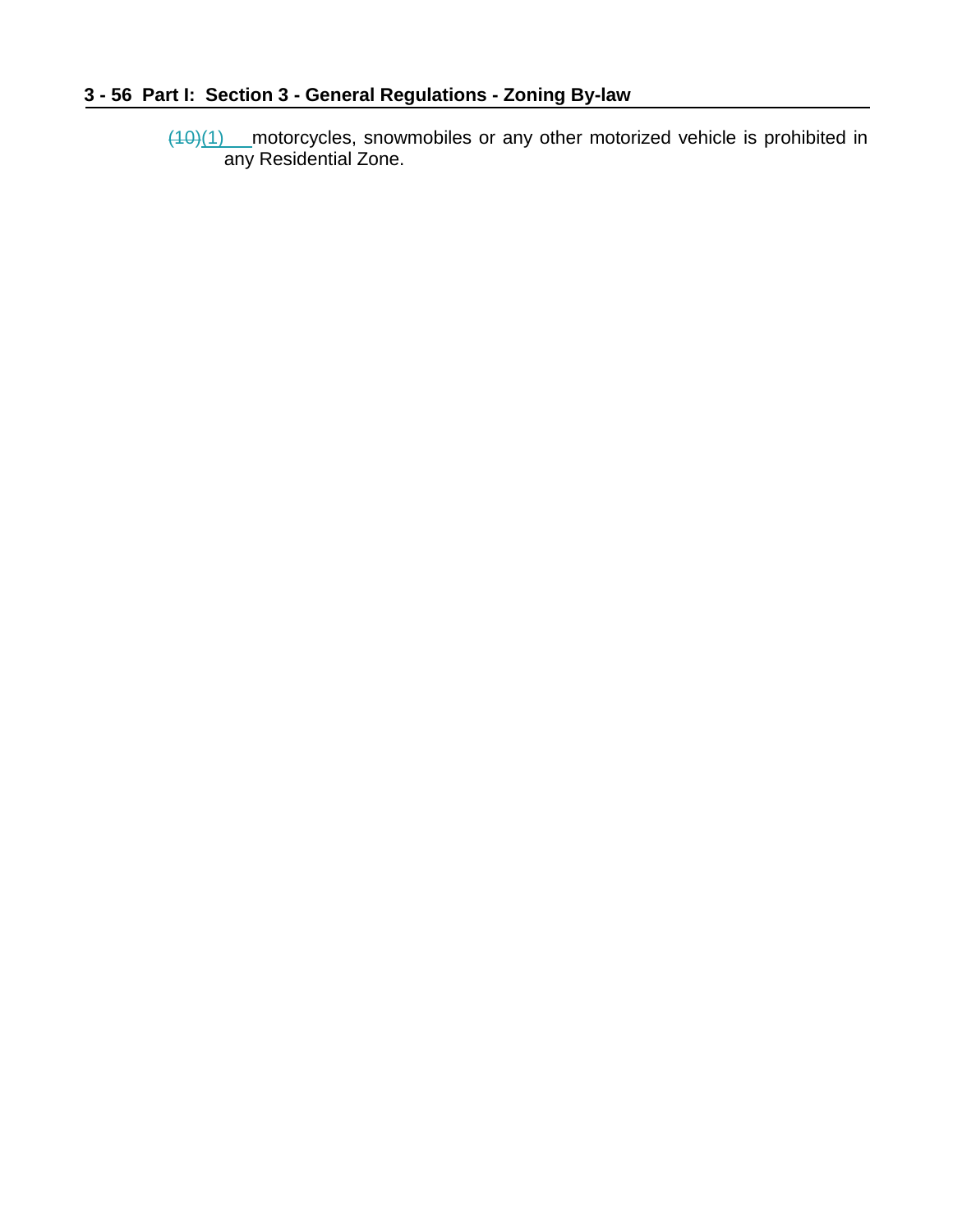~~(10)~~(1) motorcycles, snowmobiles or any other motorized vehicle is prohibited in any Residential Zone.